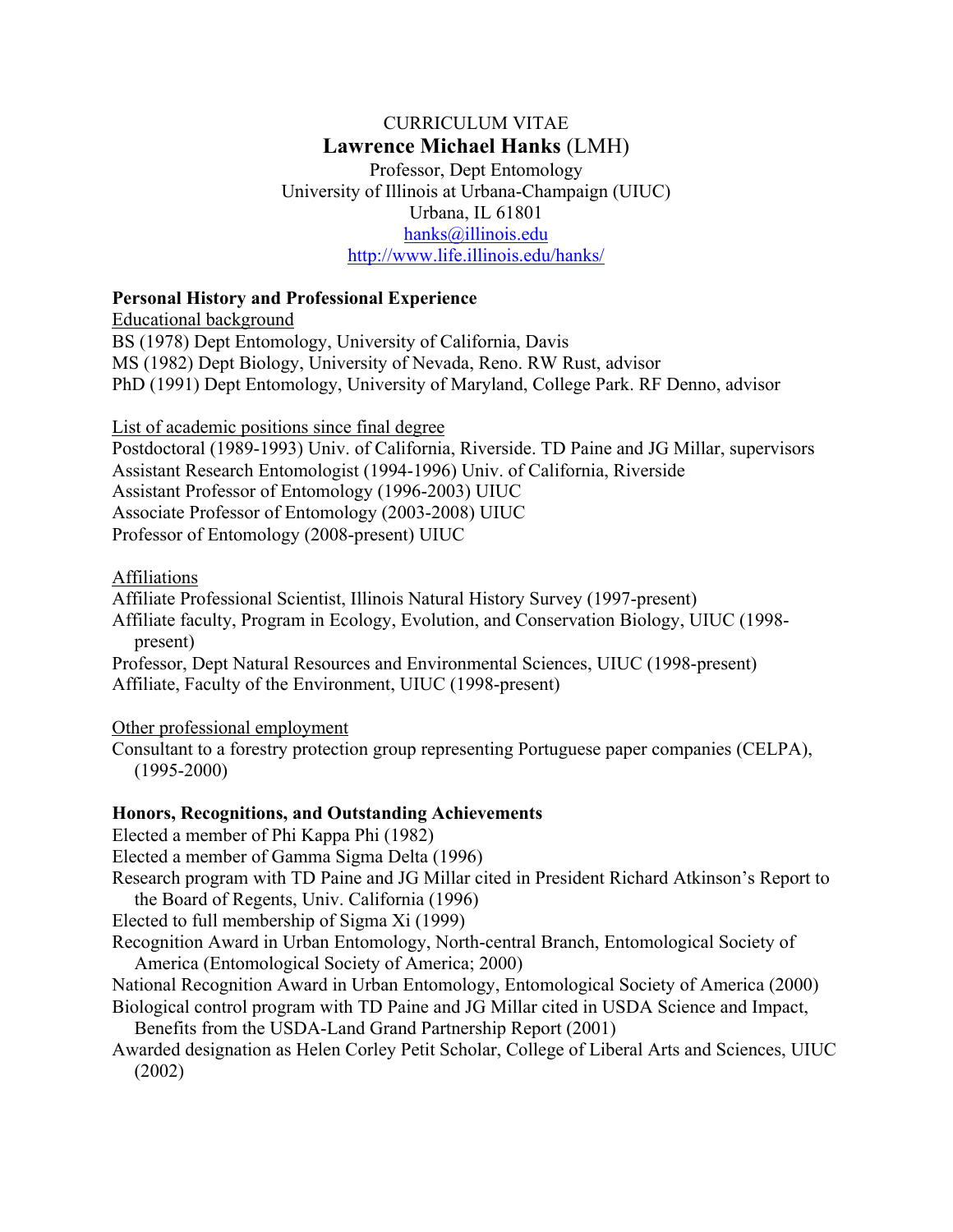# CURRICULUM VITAE
## **Lawrence Michael Hanks** (LMH)

Professor, Dept Entomology
University of Illinois at Urbana-Champaign (UIUC)
Urbana, IL 61801
hanks@illinois.edu
http://www.life.illinois.edu/hanks/

### Personal History and Professional Experience

Educational background

BS (1978) Dept Entomology, University of California, Davis
MS (1982) Dept Biology, University of Nevada, Reno. RW Rust, advisor
PhD (1991) Dept Entomology, University of Maryland, College Park. RF Denno, advisor

List of academic positions since final degree

Postdoctoral (1989-1993) Univ. of California, Riverside. TD Paine and JG Millar, supervisors
Assistant Research Entomologist (1994-1996) Univ. of California, Riverside
Assistant Professor of Entomology (1996-2003) UIUC
Associate Professor of Entomology (2003-2008) UIUC
Professor of Entomology (2008-present) UIUC

Affiliations

Affiliate Professional Scientist, Illinois Natural History Survey (1997-present)
Affiliate faculty, Program in Ecology, Evolution, and Conservation Biology, UIUC (1998-present)
Professor, Dept Natural Resources and Environmental Sciences, UIUC (1998-present)
Affiliate, Faculty of the Environment, UIUC (1998-present)

Other professional employment

Consultant to a forestry protection group representing Portuguese paper companies (CELPA), (1995-2000)

### Honors, Recognitions, and Outstanding Achievements

Elected a member of Phi Kappa Phi (1982)
Elected a member of Gamma Sigma Delta (1996)
Research program with TD Paine and JG Millar cited in President Richard Atkinson's Report to the Board of Regents, Univ. California (1996)
Elected to full membership of Sigma Xi (1999)
Recognition Award in Urban Entomology, North-central Branch, Entomological Society of America (Entomological Society of America; 2000)
National Recognition Award in Urban Entomology, Entomological Society of America (2000)
Biological control program with TD Paine and JG Millar cited in USDA Science and Impact, Benefits from the USDA-Land Grand Partnership Report (2001)
Awarded designation as Helen Corley Petit Scholar, College of Liberal Arts and Sciences, UIUC (2002)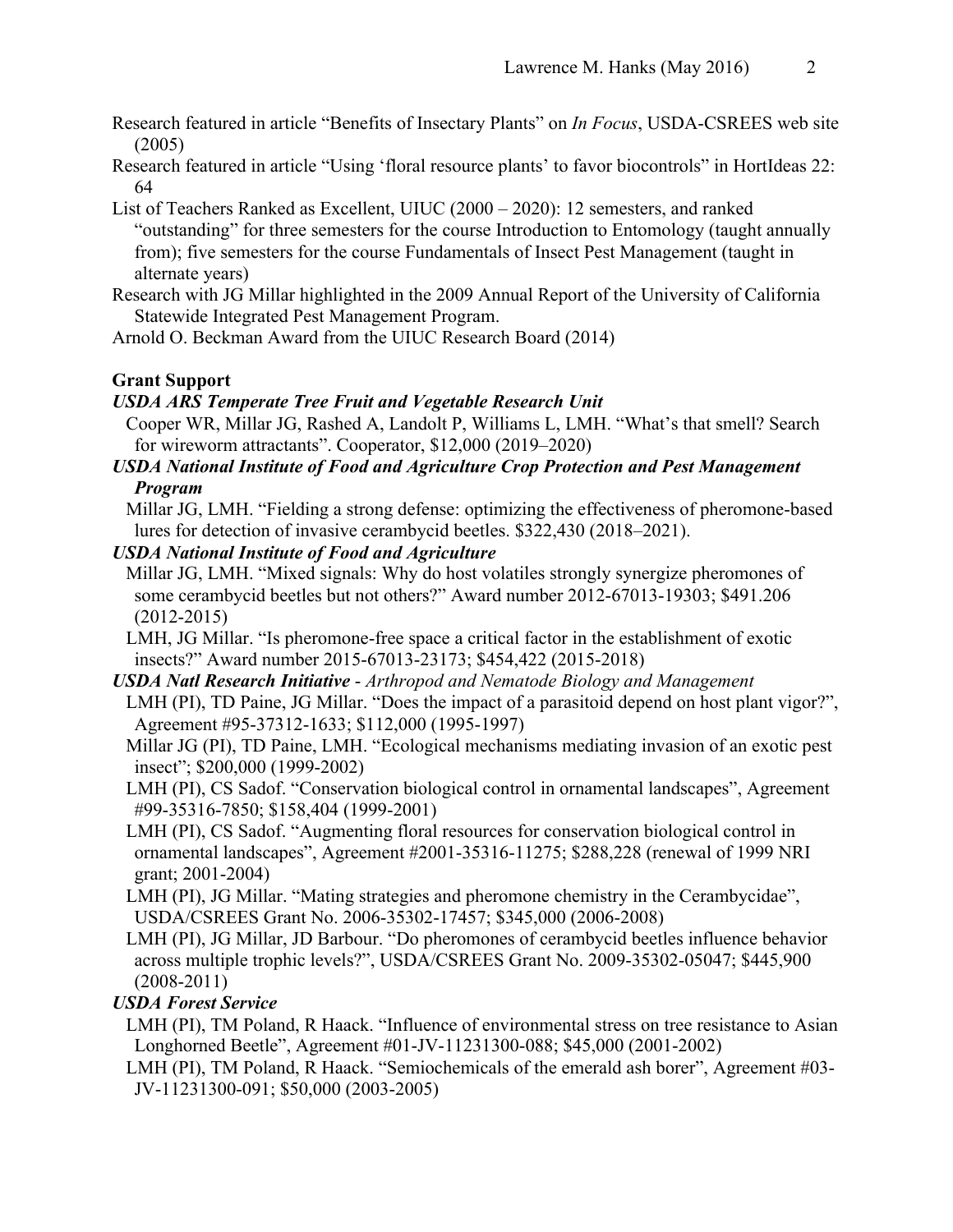Research featured in article "Benefits of Insectary Plants" on *In Focus*, USDA-CSREES web site (2005)

Research featured in article "Using 'floral resource plants' to favor biocontrols" in HortIdeas 22: 64

List of Teachers Ranked as Excellent, UIUC (2000 – 2020): 12 semesters, and ranked "outstanding" for three semesters for the course Introduction to Entomology (taught annually from); five semesters for the course Fundamentals of Insect Pest Management (taught in alternate years)

Research with JG Millar highlighted in the 2009 Annual Report of the University of California Statewide Integrated Pest Management Program.

Arnold O. Beckman Award from the UIUC Research Board (2014)

**Grant Support**

***USDA ARS Temperate Tree Fruit and Vegetable Research Unit***

Cooper WR, Millar JG, Rashed A, Landolt P, Williams L, LMH. "What's that smell? Search for wireworm attractants". Cooperator, $12,000 (2019–2020)

***USDA National Institute of Food and Agriculture Crop Protection and Pest Management Program***

Millar JG, LMH. "Fielding a strong defense: optimizing the effectiveness of pheromone-based lures for detection of invasive cerambycid beetles. $322,430 (2018–2021).

***USDA National Institute of Food and Agriculture***

Millar JG, LMH. "Mixed signals: Why do host volatiles strongly synergize pheromones of some cerambycid beetles but not others?" Award number 2012-67013-19303; $491.206 (2012-2015)

LMH, JG Millar. "Is pheromone-free space a critical factor in the establishment of exotic insects?" Award number 2015-67013-23173; $454,422 (2015-2018)

***USDA Natl Research Initiative** - Arthropod and Nematode Biology and Management*

LMH (PI), TD Paine, JG Millar. "Does the impact of a parasitoid depend on host plant vigor?", Agreement #95-37312-1633; $112,000 (1995-1997)

Millar JG (PI), TD Paine, LMH. "Ecological mechanisms mediating invasion of an exotic pest insect"; $200,000 (1999-2002)

LMH (PI), CS Sadof. "Conservation biological control in ornamental landscapes", Agreement #99-35316-7850; $158,404 (1999-2001)

LMH (PI), CS Sadof. "Augmenting floral resources for conservation biological control in ornamental landscapes", Agreement #2001-35316-11275; $288,228 (renewal of 1999 NRI grant; 2001-2004)

LMH (PI), JG Millar. "Mating strategies and pheromone chemistry in the Cerambycidae", USDA/CSREES Grant No. 2006-35302-17457; $345,000 (2006-2008)

LMH (PI), JG Millar, JD Barbour. "Do pheromones of cerambycid beetles influence behavior across multiple trophic levels?", USDA/CSREES Grant No. 2009-35302-05047; $445,900 (2008-2011)

***USDA Forest Service***

LMH (PI), TM Poland, R Haack. "Influence of environmental stress on tree resistance to Asian Longhorned Beetle", Agreement #01-JV-11231300-088; $45,000 (2001-2002)

LMH (PI), TM Poland, R Haack. "Semiochemicals of the emerald ash borer", Agreement #03-JV-11231300-091; $50,000 (2003-2005)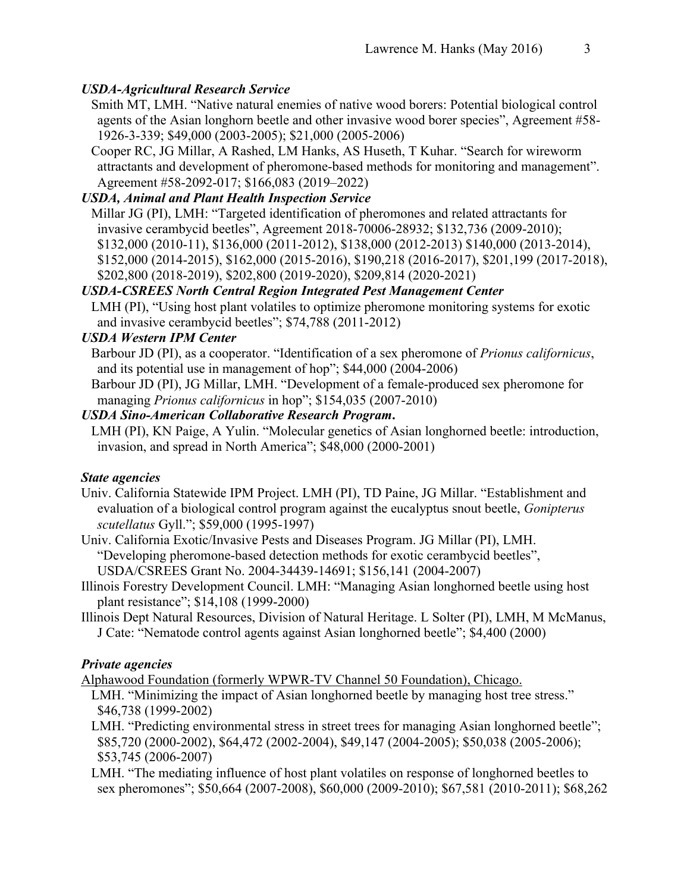***USDA-Agricultural Research Service***

Smith MT, LMH. "Native natural enemies of native wood borers: Potential biological control agents of the Asian longhorn beetle and other invasive wood borer species", Agreement #58-1926-3-339; $49,000 (2003-2005); $21,000 (2005-2006)

Cooper RC, JG Millar, A Rashed, LM Hanks, AS Huseth, T Kuhar. "Search for wireworm attractants and development of pheromone-based methods for monitoring and management". Agreement #58-2092-017; $166,083 (2019–2022)

***USDA, Animal and Plant Health Inspection Service***

Millar JG (PI), LMH: "Targeted identification of pheromones and related attractants for invasive cerambycid beetles", Agreement 2018-70006-28932; $132,736 (2009-2010); $132,000 (2010-11), $136,000 (2011-2012), $138,000 (2012-2013) $140,000 (2013-2014), $152,000 (2014-2015), $162,000 (2015-2016), $190,218 (2016-2017), $201,199 (2017-2018), $202,800 (2018-2019), $202,800 (2019-2020), $209,814 (2020-2021)

***USDA-CSREES North Central Region Integrated Pest Management Center***

LMH (PI), "Using host plant volatiles to optimize pheromone monitoring systems for exotic and invasive cerambycid beetles"; $74,788 (2011-2012)

***USDA Western IPM Center***

Barbour JD (PI), as a cooperator. "Identification of a sex pheromone of *Prionus californicus*, and its potential use in management of hop"; $44,000 (2004-2006)

Barbour JD (PI), JG Millar, LMH. "Development of a female-produced sex pheromone for managing *Prionus californicus* in hop"; $154,035 (2007-2010)

***USDA Sino-American Collaborative Research Program.***

LMH (PI), KN Paige, A Yulin. "Molecular genetics of Asian longhorned beetle: introduction, invasion, and spread in North America"; $48,000 (2000-2001)

***State agencies***

Univ. California Statewide IPM Project. LMH (PI), TD Paine, JG Millar. "Establishment and evaluation of a biological control program against the eucalyptus snout beetle, *Gonipterus scutellatus* Gyll."; $59,000 (1995-1997)

Univ. California Exotic/Invasive Pests and Diseases Program. JG Millar (PI), LMH. "Developing pheromone-based detection methods for exotic cerambycid beetles", USDA/CSREES Grant No. 2004-34439-14691; $156,141 (2004-2007)

Illinois Forestry Development Council. LMH: "Managing Asian longhorned beetle using host plant resistance"; $14,108 (1999-2000)

Illinois Dept Natural Resources, Division of Natural Heritage. L Solter (PI), LMH, M McManus, J Cate: "Nematode control agents against Asian longhorned beetle"; $4,400 (2000)

***Private agencies***

<u>Alphawood Foundation (formerly WPWR-TV Channel 50 Foundation), Chicago.</u>

LMH. "Minimizing the impact of Asian longhorned beetle by managing host tree stress." $46,738 (1999-2002)

LMH. "Predicting environmental stress in street trees for managing Asian longhorned beetle"; $85,720 (2000-2002), $64,472 (2002-2004), $49,147 (2004-2005); $50,038 (2005-2006); $53,745 (2006-2007)

LMH. "The mediating influence of host plant volatiles on response of longhorned beetles to sex pheromones"; $50,664 (2007-2008), $60,000 (2009-2010); $67,581 (2010-2011); $68,262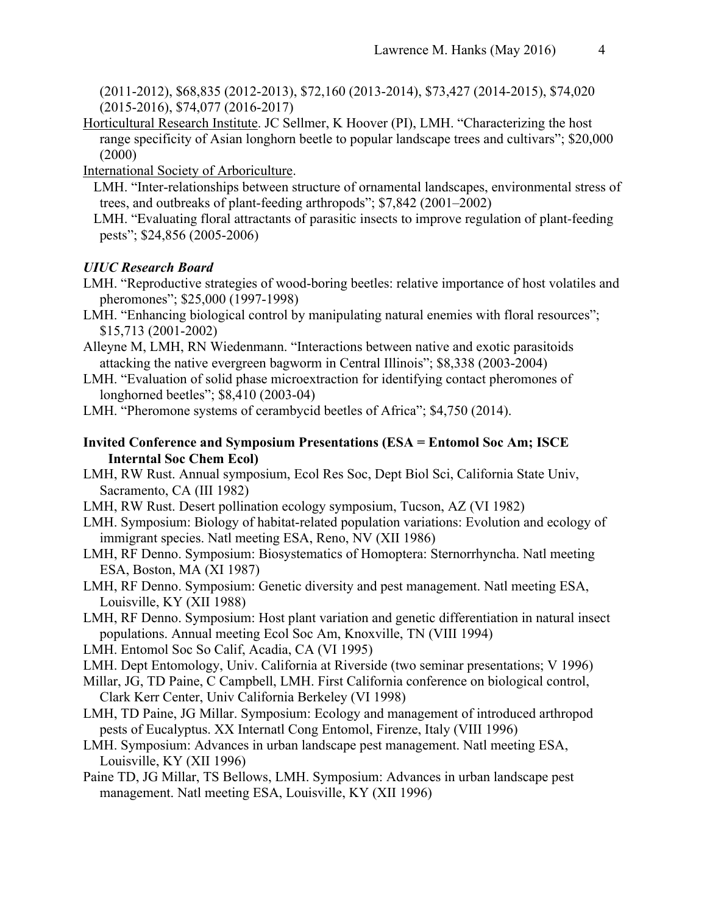(2011-2012), $68,835 (2012-2013), $72,160 (2013-2014), $73,427 (2014-2015), $74,020 (2015-2016), $74,077 (2016-2017)

Horticultural Research Institute. JC Sellmer, K Hoover (PI), LMH. "Characterizing the host range specificity of Asian longhorn beetle to popular landscape trees and cultivars"; $20,000 (2000)

International Society of Arboriculture.

LMH. "Inter-relationships between structure of ornamental landscapes, environmental stress of trees, and outbreaks of plant-feeding arthropods"; $7,842 (2001–2002)

LMH. "Evaluating floral attractants of parasitic insects to improve regulation of plant-feeding pests"; $24,856 (2005-2006)

***UIUC Research Board***

LMH. "Reproductive strategies of wood-boring beetles: relative importance of host volatiles and pheromones"; $25,000 (1997-1998)

LMH. "Enhancing biological control by manipulating natural enemies with floral resources"; $15,713 (2001-2002)

Alleyne M, LMH, RN Wiedenmann. "Interactions between native and exotic parasitoids attacking the native evergreen bagworm in Central Illinois"; $8,338 (2003-2004)

LMH. "Evaluation of solid phase microextraction for identifying contact pheromones of longhorned beetles"; $8,410 (2003-04)

LMH. "Pheromone systems of cerambycid beetles of Africa"; $4,750 (2014).

**Invited Conference and Symposium Presentations (ESA = Entomol Soc Am; ISCE Interntal Soc Chem Ecol)**

LMH, RW Rust. Annual symposium, Ecol Res Soc, Dept Biol Sci, California State Univ, Sacramento, CA (III 1982)

LMH, RW Rust. Desert pollination ecology symposium, Tucson, AZ (VI 1982)

LMH. Symposium: Biology of habitat-related population variations: Evolution and ecology of immigrant species. Natl meeting ESA, Reno, NV (XII 1986)

LMH, RF Denno. Symposium: Biosystematics of Homoptera: Sternorrhyncha. Natl meeting ESA, Boston, MA (XI 1987)

LMH, RF Denno. Symposium: Genetic diversity and pest management. Natl meeting ESA, Louisville, KY (XII 1988)

LMH, RF Denno. Symposium: Host plant variation and genetic differentiation in natural insect populations. Annual meeting Ecol Soc Am, Knoxville, TN (VIII 1994)

LMH. Entomol Soc So Calif, Acadia, CA (VI 1995)

LMH. Dept Entomology, Univ. California at Riverside (two seminar presentations; V 1996)

Millar, JG, TD Paine, C Campbell, LMH. First California conference on biological control, Clark Kerr Center, Univ California Berkeley (VI 1998)

LMH, TD Paine, JG Millar. Symposium: Ecology and management of introduced arthropod pests of Eucalyptus. XX Internatl Cong Entomol, Firenze, Italy (VIII 1996)

LMH. Symposium: Advances in urban landscape pest management. Natl meeting ESA, Louisville, KY (XII 1996)

Paine TD, JG Millar, TS Bellows, LMH. Symposium: Advances in urban landscape pest management. Natl meeting ESA, Louisville, KY (XII 1996)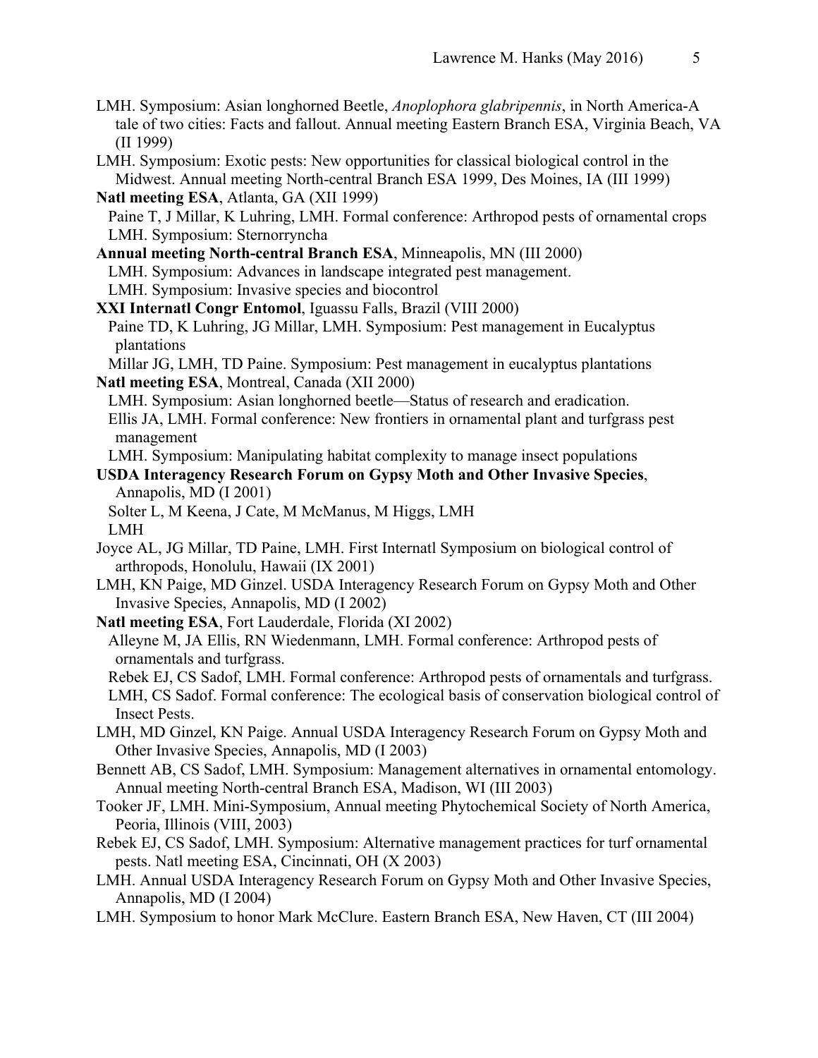LMH. Symposium: Asian longhorned Beetle, *Anoplophora glabripennis*, in North America-A tale of two cities: Facts and fallout. Annual meeting Eastern Branch ESA, Virginia Beach, VA (II 1999)

LMH. Symposium: Exotic pests: New opportunities for classical biological control in the Midwest. Annual meeting North-central Branch ESA 1999, Des Moines, IA (III 1999)

**Natl meeting ESA**, Atlanta, GA (XII 1999)

Paine T, J Millar, K Luhring, LMH. Formal conference: Arthropod pests of ornamental crops

LMH. Symposium: Sternorryncha

**Annual meeting North-central Branch ESA**, Minneapolis, MN (III 2000)

LMH. Symposium: Advances in landscape integrated pest management.

LMH. Symposium: Invasive species and biocontrol

**XXI Internatl Congr Entomol**, Iguassu Falls, Brazil (VIII 2000)

Paine TD, K Luhring, JG Millar, LMH. Symposium: Pest management in Eucalyptus plantations

Millar JG, LMH, TD Paine. Symposium: Pest management in eucalyptus plantations

**Natl meeting ESA**, Montreal, Canada (XII 2000)

LMH. Symposium: Asian longhorned beetle—Status of research and eradication.

Ellis JA, LMH. Formal conference: New frontiers in ornamental plant and turfgrass pest management

LMH. Symposium: Manipulating habitat complexity to manage insect populations

**USDA Interagency Research Forum on Gypsy Moth and Other Invasive Species**, Annapolis, MD (I 2001)

Solter L, M Keena, J Cate, M McManus, M Higgs, LMH

LMH

Joyce AL, JG Millar, TD Paine, LMH. First Internatl Symposium on biological control of arthropods, Honolulu, Hawaii (IX 2001)

LMH, KN Paige, MD Ginzel. USDA Interagency Research Forum on Gypsy Moth and Other Invasive Species, Annapolis, MD (I 2002)

**Natl meeting ESA**, Fort Lauderdale, Florida (XI 2002)

Alleyne M, JA Ellis, RN Wiedenmann, LMH. Formal conference: Arthropod pests of ornamentals and turfgrass.

Rebek EJ, CS Sadof, LMH. Formal conference: Arthropod pests of ornamentals and turfgrass.

LMH, CS Sadof. Formal conference: The ecological basis of conservation biological control of Insect Pests.

LMH, MD Ginzel, KN Paige. Annual USDA Interagency Research Forum on Gypsy Moth and Other Invasive Species, Annapolis, MD (I 2003)

Bennett AB, CS Sadof, LMH. Symposium: Management alternatives in ornamental entomology. Annual meeting North-central Branch ESA, Madison, WI (III 2003)

Tooker JF, LMH. Mini-Symposium, Annual meeting Phytochemical Society of North America, Peoria, Illinois (VIII, 2003)

Rebek EJ, CS Sadof, LMH. Symposium: Alternative management practices for turf ornamental pests. Natl meeting ESA, Cincinnati, OH (X 2003)

LMH. Annual USDA Interagency Research Forum on Gypsy Moth and Other Invasive Species, Annapolis, MD (I 2004)

LMH. Symposium to honor Mark McClure. Eastern Branch ESA, New Haven, CT (III 2004)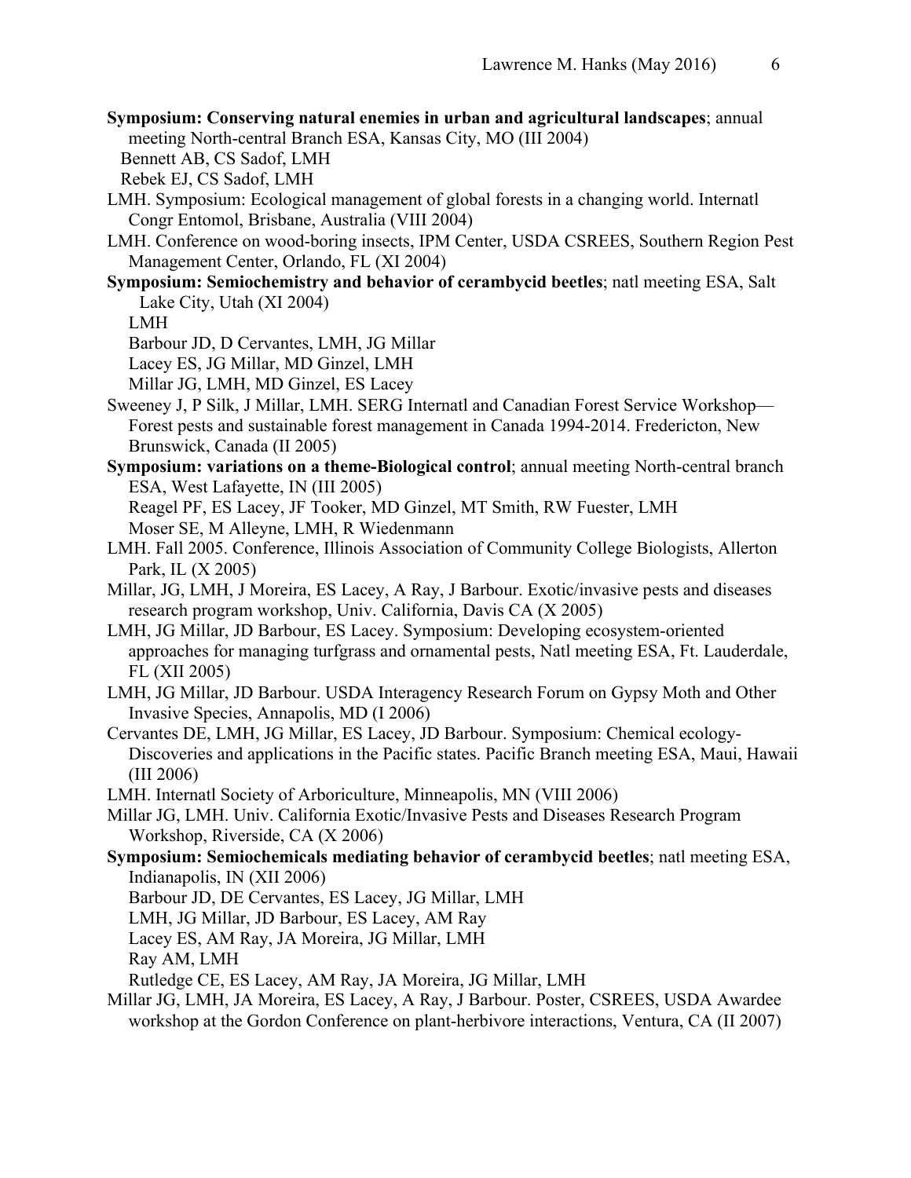**Symposium: Conserving natural enemies in urban and agricultural landscapes**; annual meeting North-central Branch ESA, Kansas City, MO (III 2004)

Bennett AB, CS Sadof, LMH

Rebek EJ, CS Sadof, LMH

LMH. Symposium: Ecological management of global forests in a changing world. Internatl Congr Entomol, Brisbane, Australia (VIII 2004)

LMH. Conference on wood-boring insects, IPM Center, USDA CSREES, Southern Region Pest Management Center, Orlando, FL (XI 2004)

**Symposium: Semiochemistry and behavior of cerambycid beetles**; natl meeting ESA, Salt Lake City, Utah (XI 2004)

LMH

Barbour JD, D Cervantes, LMH, JG Millar

Lacey ES, JG Millar, MD Ginzel, LMH

Millar JG, LMH, MD Ginzel, ES Lacey

Sweeney J, P Silk, J Millar, LMH. SERG Internatl and Canadian Forest Service Workshop—Forest pests and sustainable forest management in Canada 1994-2014. Fredericton, New Brunswick, Canada (II 2005)

**Symposium: variations on a theme-Biological control**; annual meeting North-central branch ESA, West Lafayette, IN (III 2005)

Reagel PF, ES Lacey, JF Tooker, MD Ginzel, MT Smith, RW Fuester, LMH

Moser SE, M Alleyne, LMH, R Wiedenmann

LMH. Fall 2005. Conference, Illinois Association of Community College Biologists, Allerton Park, IL (X 2005)

Millar, JG, LMH, J Moreira, ES Lacey, A Ray, J Barbour. Exotic/invasive pests and diseases research program workshop, Univ. California, Davis CA (X 2005)

LMH, JG Millar, JD Barbour, ES Lacey. Symposium: Developing ecosystem-oriented approaches for managing turfgrass and ornamental pests, Natl meeting ESA, Ft. Lauderdale, FL (XII 2005)

LMH, JG Millar, JD Barbour. USDA Interagency Research Forum on Gypsy Moth and Other Invasive Species, Annapolis, MD (I 2006)

Cervantes DE, LMH, JG Millar, ES Lacey, JD Barbour. Symposium: Chemical ecology-Discoveries and applications in the Pacific states. Pacific Branch meeting ESA, Maui, Hawaii (III 2006)

LMH. Internatl Society of Arboriculture, Minneapolis, MN (VIII 2006)

Millar JG, LMH. Univ. California Exotic/Invasive Pests and Diseases Research Program Workshop, Riverside, CA (X 2006)

**Symposium: Semiochemicals mediating behavior of cerambycid beetles**; natl meeting ESA, Indianapolis, IN (XII 2006)

Barbour JD, DE Cervantes, ES Lacey, JG Millar, LMH

LMH, JG Millar, JD Barbour, ES Lacey, AM Ray

Lacey ES, AM Ray, JA Moreira, JG Millar, LMH

Ray AM, LMH

Rutledge CE, ES Lacey, AM Ray, JA Moreira, JG Millar, LMH

Millar JG, LMH, JA Moreira, ES Lacey, A Ray, J Barbour. Poster, CSREES, USDA Awardee workshop at the Gordon Conference on plant-herbivore interactions, Ventura, CA (II 2007)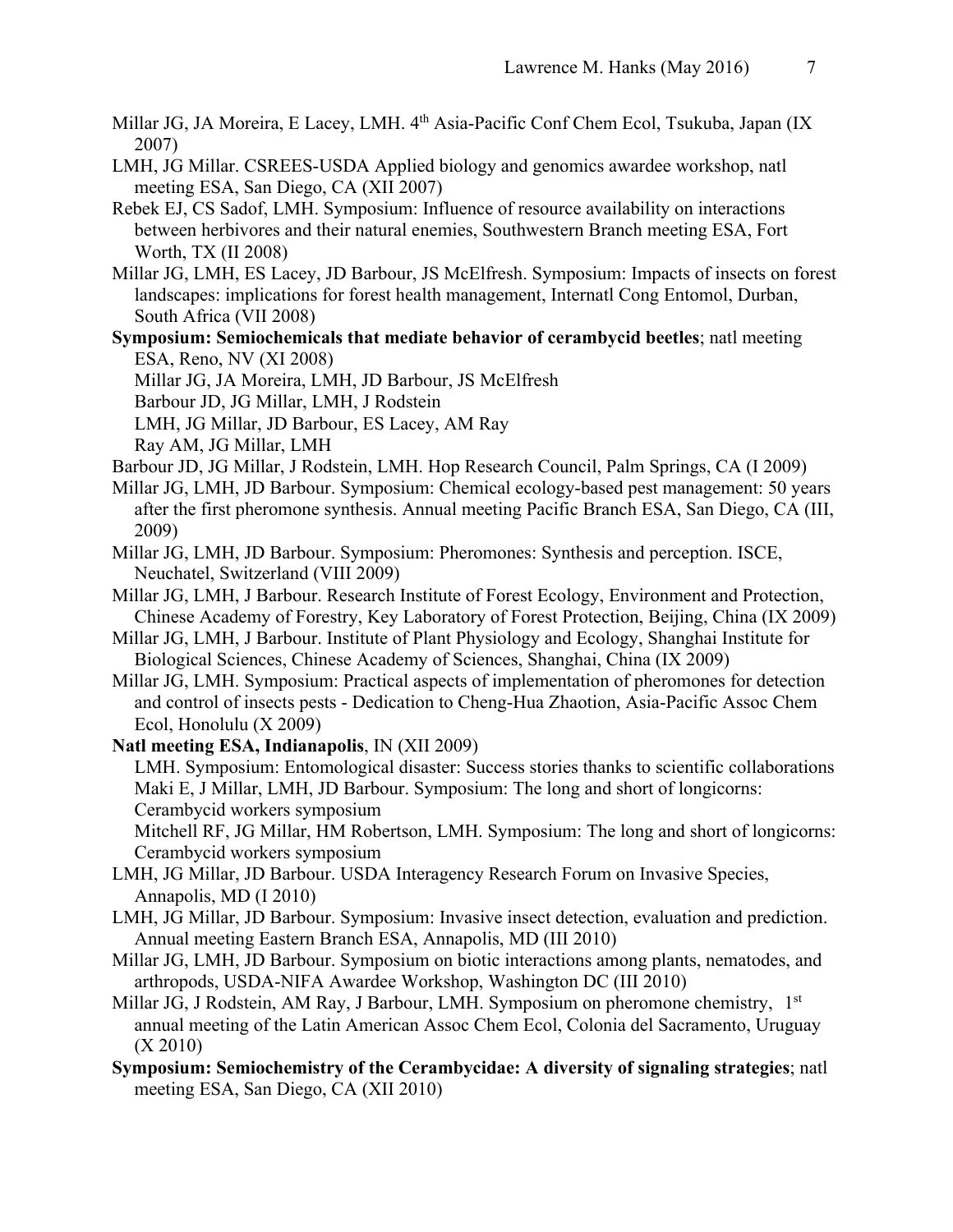Millar JG, JA Moreira, E Lacey, LMH. 4th Asia-Pacific Conf Chem Ecol, Tsukuba, Japan (IX 2007)

LMH, JG Millar. CSREES-USDA Applied biology and genomics awardee workshop, natl meeting ESA, San Diego, CA (XII 2007)

Rebek EJ, CS Sadof, LMH. Symposium: Influence of resource availability on interactions between herbivores and their natural enemies, Southwestern Branch meeting ESA, Fort Worth, TX (II 2008)

Millar JG, LMH, ES Lacey, JD Barbour, JS McElfresh. Symposium: Impacts of insects on forest landscapes: implications for forest health management, Internatl Cong Entomol, Durban, South Africa (VII 2008)

**Symposium: Semiochemicals that mediate behavior of cerambycid beetles**; natl meeting ESA, Reno, NV (XI 2008)

Millar JG, JA Moreira, LMH, JD Barbour, JS McElfresh
Barbour JD, JG Millar, LMH, J Rodstein
LMH, JG Millar, JD Barbour, ES Lacey, AM Ray
Ray AM, JG Millar, LMH

Barbour JD, JG Millar, J Rodstein, LMH. Hop Research Council, Palm Springs, CA (I 2009)

Millar JG, LMH, JD Barbour. Symposium: Chemical ecology-based pest management: 50 years after the first pheromone synthesis. Annual meeting Pacific Branch ESA, San Diego, CA (III, 2009)

Millar JG, LMH, JD Barbour. Symposium: Pheromones: Synthesis and perception. ISCE, Neuchatel, Switzerland (VIII 2009)

Millar JG, LMH, J Barbour. Research Institute of Forest Ecology, Environment and Protection, Chinese Academy of Forestry, Key Laboratory of Forest Protection, Beijing, China (IX 2009)

Millar JG, LMH, J Barbour. Institute of Plant Physiology and Ecology, Shanghai Institute for Biological Sciences, Chinese Academy of Sciences, Shanghai, China (IX 2009)

Millar JG, LMH. Symposium: Practical aspects of implementation of pheromones for detection and control of insects pests - Dedication to Cheng-Hua Zhaotion, Asia-Pacific Assoc Chem Ecol, Honolulu (X 2009)

**Natl meeting ESA, Indianapolis**, IN (XII 2009)

LMH. Symposium: Entomological disaster: Success stories thanks to scientific collaborations
Maki E, J Millar, LMH, JD Barbour. Symposium: The long and short of longicorns: Cerambycid workers symposium
Mitchell RF, JG Millar, HM Robertson, LMH. Symposium: The long and short of longicorns: Cerambycid workers symposium

LMH, JG Millar, JD Barbour. USDA Interagency Research Forum on Invasive Species, Annapolis, MD (I 2010)

LMH, JG Millar, JD Barbour. Symposium: Invasive insect detection, evaluation and prediction. Annual meeting Eastern Branch ESA, Annapolis, MD (III 2010)

Millar JG, LMH, JD Barbour. Symposium on biotic interactions among plants, nematodes, and arthropods, USDA-NIFA Awardee Workshop, Washington DC (III 2010)

Millar JG, J Rodstein, AM Ray, J Barbour, LMH. Symposium on pheromone chemistry, 1st annual meeting of the Latin American Assoc Chem Ecol, Colonia del Sacramento, Uruguay (X 2010)

**Symposium: Semiochemistry of the Cerambycidae: A diversity of signaling strategies**; natl meeting ESA, San Diego, CA (XII 2010)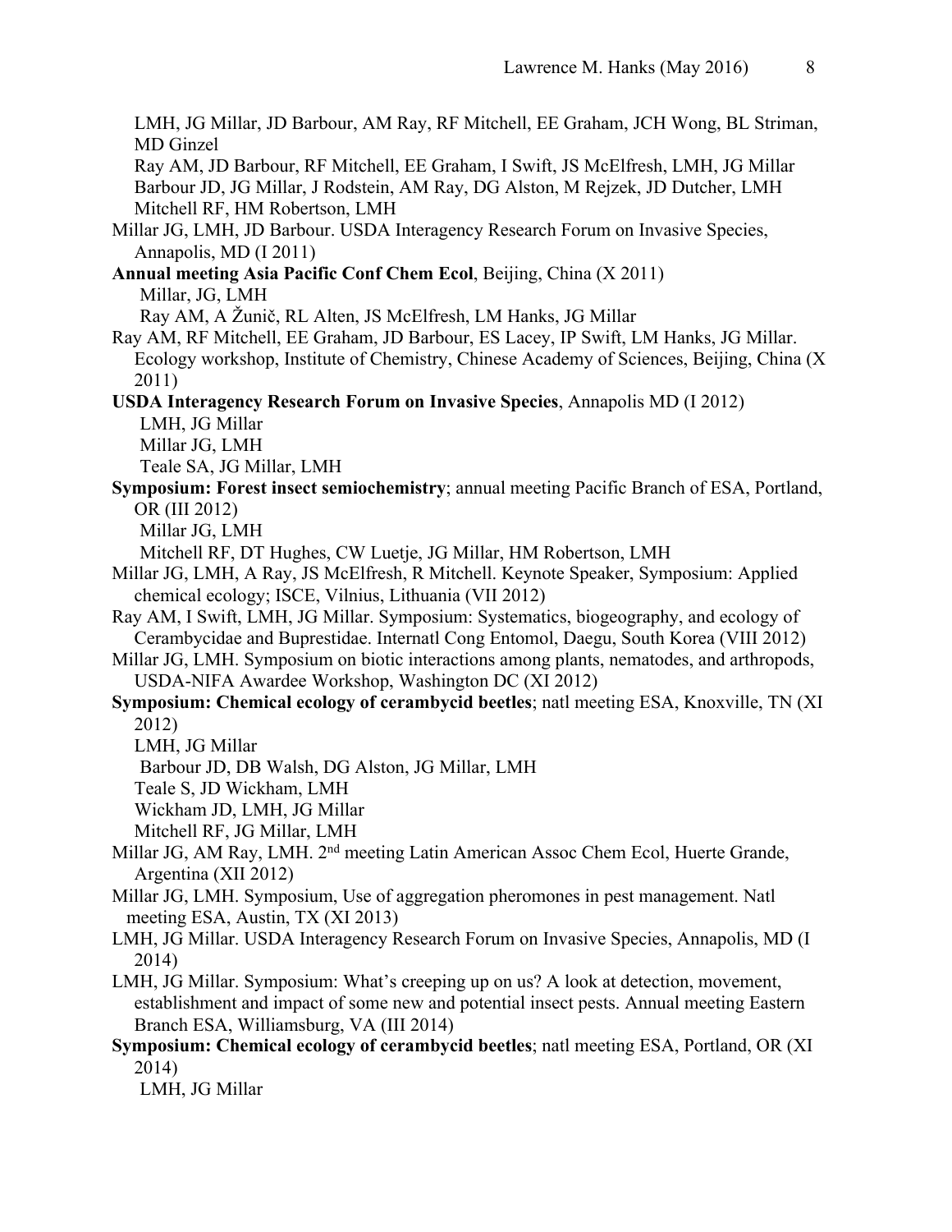LMH, JG Millar, JD Barbour, AM Ray, RF Mitchell, EE Graham, JCH Wong, BL Striman, MD Ginzel

Ray AM, JD Barbour, RF Mitchell, EE Graham, I Swift, JS McElfresh, LMH, JG Millar

Barbour JD, JG Millar, J Rodstein, AM Ray, DG Alston, M Rejzek, JD Dutcher, LMH

Mitchell RF, HM Robertson, LMH

Millar JG, LMH, JD Barbour. USDA Interagency Research Forum on Invasive Species, Annapolis, MD (I 2011)

**Annual meeting Asia Pacific Conf Chem Ecol**, Beijing, China (X 2011)

Millar, JG, LMH

Ray AM, A Žunič, RL Alten, JS McElfresh, LM Hanks, JG Millar

Ray AM, RF Mitchell, EE Graham, JD Barbour, ES Lacey, IP Swift, LM Hanks, JG Millar. Ecology workshop, Institute of Chemistry, Chinese Academy of Sciences, Beijing, China (X 2011)

**USDA Interagency Research Forum on Invasive Species**, Annapolis MD (I 2012)

LMH, JG Millar

Millar JG, LMH

Teale SA, JG Millar, LMH

**Symposium: Forest insect semiochemistry**; annual meeting Pacific Branch of ESA, Portland, OR (III 2012)

Millar JG, LMH

Mitchell RF, DT Hughes, CW Luetje, JG Millar, HM Robertson, LMH

Millar JG, LMH, A Ray, JS McElfresh, R Mitchell. Keynote Speaker, Symposium: Applied chemical ecology; ISCE, Vilnius, Lithuania (VII 2012)

Ray AM, I Swift, LMH, JG Millar. Symposium: Systematics, biogeography, and ecology of Cerambycidae and Buprestidae. Internatl Cong Entomol, Daegu, South Korea (VIII 2012)

Millar JG, LMH. Symposium on biotic interactions among plants, nematodes, and arthropods, USDA-NIFA Awardee Workshop, Washington DC (XI 2012)

**Symposium: Chemical ecology of cerambycid beetles**; natl meeting ESA, Knoxville, TN (XI 2012)

LMH, JG Millar

Barbour JD, DB Walsh, DG Alston, JG Millar, LMH

Teale S, JD Wickham, LMH

Wickham JD, LMH, JG Millar

Mitchell RF, JG Millar, LMH

Millar JG, AM Ray, LMH. 2nd meeting Latin American Assoc Chem Ecol, Huerte Grande, Argentina (XII 2012)

Millar JG, LMH. Symposium, Use of aggregation pheromones in pest management. Natl meeting ESA, Austin, TX (XI 2013)

LMH, JG Millar. USDA Interagency Research Forum on Invasive Species, Annapolis, MD (I 2014)

LMH, JG Millar. Symposium: What's creeping up on us? A look at detection, movement, establishment and impact of some new and potential insect pests. Annual meeting Eastern Branch ESA, Williamsburg, VA (III 2014)

**Symposium: Chemical ecology of cerambycid beetles**; natl meeting ESA, Portland, OR (XI 2014)

LMH, JG Millar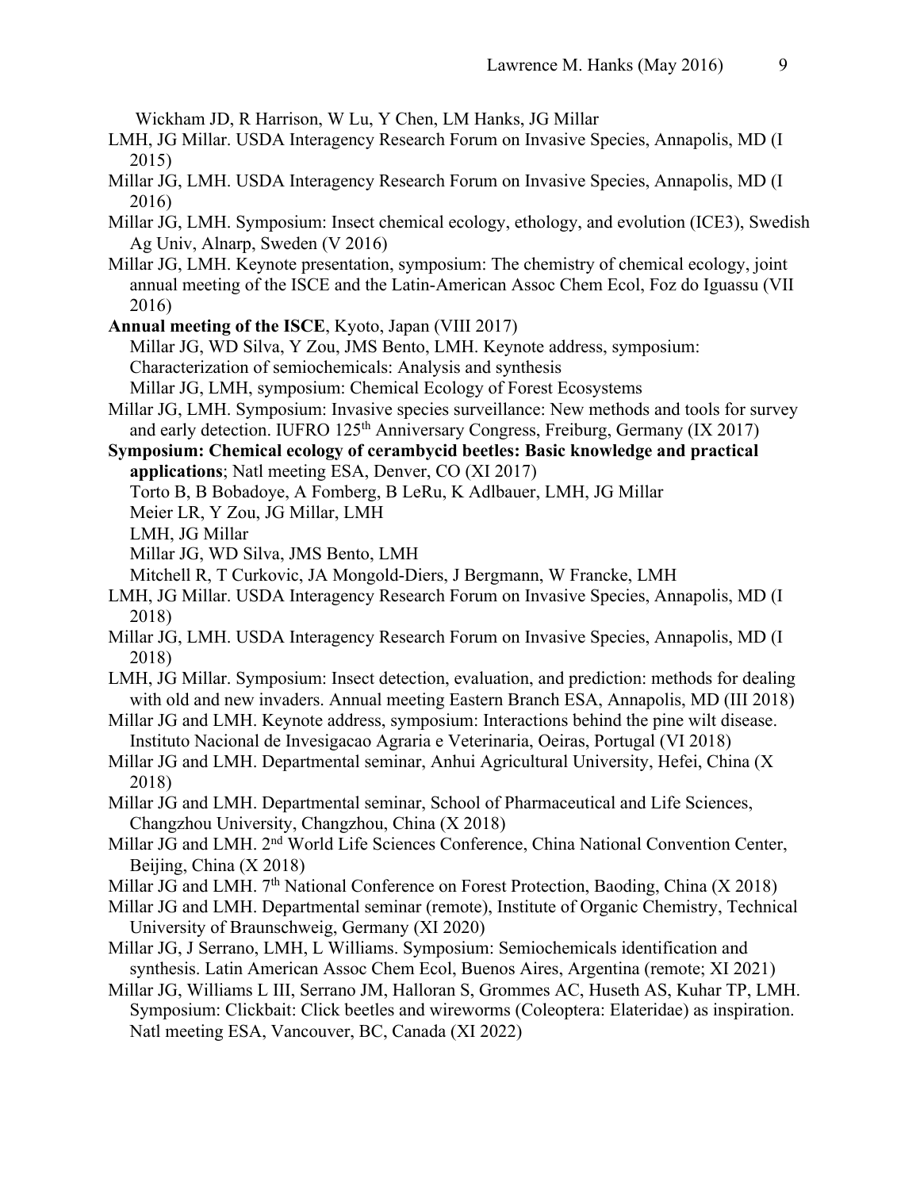Wickham JD, R Harrison, W Lu, Y Chen, LM Hanks, JG Millar

LMH, JG Millar. USDA Interagency Research Forum on Invasive Species, Annapolis, MD (I 2015)

Millar JG, LMH. USDA Interagency Research Forum on Invasive Species, Annapolis, MD (I 2016)

Millar JG, LMH. Symposium: Insect chemical ecology, ethology, and evolution (ICE3), Swedish Ag Univ, Alnarp, Sweden (V 2016)

Millar JG, LMH. Keynote presentation, symposium: The chemistry of chemical ecology, joint annual meeting of the ISCE and the Latin-American Assoc Chem Ecol, Foz do Iguassu (VII 2016)

**Annual meeting of the ISCE**, Kyoto, Japan (VIII 2017)

Millar JG, WD Silva, Y Zou, JMS Bento, LMH. Keynote address, symposium: Characterization of semiochemicals: Analysis and synthesis

Millar JG, LMH, symposium: Chemical Ecology of Forest Ecosystems

Millar JG, LMH. Symposium: Invasive species surveillance: New methods and tools for survey and early detection. IUFRO 125th Anniversary Congress, Freiburg, Germany (IX 2017)

**Symposium: Chemical ecology of cerambycid beetles: Basic knowledge and practical applications**; Natl meeting ESA, Denver, CO (XI 2017)

Torto B, B Bobadoye, A Fomberg, B LeRu, K Adlbauer, LMH, JG Millar

Meier LR, Y Zou, JG Millar, LMH

LMH, JG Millar

Millar JG, WD Silva, JMS Bento, LMH

Mitchell R, T Curkovic, JA Mongold-Diers, J Bergmann, W Francke, LMH

LMH, JG Millar. USDA Interagency Research Forum on Invasive Species, Annapolis, MD (I 2018)

Millar JG, LMH. USDA Interagency Research Forum on Invasive Species, Annapolis, MD (I 2018)

LMH, JG Millar. Symposium: Insect detection, evaluation, and prediction: methods for dealing with old and new invaders. Annual meeting Eastern Branch ESA, Annapolis, MD (III 2018)

Millar JG and LMH. Keynote address, symposium: Interactions behind the pine wilt disease. Instituto Nacional de Invesigacao Agraria e Veterinaria, Oeiras, Portugal (VI 2018)

Millar JG and LMH. Departmental seminar, Anhui Agricultural University, Hefei, China (X 2018)

Millar JG and LMH. Departmental seminar, School of Pharmaceutical and Life Sciences, Changzhou University, Changzhou, China (X 2018)

Millar JG and LMH. 2nd World Life Sciences Conference, China National Convention Center, Beijing, China (X 2018)

Millar JG and LMH. 7th National Conference on Forest Protection, Baoding, China (X 2018)

Millar JG and LMH. Departmental seminar (remote), Institute of Organic Chemistry, Technical University of Braunschweig, Germany (XI 2020)

Millar JG, J Serrano, LMH, L Williams. Symposium: Semiochemicals identification and synthesis. Latin American Assoc Chem Ecol, Buenos Aires, Argentina (remote; XI 2021)

Millar JG, Williams L III, Serrano JM, Halloran S, Grommes AC, Huseth AS, Kuhar TP, LMH. Symposium: Clickbait: Click beetles and wireworms (Coleoptera: Elateridae) as inspiration. Natl meeting ESA, Vancouver, BC, Canada (XI 2022)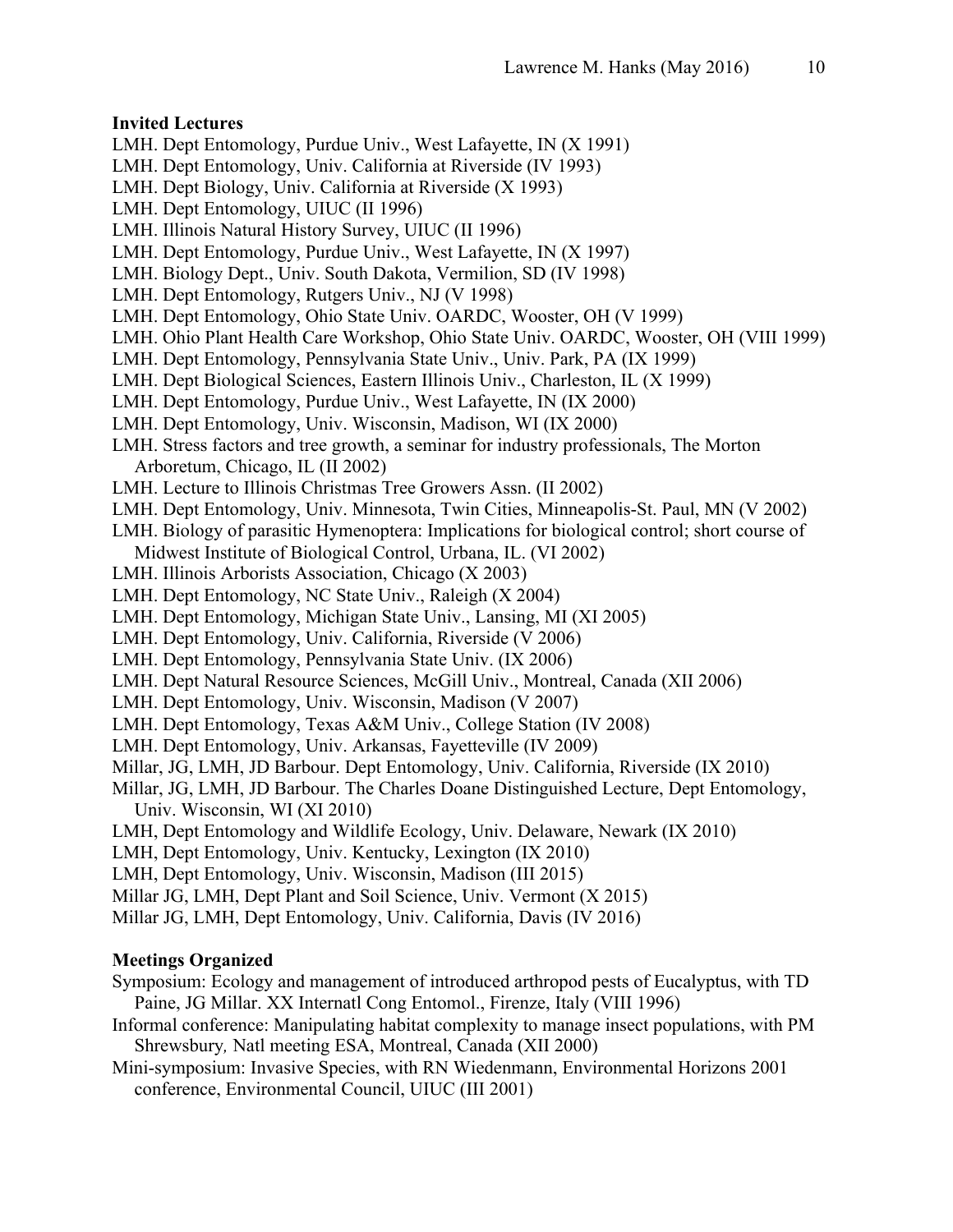**Invited Lectures**

LMH. Dept Entomology, Purdue Univ., West Lafayette, IN (X 1991)
LMH. Dept Entomology, Univ. California at Riverside (IV 1993)
LMH. Dept Biology, Univ. California at Riverside (X 1993)
LMH. Dept Entomology, UIUC (II 1996)
LMH. Illinois Natural History Survey, UIUC (II 1996)
LMH. Dept Entomology, Purdue Univ., West Lafayette, IN (X 1997)
LMH. Biology Dept., Univ. South Dakota, Vermilion, SD (IV 1998)
LMH. Dept Entomology, Rutgers Univ., NJ (V 1998)
LMH. Dept Entomology, Ohio State Univ. OARDC, Wooster, OH (V 1999)
LMH. Ohio Plant Health Care Workshop, Ohio State Univ. OARDC, Wooster, OH (VIII 1999)
LMH. Dept Entomology, Pennsylvania State Univ., Univ. Park, PA (IX 1999)
LMH. Dept Biological Sciences, Eastern Illinois Univ., Charleston, IL (X 1999)
LMH. Dept Entomology, Purdue Univ., West Lafayette, IN (IX 2000)
LMH. Dept Entomology, Univ. Wisconsin, Madison, WI (IX 2000)
LMH. Stress factors and tree growth, a seminar for industry professionals, The Morton Arboretum, Chicago, IL (II 2002)
LMH. Lecture to Illinois Christmas Tree Growers Assn. (II 2002)
LMH. Dept Entomology, Univ. Minnesota, Twin Cities, Minneapolis-St. Paul, MN (V 2002)
LMH. Biology of parasitic Hymenoptera: Implications for biological control; short course of Midwest Institute of Biological Control, Urbana, IL. (VI 2002)
LMH. Illinois Arborists Association, Chicago (X 2003)
LMH. Dept Entomology, NC State Univ., Raleigh (X 2004)
LMH. Dept Entomology, Michigan State Univ., Lansing, MI (XI 2005)
LMH. Dept Entomology, Univ. California, Riverside (V 2006)
LMH. Dept Entomology, Pennsylvania State Univ. (IX 2006)
LMH. Dept Natural Resource Sciences, McGill Univ., Montreal, Canada (XII 2006)
LMH. Dept Entomology, Univ. Wisconsin, Madison (V 2007)
LMH. Dept Entomology, Texas A&M Univ., College Station (IV 2008)
LMH. Dept Entomology, Univ. Arkansas, Fayetteville (IV 2009)
Millar, JG, LMH, JD Barbour. Dept Entomology, Univ. California, Riverside (IX 2010)
Millar, JG, LMH, JD Barbour. The Charles Doane Distinguished Lecture, Dept Entomology, Univ. Wisconsin, WI (XI 2010)
LMH, Dept Entomology and Wildlife Ecology, Univ. Delaware, Newark (IX 2010)
LMH, Dept Entomology, Univ. Kentucky, Lexington (IX 2010)
LMH, Dept Entomology, Univ. Wisconsin, Madison (III 2015)
Millar JG, LMH, Dept Plant and Soil Science, Univ. Vermont (X 2015)
Millar JG, LMH, Dept Entomology, Univ. California, Davis (IV 2016)

**Meetings Organized**

Symposium: Ecology and management of introduced arthropod pests of Eucalyptus, with TD Paine, JG Millar. XX Internatl Cong Entomol., Firenze, Italy (VIII 1996)
Informal conference: Manipulating habitat complexity to manage insect populations, with PM Shrewsbury*,* Natl meeting ESA, Montreal, Canada (XII 2000)
Mini-symposium: Invasive Species, with RN Wiedenmann, Environmental Horizons 2001 conference, Environmental Council, UIUC (III 2001)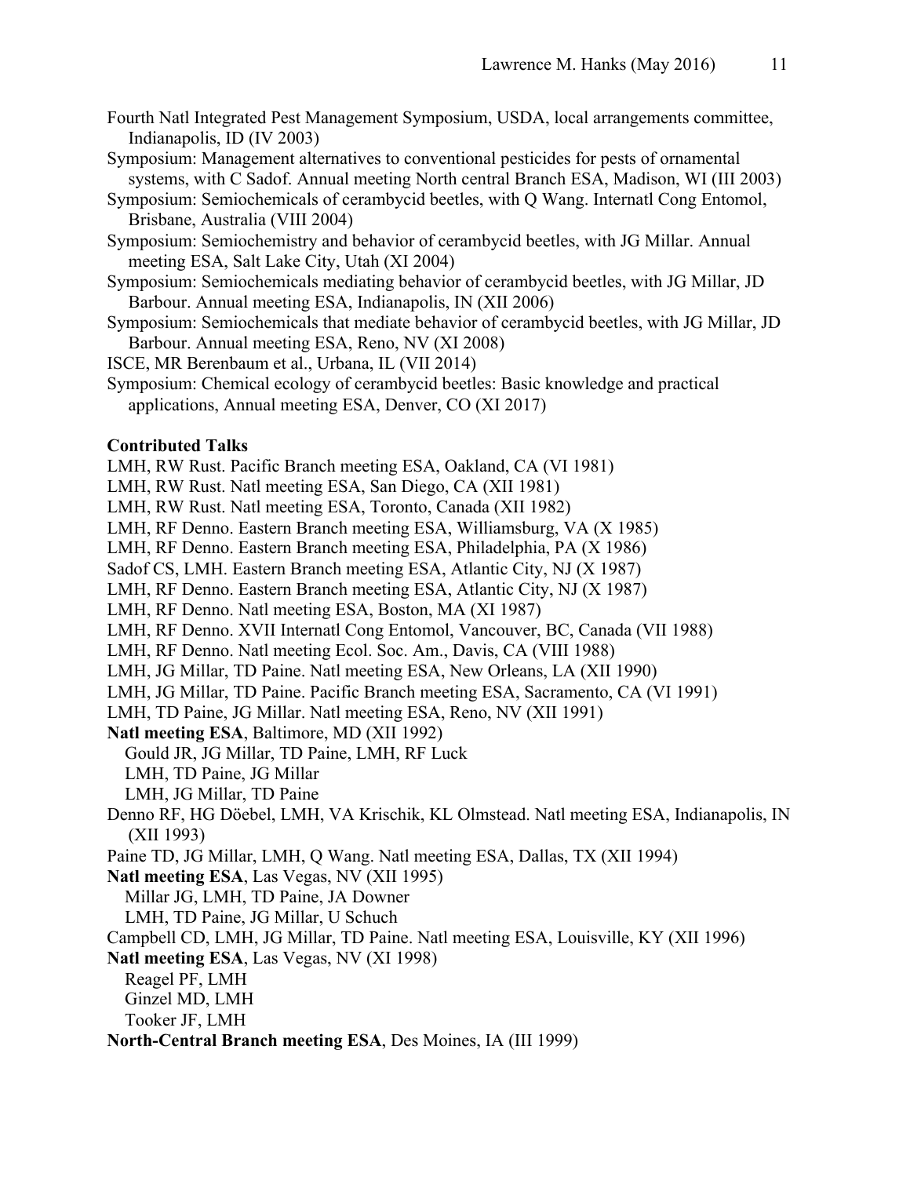Fourth Natl Integrated Pest Management Symposium, USDA, local arrangements committee, Indianapolis, ID (IV 2003)

Symposium: Management alternatives to conventional pesticides for pests of ornamental systems, with C Sadof. Annual meeting North central Branch ESA, Madison, WI (III 2003)

Symposium: Semiochemicals of cerambycid beetles, with Q Wang. Internatl Cong Entomol, Brisbane, Australia (VIII 2004)

Symposium: Semiochemistry and behavior of cerambycid beetles, with JG Millar. Annual meeting ESA, Salt Lake City, Utah (XI 2004)

Symposium: Semiochemicals mediating behavior of cerambycid beetles, with JG Millar, JD Barbour. Annual meeting ESA, Indianapolis, IN (XII 2006)

Symposium: Semiochemicals that mediate behavior of cerambycid beetles, with JG Millar, JD Barbour. Annual meeting ESA, Reno, NV (XI 2008)

ISCE, MR Berenbaum et al., Urbana, IL (VII 2014)

Symposium: Chemical ecology of cerambycid beetles: Basic knowledge and practical applications, Annual meeting ESA, Denver, CO (XI 2017)

**Contributed Talks**

LMH, RW Rust. Pacific Branch meeting ESA, Oakland, CA (VI 1981)

LMH, RW Rust. Natl meeting ESA, San Diego, CA (XII 1981)

LMH, RW Rust. Natl meeting ESA, Toronto, Canada (XII 1982)

LMH, RF Denno. Eastern Branch meeting ESA, Williamsburg, VA (X 1985)

LMH, RF Denno. Eastern Branch meeting ESA, Philadelphia, PA (X 1986)

Sadof CS, LMH. Eastern Branch meeting ESA, Atlantic City, NJ (X 1987)

LMH, RF Denno. Eastern Branch meeting ESA, Atlantic City, NJ (X 1987)

LMH, RF Denno. Natl meeting ESA, Boston, MA (XI 1987)

LMH, RF Denno. XVII Internatl Cong Entomol, Vancouver, BC, Canada (VII 1988)

LMH, RF Denno. Natl meeting Ecol. Soc. Am., Davis, CA (VIII 1988)

LMH, JG Millar, TD Paine. Natl meeting ESA, New Orleans, LA (XII 1990)

LMH, JG Millar, TD Paine. Pacific Branch meeting ESA, Sacramento, CA (VI 1991)

LMH, TD Paine, JG Millar. Natl meeting ESA, Reno, NV (XII 1991)

**Natl meeting ESA**, Baltimore, MD (XII 1992)
- Gould JR, JG Millar, TD Paine, LMH, RF Luck
- LMH, TD Paine, JG Millar
- LMH, JG Millar, TD Paine

Denno RF, HG Döebel, LMH, VA Krischik, KL Olmstead. Natl meeting ESA, Indianapolis, IN (XII 1993)

Paine TD, JG Millar, LMH, Q Wang. Natl meeting ESA, Dallas, TX (XII 1994)

**Natl meeting ESA**, Las Vegas, NV (XII 1995)
- Millar JG, LMH, TD Paine, JA Downer
- LMH, TD Paine, JG Millar, U Schuch

Campbell CD, LMH, JG Millar, TD Paine. Natl meeting ESA, Louisville, KY (XII 1996)

**Natl meeting ESA**, Las Vegas, NV (XI 1998)
- Reagel PF, LMH
- Ginzel MD, LMH
- Tooker JF, LMH

**North-Central Branch meeting ESA**, Des Moines, IA (III 1999)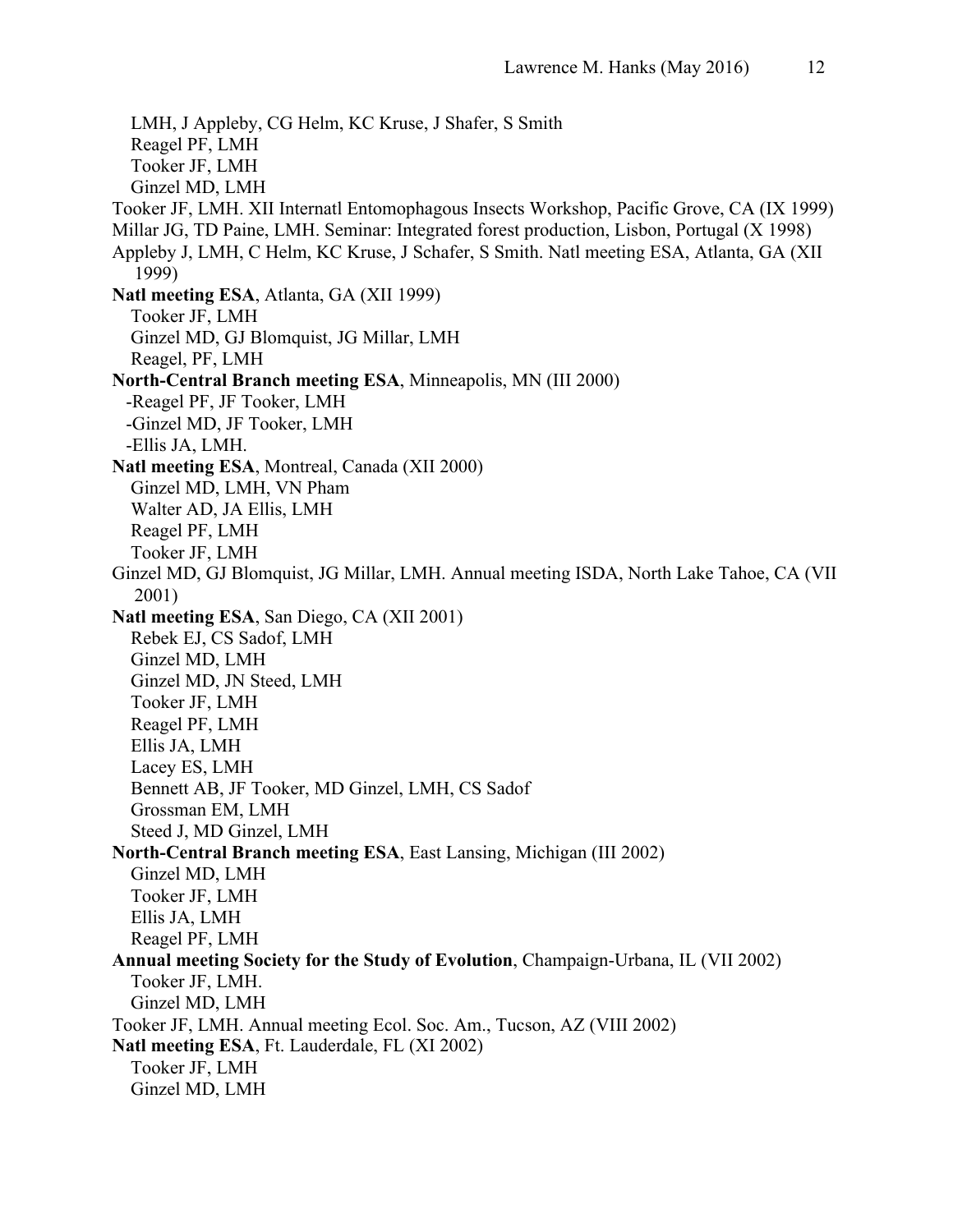LMH, J Appleby, CG Helm, KC Kruse, J Shafer, S Smith
Reagel PF, LMH
Tooker JF, LMH
Ginzel MD, LMH

Tooker JF, LMH. XII Internatl Entomophagous Insects Workshop, Pacific Grove, CA (IX 1999)

Millar JG, TD Paine, LMH. Seminar: Integrated forest production, Lisbon, Portugal (X 1998)

Appleby J, LMH, C Helm, KC Kruse, J Schafer, S Smith. Natl meeting ESA, Atlanta, GA (XII 1999)

**Natl meeting ESA**, Atlanta, GA (XII 1999)
Tooker JF, LMH
Ginzel MD, GJ Blomquist, JG Millar, LMH
Reagel, PF, LMH

**North-Central Branch meeting ESA**, Minneapolis, MN (III 2000)
-Reagel PF, JF Tooker, LMH
-Ginzel MD, JF Tooker, LMH
-Ellis JA, LMH.

**Natl meeting ESA**, Montreal, Canada (XII 2000)
Ginzel MD, LMH, VN Pham
Walter AD, JA Ellis, LMH
Reagel PF, LMH
Tooker JF, LMH

Ginzel MD, GJ Blomquist, JG Millar, LMH. Annual meeting ISDA, North Lake Tahoe, CA (VII 2001)

**Natl meeting ESA**, San Diego, CA (XII 2001)
Rebek EJ, CS Sadof, LMH
Ginzel MD, LMH
Ginzel MD, JN Steed, LMH
Tooker JF, LMH
Reagel PF, LMH
Ellis JA, LMH
Lacey ES, LMH
Bennett AB, JF Tooker, MD Ginzel, LMH, CS Sadof
Grossman EM, LMH
Steed J, MD Ginzel, LMH

**North-Central Branch meeting ESA**, East Lansing, Michigan (III 2002)
Ginzel MD, LMH
Tooker JF, LMH
Ellis JA, LMH
Reagel PF, LMH

**Annual meeting Society for the Study of Evolution**, Champaign-Urbana, IL (VII 2002)
Tooker JF, LMH.
Ginzel MD, LMH

Tooker JF, LMH. Annual meeting Ecol. Soc. Am., Tucson, AZ (VIII 2002)

**Natl meeting ESA**, Ft. Lauderdale, FL (XI 2002)
Tooker JF, LMH
Ginzel MD, LMH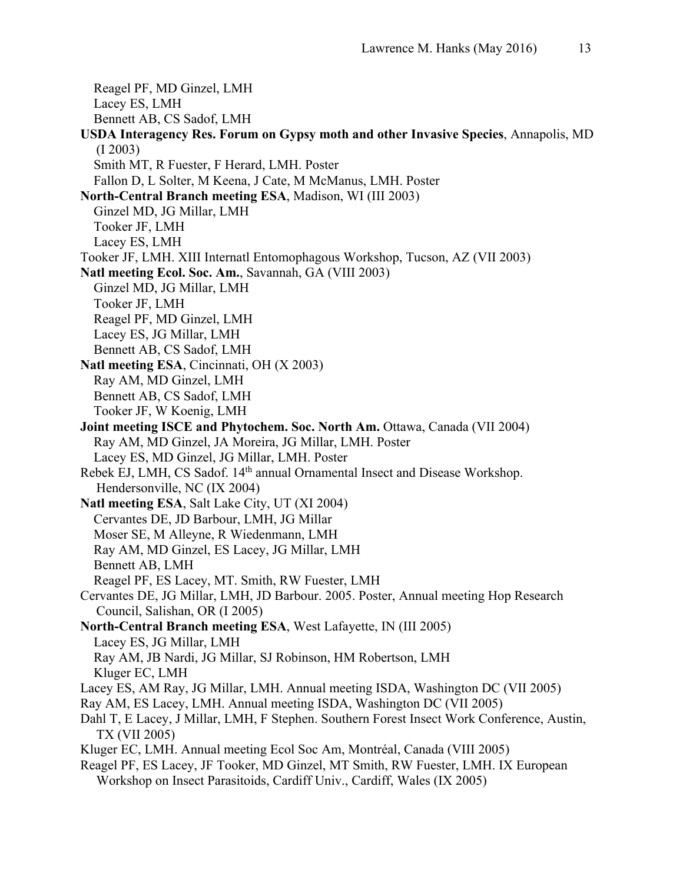Reagel PF, MD Ginzel, LMH
Lacey ES, LMH
Bennett AB, CS Sadof, LMH

**USDA Interagency Res. Forum on Gypsy moth and other Invasive Species**, Annapolis, MD (I 2003)
Smith MT, R Fuester, F Herard, LMH. Poster
Fallon D, L Solter, M Keena, J Cate, M McManus, LMH. Poster

**North-Central Branch meeting ESA**, Madison, WI (III 2003)
Ginzel MD, JG Millar, LMH
Tooker JF, LMH
Lacey ES, LMH

Tooker JF, LMH. XIII Internatl Entomophagous Workshop, Tucson, AZ (VII 2003)

**Natl meeting Ecol. Soc. Am.**, Savannah, GA (VIII 2003)
Ginzel MD, JG Millar, LMH
Tooker JF, LMH
Reagel PF, MD Ginzel, LMH
Lacey ES, JG Millar, LMH
Bennett AB, CS Sadof, LMH

**Natl meeting ESA**, Cincinnati, OH (X 2003)
Ray AM, MD Ginzel, LMH
Bennett AB, CS Sadof, LMH
Tooker JF, W Koenig, LMH

**Joint meeting ISCE and Phytochem. Soc. North Am.** Ottawa, Canada (VII 2004)
Ray AM, MD Ginzel, JA Moreira, JG Millar, LMH. Poster
Lacey ES, MD Ginzel, JG Millar, LMH. Poster

Rebek EJ, LMH, CS Sadof. 14th annual Ornamental Insect and Disease Workshop. Hendersonville, NC (IX 2004)

**Natl meeting ESA**, Salt Lake City, UT (XI 2004)
Cervantes DE, JD Barbour, LMH, JG Millar
Moser SE, M Alleyne, R Wiedenmann, LMH
Ray AM, MD Ginzel, ES Lacey, JG Millar, LMH
Bennett AB, LMH
Reagel PF, ES Lacey, MT. Smith, RW Fuester, LMH

Cervantes DE, JG Millar, LMH, JD Barbour. 2005. Poster, Annual meeting Hop Research Council, Salishan, OR (I 2005)

**North-Central Branch meeting ESA**, West Lafayette, IN (III 2005)
Lacey ES, JG Millar, LMH
Ray AM, JB Nardi, JG Millar, SJ Robinson, HM Robertson, LMH
Kluger EC, LMH

Lacey ES, AM Ray, JG Millar, LMH. Annual meeting ISDA, Washington DC (VII 2005)

Ray AM, ES Lacey, LMH. Annual meeting ISDA, Washington DC (VII 2005)

Dahl T, E Lacey, J Millar, LMH, F Stephen. Southern Forest Insect Work Conference, Austin, TX (VII 2005)

Kluger EC, LMH. Annual meeting Ecol Soc Am, Montréal, Canada (VIII 2005)

Reagel PF, ES Lacey, JF Tooker, MD Ginzel, MT Smith, RW Fuester, LMH. IX European Workshop on Insect Parasitoids, Cardiff Univ., Cardiff, Wales (IX 2005)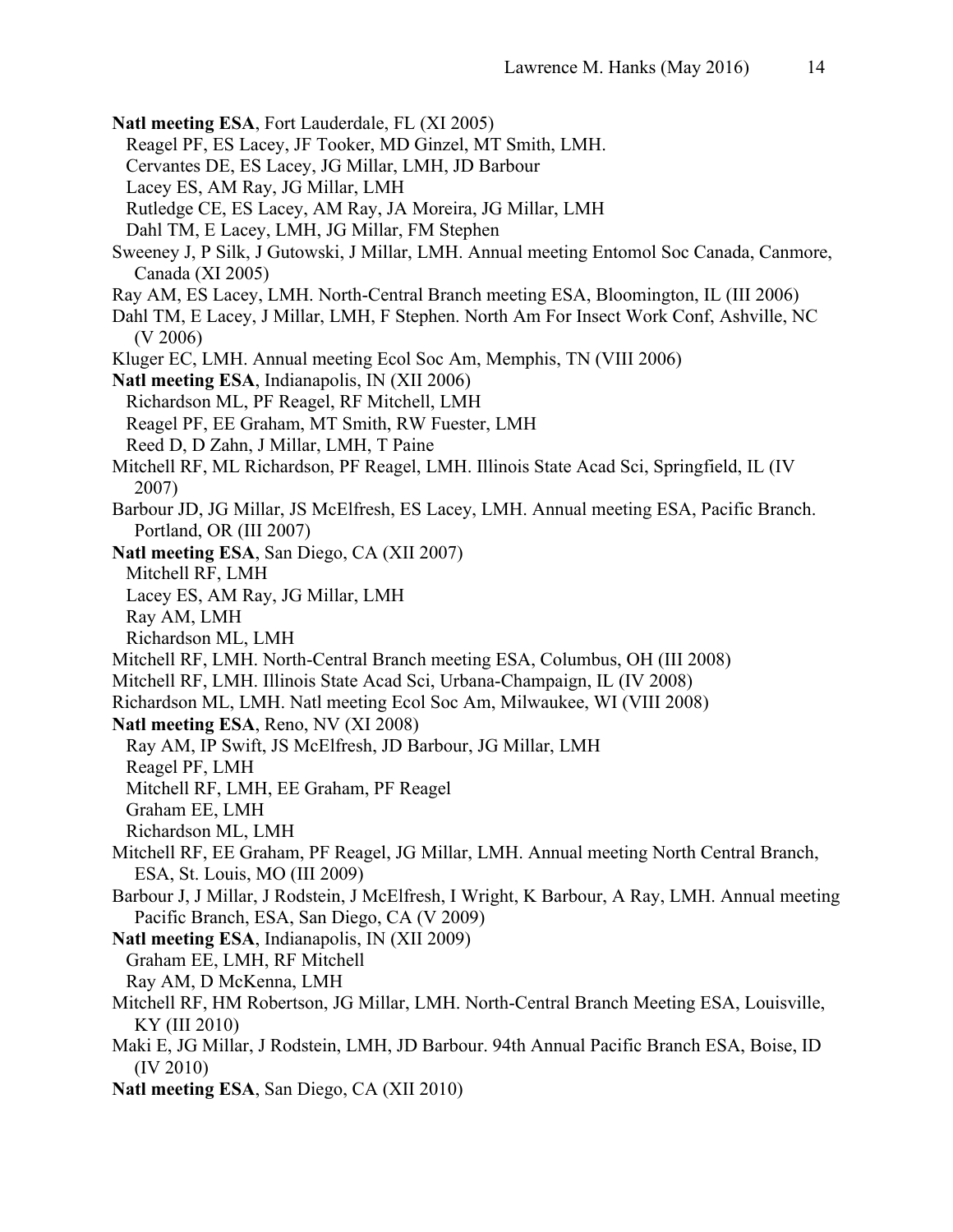**Natl meeting ESA**, Fort Lauderdale, FL (XI 2005)
  Reagel PF, ES Lacey, JF Tooker, MD Ginzel, MT Smith, LMH.
  Cervantes DE, ES Lacey, JG Millar, LMH, JD Barbour
  Lacey ES, AM Ray, JG Millar, LMH
  Rutledge CE, ES Lacey, AM Ray, JA Moreira, JG Millar, LMH
  Dahl TM, E Lacey, LMH, JG Millar, FM Stephen

Sweeney J, P Silk, J Gutowski, J Millar, LMH. Annual meeting Entomol Soc Canada, Canmore, Canada (XI 2005)

Ray AM, ES Lacey, LMH. North-Central Branch meeting ESA, Bloomington, IL (III 2006)

Dahl TM, E Lacey, J Millar, LMH, F Stephen. North Am For Insect Work Conf, Ashville, NC (V 2006)

Kluger EC, LMH. Annual meeting Ecol Soc Am, Memphis, TN (VIII 2006)

**Natl meeting ESA**, Indianapolis, IN (XII 2006)
  Richardson ML, PF Reagel, RF Mitchell, LMH
  Reagel PF, EE Graham, MT Smith, RW Fuester, LMH
  Reed D, D Zahn, J Millar, LMH, T Paine

Mitchell RF, ML Richardson, PF Reagel, LMH. Illinois State Acad Sci, Springfield, IL (IV 2007)

Barbour JD, JG Millar, JS McElfresh, ES Lacey, LMH. Annual meeting ESA, Pacific Branch. Portland, OR (III 2007)

**Natl meeting ESA**, San Diego, CA (XII 2007)
  Mitchell RF, LMH
  Lacey ES, AM Ray, JG Millar, LMH
  Ray AM, LMH
  Richardson ML, LMH

Mitchell RF, LMH. North-Central Branch meeting ESA, Columbus, OH (III 2008)

Mitchell RF, LMH. Illinois State Acad Sci, Urbana-Champaign, IL (IV 2008)

Richardson ML, LMH. Natl meeting Ecol Soc Am, Milwaukee, WI (VIII 2008)

**Natl meeting ESA**, Reno, NV (XI 2008)
  Ray AM, IP Swift, JS McElfresh, JD Barbour, JG Millar, LMH
  Reagel PF, LMH
  Mitchell RF, LMH, EE Graham, PF Reagel
  Graham EE, LMH
  Richardson ML, LMH

Mitchell RF, EE Graham, PF Reagel, JG Millar, LMH. Annual meeting North Central Branch, ESA, St. Louis, MO (III 2009)

Barbour J, J Millar, J Rodstein, J McElfresh, I Wright, K Barbour, A Ray, LMH. Annual meeting Pacific Branch, ESA, San Diego, CA (V 2009)

**Natl meeting ESA**, Indianapolis, IN (XII 2009)
  Graham EE, LMH, RF Mitchell
  Ray AM, D McKenna, LMH

Mitchell RF, HM Robertson, JG Millar, LMH. North-Central Branch Meeting ESA, Louisville, KY (III 2010)

Maki E, JG Millar, J Rodstein, LMH, JD Barbour. 94th Annual Pacific Branch ESA, Boise, ID (IV 2010)

**Natl meeting ESA**, San Diego, CA (XII 2010)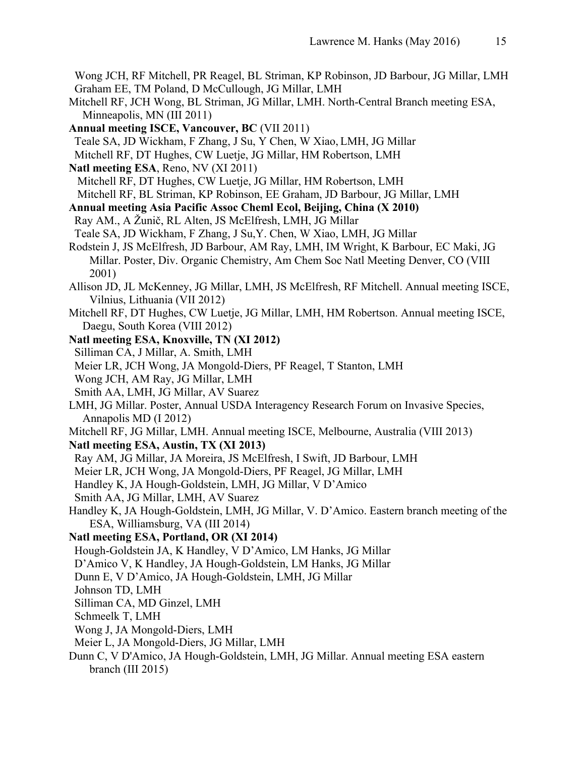Wong JCH, RF Mitchell, PR Reagel, BL Striman, KP Robinson, JD Barbour, JG Millar, LMH
Graham EE, TM Poland, D McCullough, JG Millar, LMH

Mitchell RF, JCH Wong, BL Striman, JG Millar, LMH. North-Central Branch meeting ESA, Minneapolis, MN (III 2011)

**Annual meeting ISCE, Vancouver, BC** (VII 2011)

Teale SA, JD Wickham, F Zhang, J Su, Y Chen, W Xiao, LMH, JG Millar
Mitchell RF, DT Hughes, CW Luetje, JG Millar, HM Robertson, LMH

**Natl meeting ESA**, Reno, NV (XI 2011)

Mitchell RF, DT Hughes, CW Luetje, JG Millar, HM Robertson, LMH
Mitchell RF, BL Striman, KP Robinson, EE Graham, JD Barbour, JG Millar, LMH

**Annual meeting Asia Pacific Assoc Cheml Ecol, Beijing, China (X 2010)**

Ray AM., A Žunič, RL Alten, JS McElfresh, LMH, JG Millar
Teale SA, JD Wickham, F Zhang, J Su,Y. Chen, W Xiao, LMH, JG Millar

Rodstein J, JS McElfresh, JD Barbour, AM Ray, LMH, IM Wright, K Barbour, EC Maki, JG Millar. Poster, Div. Organic Chemistry, Am Chem Soc Natl Meeting Denver, CO (VIII 2001)

Allison JD, JL McKenney, JG Millar, LMH, JS McElfresh, RF Mitchell. Annual meeting ISCE, Vilnius, Lithuania (VII 2012)

Mitchell RF, DT Hughes, CW Luetje, JG Millar, LMH, HM Robertson. Annual meeting ISCE, Daegu, South Korea (VIII 2012)

**Natl meeting ESA, Knoxville, TN (XI 2012)**

Silliman CA, J Millar, A. Smith, LMH
Meier LR, JCH Wong, JA Mongold-Diers, PF Reagel, T Stanton, LMH
Wong JCH, AM Ray, JG Millar, LMH
Smith AA, LMH, JG Millar, AV Suarez

LMH, JG Millar. Poster, Annual USDA Interagency Research Forum on Invasive Species, Annapolis MD (I 2012)

Mitchell RF, JG Millar, LMH. Annual meeting ISCE, Melbourne, Australia (VIII 2013)

**Natl meeting ESA, Austin, TX (XI 2013)**

Ray AM, JG Millar, JA Moreira, JS McElfresh, I Swift, JD Barbour, LMH
Meier LR, JCH Wong, JA Mongold-Diers, PF Reagel, JG Millar, LMH
Handley K, JA Hough-Goldstein, LMH, JG Millar, V D'Amico
Smith AA, JG Millar, LMH, AV Suarez

Handley K, JA Hough-Goldstein, LMH, JG Millar, V. D'Amico. Eastern branch meeting of the ESA, Williamsburg, VA (III 2014)

**Natl meeting ESA, Portland, OR (XI 2014)**

Hough-Goldstein JA, K Handley, V D'Amico, LM Hanks, JG Millar
D'Amico V, K Handley, JA Hough-Goldstein, LM Hanks, JG Millar
Dunn E, V D'Amico, JA Hough-Goldstein, LMH, JG Millar
Johnson TD, LMH
Silliman CA, MD Ginzel, LMH
Schmeelk T, LMH
Wong J, JA Mongold-Diers, LMH
Meier L, JA Mongold-Diers, JG Millar, LMH

Dunn C, V D'Amico, JA Hough-Goldstein, LMH, JG Millar. Annual meeting ESA eastern branch (III 2015)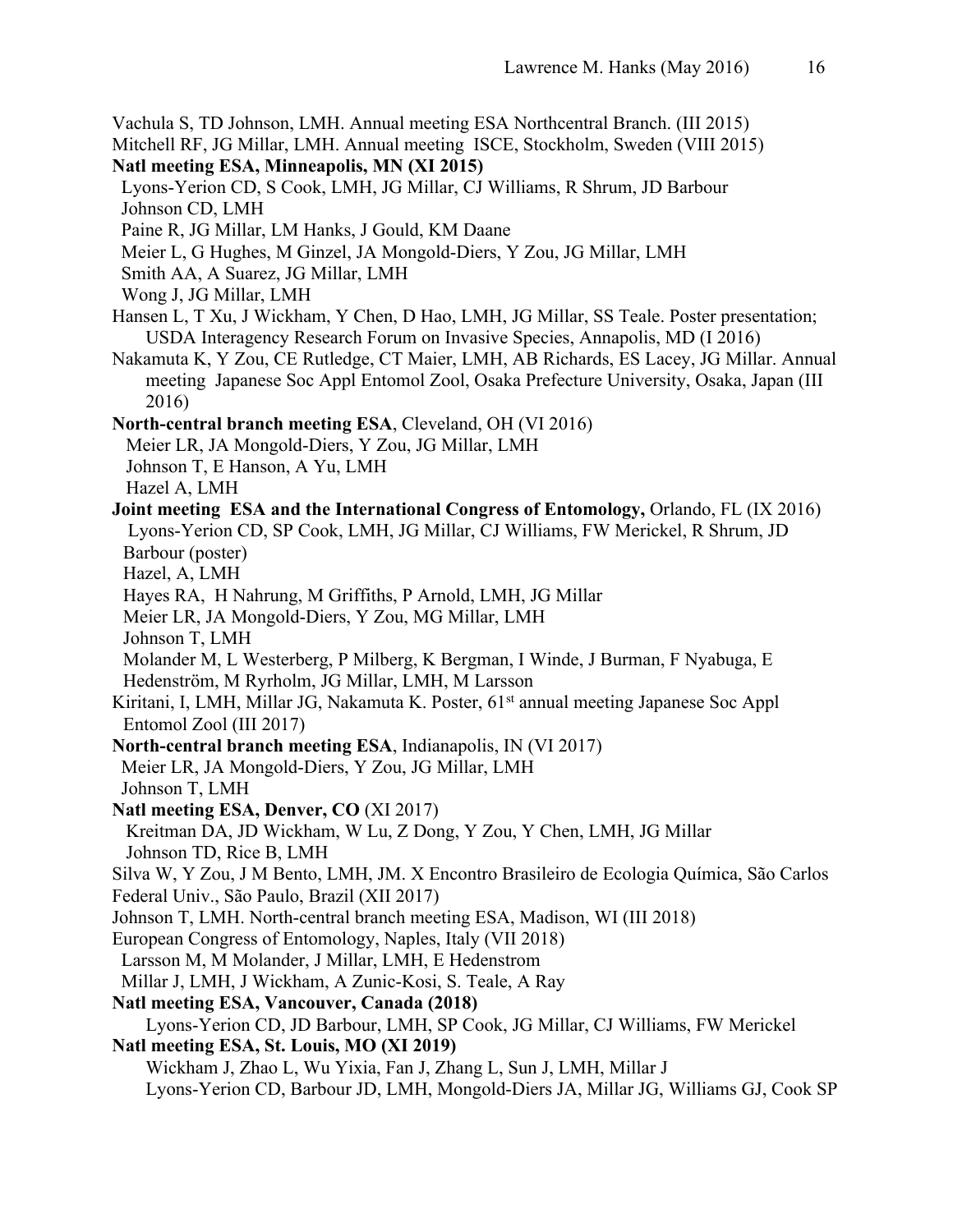Vachula S, TD Johnson, LMH. Annual meeting ESA Northcentral Branch. (III 2015)

Mitchell RF, JG Millar, LMH. Annual meeting ISCE, Stockholm, Sweden (VIII 2015)

**Natl meeting ESA, Minneapolis, MN (XI 2015)**

Lyons-Yerion CD, S Cook, LMH, JG Millar, CJ Williams, R Shrum, JD Barbour

Johnson CD, LMH

Paine R, JG Millar, LM Hanks, J Gould, KM Daane

Meier L, G Hughes, M Ginzel, JA Mongold-Diers, Y Zou, JG Millar, LMH

Smith AA, A Suarez, JG Millar, LMH

Wong J, JG Millar, LMH

Hansen L, T Xu, J Wickham, Y Chen, D Hao, LMH, JG Millar, SS Teale. Poster presentation; USDA Interagency Research Forum on Invasive Species, Annapolis, MD (I 2016)

Nakamuta K, Y Zou, CE Rutledge, CT Maier, LMH, AB Richards, ES Lacey, JG Millar. Annual meeting Japanese Soc Appl Entomol Zool, Osaka Prefecture University, Osaka, Japan (III 2016)

**North-central branch meeting ESA**, Cleveland, OH (VI 2016)

Meier LR, JA Mongold-Diers, Y Zou, JG Millar, LMH

Johnson T, E Hanson, A Yu, LMH

Hazel A, LMH

**Joint meeting ESA and the International Congress of Entomology,** Orlando, FL (IX 2016)

Lyons-Yerion CD, SP Cook, LMH, JG Millar, CJ Williams, FW Merickel, R Shrum, JD Barbour (poster)

Hazel, A, LMH

Hayes RA, H Nahrung, M Griffiths, P Arnold, LMH, JG Millar

Meier LR, JA Mongold-Diers, Y Zou, MG Millar, LMH

Johnson T, LMH

Molander M, L Westerberg, P Milberg, K Bergman, I Winde, J Burman, F Nyabuga, E Hedenström, M Ryrholm, JG Millar, LMH, M Larsson

Kiritani, I, LMH, Millar JG, Nakamuta K. Poster, 61st annual meeting Japanese Soc Appl Entomol Zool (III 2017)

**North-central branch meeting ESA**, Indianapolis, IN (VI 2017)

Meier LR, JA Mongold-Diers, Y Zou, JG Millar, LMH

Johnson T, LMH

**Natl meeting ESA, Denver, CO** (XI 2017)

Kreitman DA, JD Wickham, W Lu, Z Dong, Y Zou, Y Chen, LMH, JG Millar

Johnson TD, Rice B, LMH

Silva W, Y Zou, J M Bento, LMH, JM. X Encontro Brasileiro de Ecologia Química, São Carlos Federal Univ., São Paulo, Brazil (XII 2017)

Johnson T, LMH. North-central branch meeting ESA, Madison, WI (III 2018)

European Congress of Entomology, Naples, Italy (VII 2018)

Larsson M, M Molander, J Millar, LMH, E Hedenstrom

Millar J, LMH, J Wickham, A Zunic-Kosi, S. Teale, A Ray

**Natl meeting ESA, Vancouver, Canada (2018)**

Lyons-Yerion CD, JD Barbour, LMH, SP Cook, JG Millar, CJ Williams, FW Merickel

**Natl meeting ESA, St. Louis, MO (XI 2019)**

Wickham J, Zhao L, Wu Yixia, Fan J, Zhang L, Sun J, LMH, Millar J

Lyons-Yerion CD, Barbour JD, LMH, Mongold-Diers JA, Millar JG, Williams GJ, Cook SP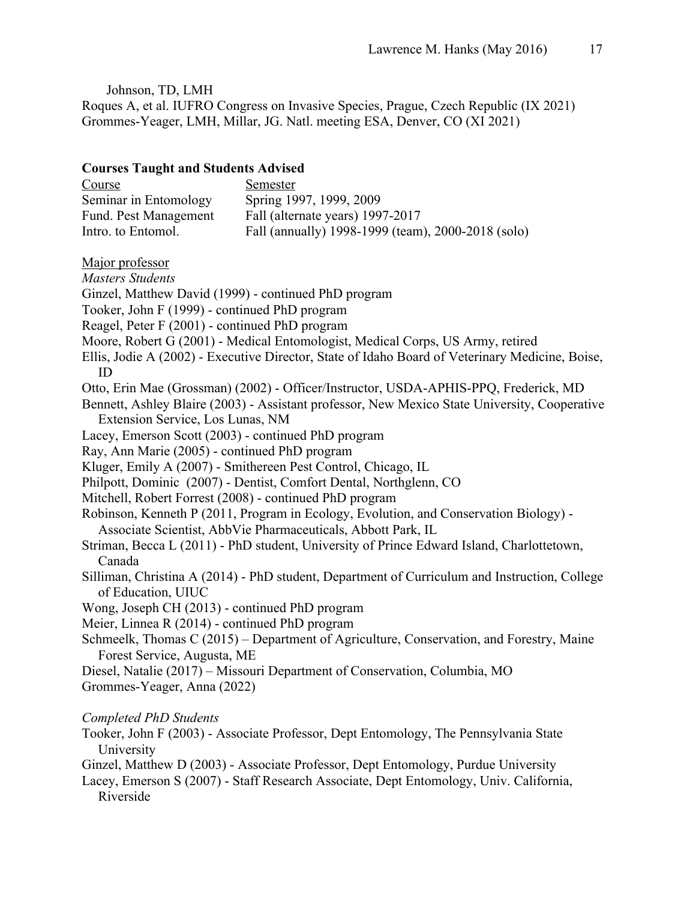Johnson, TD, LMH

Roques A, et al. IUFRO Congress on Invasive Species, Prague, Czech Republic (IX 2021)

Grommes-Yeager, LMH, Millar, JG. Natl. meeting ESA, Denver, CO (XI 2021)

## Courses Taught and Students Advised

| Course | Semester |
|---|---|
| Seminar in Entomology | Spring 1997, 1999, 2009 |
| Fund. Pest Management | Fall (alternate years) 1997-2017 |
| Intro. to Entomol. | Fall (annually) 1998-1999 (team), 2000-2018 (solo) |

Major professor

*Masters Students*

Ginzel, Matthew David (1999) - continued PhD program

Tooker, John F (1999) - continued PhD program

Reagel, Peter F (2001) - continued PhD program

Moore, Robert G (2001) - Medical Entomologist, Medical Corps, US Army, retired

Ellis, Jodie A (2002) - Executive Director, State of Idaho Board of Veterinary Medicine, Boise, ID

Otto, Erin Mae (Grossman) (2002) - Officer/Instructor, USDA-APHIS-PPQ, Frederick, MD

Bennett, Ashley Blaire (2003) - Assistant professor, New Mexico State University, Cooperative Extension Service, Los Lunas, NM

Lacey, Emerson Scott (2003) - continued PhD program

Ray, Ann Marie (2005) - continued PhD program

Kluger, Emily A (2007) - Smithereen Pest Control, Chicago, IL

Philpott, Dominic (2007) - Dentist, Comfort Dental, Northglenn, CO

Mitchell, Robert Forrest (2008) - continued PhD program

Robinson, Kenneth P (2011, Program in Ecology, Evolution, and Conservation Biology) - Associate Scientist, AbbVie Pharmaceuticals, Abbott Park, IL

Striman, Becca L (2011) - PhD student, University of Prince Edward Island, Charlottetown, Canada

Silliman, Christina A (2014) - PhD student, Department of Curriculum and Instruction, College of Education, UIUC

Wong, Joseph CH (2013) - continued PhD program

Meier, Linnea R (2014) - continued PhD program

Schmeelk, Thomas C (2015) – Department of Agriculture, Conservation, and Forestry, Maine Forest Service, Augusta, ME

Diesel, Natalie (2017) – Missouri Department of Conservation, Columbia, MO

Grommes-Yeager, Anna (2022)

*Completed PhD Students*

Tooker, John F (2003) - Associate Professor, Dept Entomology, The Pennsylvania State University

Ginzel, Matthew D (2003) - Associate Professor, Dept Entomology, Purdue University

Lacey, Emerson S (2007) - Staff Research Associate, Dept Entomology, Univ. California, Riverside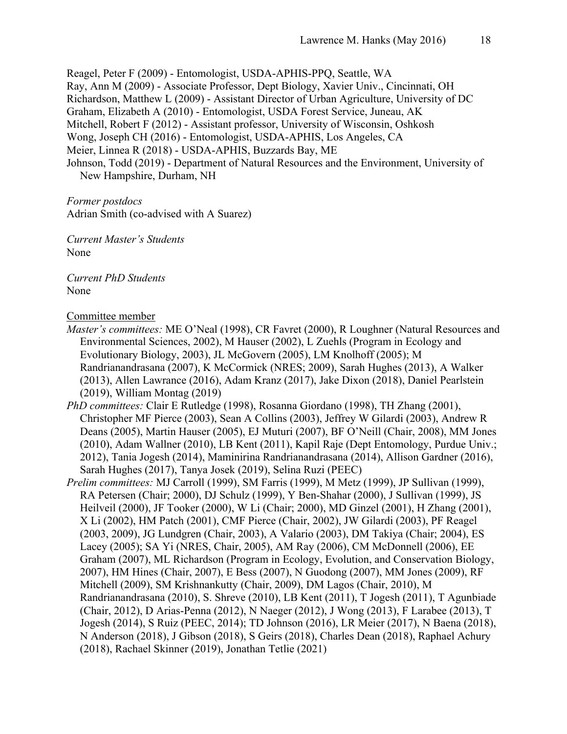Reagel, Peter F (2009) - Entomologist, USDA-APHIS-PPQ, Seattle, WA
Ray, Ann M (2009) - Associate Professor, Dept Biology, Xavier Univ., Cincinnati, OH
Richardson, Matthew L (2009) - Assistant Director of Urban Agriculture, University of DC
Graham, Elizabeth A (2010) - Entomologist, USDA Forest Service, Juneau, AK
Mitchell, Robert F (2012) - Assistant professor, University of Wisconsin, Oshkosh
Wong, Joseph CH (2016) - Entomologist, USDA-APHIS, Los Angeles, CA
Meier, Linnea R (2018) - USDA-APHIS, Buzzards Bay, ME
Johnson, Todd (2019) - Department of Natural Resources and the Environment, University of New Hampshire, Durham, NH

*Former postdocs*
Adrian Smith (co-advised with A Suarez)

*Current Master's Students*
None

*Current PhD Students*
None

Committee member

*Master's committees:* ME O'Neal (1998), CR Favret (2000), R Loughner (Natural Resources and Environmental Sciences, 2002), M Hauser (2002), L Zuehls (Program in Ecology and Evolutionary Biology, 2003), JL McGovern (2005), LM Knolhoff (2005); M Randrianandrasana (2007), K McCormick (NRES; 2009), Sarah Hughes (2013), A Walker (2013), Allen Lawrance (2016), Adam Kranz (2017), Jake Dixon (2018), Daniel Pearlstein (2019), William Montag (2019)

*PhD committees:* Clair E Rutledge (1998), Rosanna Giordano (1998), TH Zhang (2001), Christopher MF Pierce (2003), Sean A Collins (2003), Jeffrey W Gilardi (2003), Andrew R Deans (2005), Martin Hauser (2005), EJ Muturi (2007), BF O'Neill (Chair, 2008), MM Jones (2010), Adam Wallner (2010), LB Kent (2011), Kapil Raje (Dept Entomology, Purdue Univ.; 2012), Tania Jogesh (2014), Maminirina Randrianandrasana (2014), Allison Gardner (2016), Sarah Hughes (2017), Tanya Josek (2019), Selina Ruzi (PEEC)

*Prelim committees:* MJ Carroll (1999), SM Farris (1999), M Metz (1999), JP Sullivan (1999), RA Petersen (Chair; 2000), DJ Schulz (1999), Y Ben-Shahar (2000), J Sullivan (1999), JS Heilveil (2000), JF Tooker (2000), W Li (Chair; 2000), MD Ginzel (2001), H Zhang (2001), X Li (2002), HM Patch (2001), CMF Pierce (Chair, 2002), JW Gilardi (2003), PF Reagel (2003, 2009), JG Lundgren (Chair, 2003), A Valario (2003), DM Takiya (Chair; 2004), ES Lacey (2005); SA Yi (NRES, Chair, 2005), AM Ray (2006), CM McDonnell (2006), EE Graham (2007), ML Richardson (Program in Ecology, Evolution, and Conservation Biology, 2007), HM Hines (Chair, 2007), E Bess (2007), N Guodong (2007), MM Jones (2009), RF Mitchell (2009), SM Krishnankutty (Chair, 2009), DM Lagos (Chair, 2010), M Randrianandrasana (2010), S. Shreve (2010), LB Kent (2011), T Jogesh (2011), T Agunbiade (Chair, 2012), D Arias-Penna (2012), N Naeger (2012), J Wong (2013), F Larabee (2013), T Jogesh (2014), S Ruiz (PEEC, 2014); TD Johnson (2016), LR Meier (2017), N Baena (2018), N Anderson (2018), J Gibson (2018), S Geirs (2018), Charles Dean (2018), Raphael Achury (2018), Rachael Skinner (2019), Jonathan Tetlie (2021)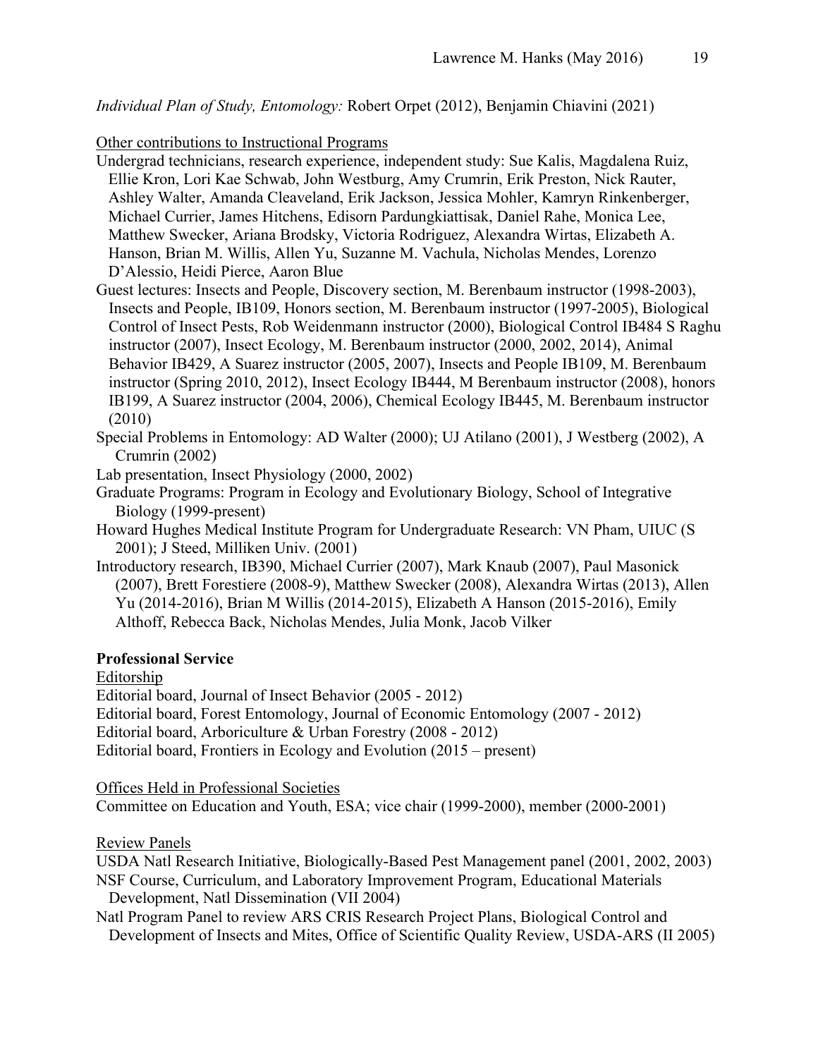*Individual Plan of Study, Entomology:* Robert Orpet (2012), Benjamin Chiavini (2021)

<u>Other contributions to Instructional Programs</u>

Undergrad technicians, research experience, independent study: Sue Kalis, Magdalena Ruiz, Ellie Kron, Lori Kae Schwab, John Westburg, Amy Crumrin, Erik Preston, Nick Rauter, Ashley Walter, Amanda Cleaveland, Erik Jackson, Jessica Mohler, Kamryn Rinkenberger, Michael Currier, James Hitchens, Edisorn Pardungkiattisak, Daniel Rahe, Monica Lee, Matthew Swecker, Ariana Brodsky, Victoria Rodriguez, Alexandra Wirtas, Elizabeth A. Hanson, Brian M. Willis, Allen Yu, Suzanne M. Vachula, Nicholas Mendes, Lorenzo D'Alessio, Heidi Pierce, Aaron Blue

Guest lectures: Insects and People, Discovery section, M. Berenbaum instructor (1998-2003), Insects and People, IB109, Honors section, M. Berenbaum instructor (1997-2005), Biological Control of Insect Pests, Rob Weidenmann instructor (2000), Biological Control IB484 S Raghu instructor (2007), Insect Ecology, M. Berenbaum instructor (2000, 2002, 2014), Animal Behavior IB429, A Suarez instructor (2005, 2007), Insects and People IB109, M. Berenbaum instructor (Spring 2010, 2012), Insect Ecology IB444, M Berenbaum instructor (2008), honors IB199, A Suarez instructor (2004, 2006), Chemical Ecology IB445, M. Berenbaum instructor (2010)

Special Problems in Entomology: AD Walter (2000); UJ Atilano (2001), J Westberg (2002), A Crumrin (2002)

Lab presentation, Insect Physiology (2000, 2002)

Graduate Programs: Program in Ecology and Evolutionary Biology, School of Integrative Biology (1999-present)

Howard Hughes Medical Institute Program for Undergraduate Research: VN Pham, UIUC (S 2001); J Steed, Milliken Univ. (2001)

Introductory research, IB390, Michael Currier (2007), Mark Knaub (2007), Paul Masonick (2007), Brett Forestiere (2008-9), Matthew Swecker (2008), Alexandra Wirtas (2013), Allen Yu (2014-2016), Brian M Willis (2014-2015), Elizabeth A Hanson (2015-2016), Emily Althoff, Rebecca Back, Nicholas Mendes, Julia Monk, Jacob Vilker

## Professional Service

<u>Editorship</u>

Editorial board, Journal of Insect Behavior (2005 - 2012)

Editorial board, Forest Entomology, Journal of Economic Entomology (2007 - 2012)

Editorial board, Arboriculture & Urban Forestry (2008 - 2012)

Editorial board, Frontiers in Ecology and Evolution (2015 – present)

<u>Offices Held in Professional Societies</u>

Committee on Education and Youth, ESA; vice chair (1999-2000), member (2000-2001)

<u>Review Panels</u>

USDA Natl Research Initiative, Biologically-Based Pest Management panel (2001, 2002, 2003)

NSF Course, Curriculum, and Laboratory Improvement Program, Educational Materials Development, Natl Dissemination (VII 2004)

Natl Program Panel to review ARS CRIS Research Project Plans, Biological Control and Development of Insects and Mites, Office of Scientific Quality Review, USDA-ARS (II 2005)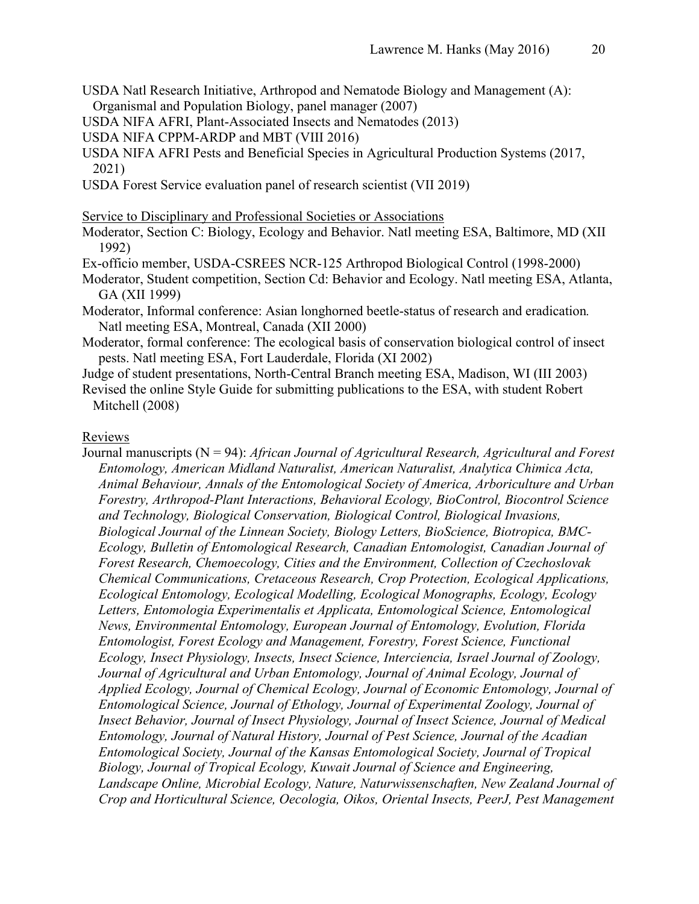USDA Natl Research Initiative, Arthropod and Nematode Biology and Management (A): Organismal and Population Biology, panel manager (2007)

USDA NIFA AFRI, Plant-Associated Insects and Nematodes (2013)

USDA NIFA CPPM-ARDP and MBT (VIII 2016)

USDA NIFA AFRI Pests and Beneficial Species in Agricultural Production Systems (2017, 2021)

USDA Forest Service evaluation panel of research scientist (VII 2019)

Service to Disciplinary and Professional Societies or Associations

Moderator, Section C: Biology, Ecology and Behavior. Natl meeting ESA, Baltimore, MD (XII 1992)

Ex-officio member, USDA-CSREES NCR-125 Arthropod Biological Control (1998-2000)

Moderator, Student competition, Section Cd: Behavior and Ecology. Natl meeting ESA, Atlanta, GA (XII 1999)

Moderator, Informal conference: Asian longhorned beetle-status of research and eradication*.* Natl meeting ESA, Montreal, Canada (XII 2000)

Moderator, formal conference: The ecological basis of conservation biological control of insect pests. Natl meeting ESA, Fort Lauderdale, Florida (XI 2002)

Judge of student presentations, North-Central Branch meeting ESA, Madison, WI (III 2003)

Revised the online Style Guide for submitting publications to the ESA, with student Robert Mitchell (2008)

Reviews

Journal manuscripts (N = 94): *African Journal of Agricultural Research, Agricultural and Forest Entomology, American Midland Naturalist, American Naturalist, Analytica Chimica Acta, Animal Behaviour, Annals of the Entomological Society of America, Arboriculture and Urban Forestry, Arthropod-Plant Interactions, Behavioral Ecology, BioControl, Biocontrol Science and Technology, Biological Conservation, Biological Control, Biological Invasions, Biological Journal of the Linnean Society, Biology Letters, BioScience, Biotropica, BMC-Ecology, Bulletin of Entomological Research, Canadian Entomologist, Canadian Journal of Forest Research, Chemoecology, Cities and the Environment, Collection of Czechoslovak Chemical Communications, Cretaceous Research, Crop Protection, Ecological Applications, Ecological Entomology, Ecological Modelling, Ecological Monographs, Ecology, Ecology Letters, Entomologia Experimentalis et Applicata, Entomological Science, Entomological News, Environmental Entomology, European Journal of Entomology, Evolution, Florida Entomologist, Forest Ecology and Management, Forestry, Forest Science, Functional Ecology, Insect Physiology, Insects, Insect Science, Interciencia, Israel Journal of Zoology, Journal of Agricultural and Urban Entomology, Journal of Animal Ecology, Journal of Applied Ecology, Journal of Chemical Ecology, Journal of Economic Entomology, Journal of Entomological Science, Journal of Ethology, Journal of Experimental Zoology, Journal of Insect Behavior, Journal of Insect Physiology, Journal of Insect Science, Journal of Medical Entomology, Journal of Natural History, Journal of Pest Science, Journal of the Acadian Entomological Society, Journal of the Kansas Entomological Society, Journal of Tropical Biology, Journal of Tropical Ecology, Kuwait Journal of Science and Engineering, Landscape Online, Microbial Ecology, Nature, Naturwissenschaften, New Zealand Journal of Crop and Horticultural Science, Oecologia, Oikos, Oriental Insects, PeerJ, Pest Management*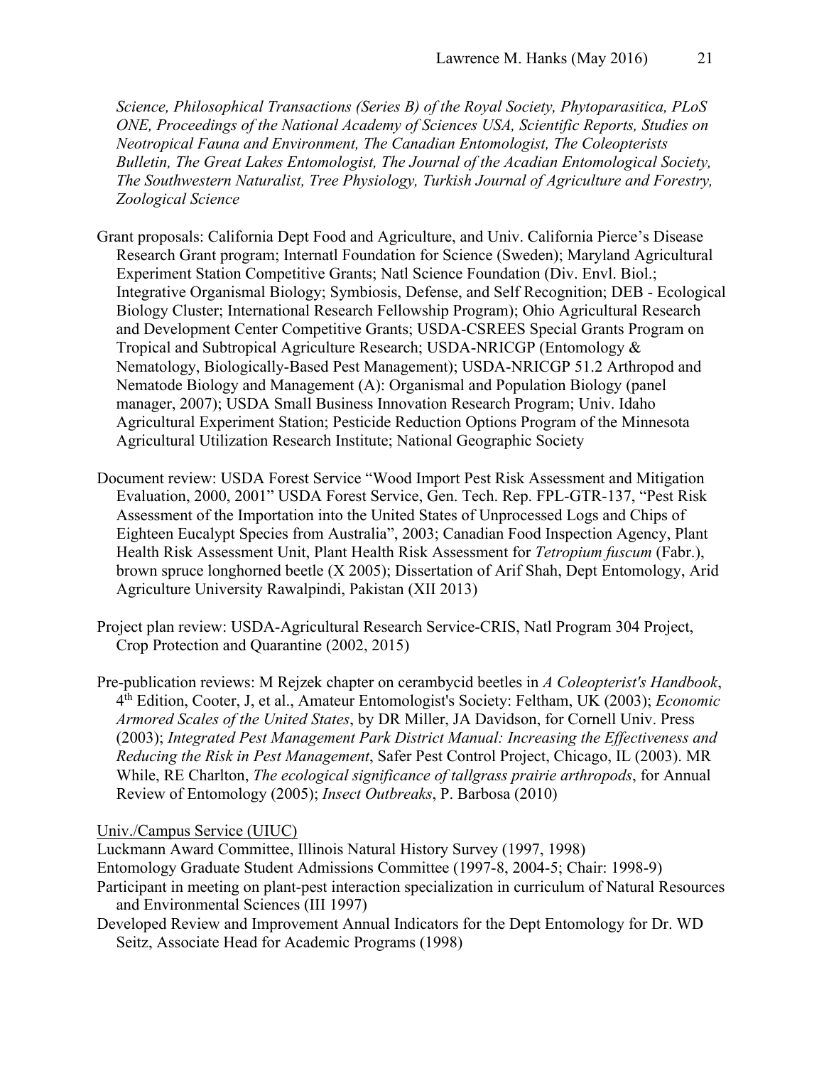*Science, Philosophical Transactions (Series B) of the Royal Society, Phytoparasitica, PLoS ONE, Proceedings of the National Academy of Sciences USA, Scientific Reports, Studies on Neotropical Fauna and Environment, The Canadian Entomologist, The Coleopterists Bulletin, The Great Lakes Entomologist, The Journal of the Acadian Entomological Society, The Southwestern Naturalist, Tree Physiology, Turkish Journal of Agriculture and Forestry, Zoological Science*

Grant proposals: California Dept Food and Agriculture, and Univ. California Pierce's Disease Research Grant program; Internatl Foundation for Science (Sweden); Maryland Agricultural Experiment Station Competitive Grants; Natl Science Foundation (Div. Envl. Biol.; Integrative Organismal Biology; Symbiosis, Defense, and Self Recognition; DEB - Ecological Biology Cluster; International Research Fellowship Program); Ohio Agricultural Research and Development Center Competitive Grants; USDA-CSREES Special Grants Program on Tropical and Subtropical Agriculture Research; USDA-NRICGP (Entomology & Nematology, Biologically-Based Pest Management); USDA-NRICGP 51.2 Arthropod and Nematode Biology and Management (A): Organismal and Population Biology (panel manager, 2007); USDA Small Business Innovation Research Program; Univ. Idaho Agricultural Experiment Station; Pesticide Reduction Options Program of the Minnesota Agricultural Utilization Research Institute; National Geographic Society

Document review: USDA Forest Service "Wood Import Pest Risk Assessment and Mitigation Evaluation, 2000, 2001" USDA Forest Service, Gen. Tech. Rep. FPL-GTR-137, "Pest Risk Assessment of the Importation into the United States of Unprocessed Logs and Chips of Eighteen Eucalypt Species from Australia", 2003; Canadian Food Inspection Agency, Plant Health Risk Assessment Unit, Plant Health Risk Assessment for *Tetropium fuscum* (Fabr.), brown spruce longhorned beetle (X 2005); Dissertation of Arif Shah, Dept Entomology, Arid Agriculture University Rawalpindi, Pakistan (XII 2013)

Project plan review: USDA-Agricultural Research Service-CRIS, Natl Program 304 Project, Crop Protection and Quarantine (2002, 2015)

Pre-publication reviews: M Rejzek chapter on cerambycid beetles in *A Coleopterist's Handbook*, 4th Edition, Cooter, J, et al., Amateur Entomologist's Society: Feltham, UK (2003); *Economic Armored Scales of the United States*, by DR Miller, JA Davidson, for Cornell Univ. Press (2003); *Integrated Pest Management Park District Manual: Increasing the Effectiveness and Reducing the Risk in Pest Management*, Safer Pest Control Project, Chicago, IL (2003). MR While, RE Charlton, *The ecological significance of tallgrass prairie arthropods*, for Annual Review of Entomology (2005); *Insect Outbreaks*, P. Barbosa (2010)

<u>Univ./Campus Service (UIUC)</u>

Luckmann Award Committee, Illinois Natural History Survey (1997, 1998)

Entomology Graduate Student Admissions Committee (1997-8, 2004-5; Chair: 1998-9)

Participant in meeting on plant-pest interaction specialization in curriculum of Natural Resources and Environmental Sciences (III 1997)

Developed Review and Improvement Annual Indicators for the Dept Entomology for Dr. WD Seitz, Associate Head for Academic Programs (1998)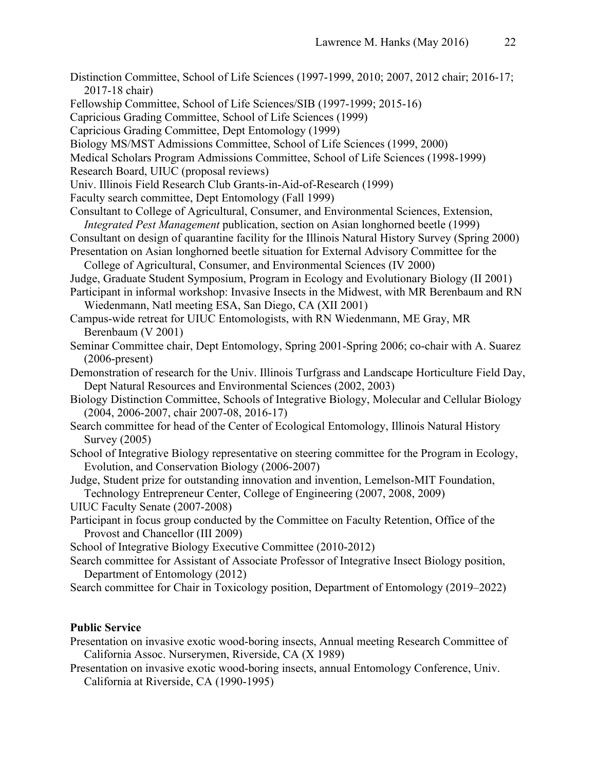Distinction Committee, School of Life Sciences (1997-1999, 2010; 2007, 2012 chair; 2016-17; 2017-18 chair)

Fellowship Committee, School of Life Sciences/SIB (1997-1999; 2015-16)

Capricious Grading Committee, School of Life Sciences (1999)

Capricious Grading Committee, Dept Entomology (1999)

Biology MS/MST Admissions Committee, School of Life Sciences (1999, 2000)

Medical Scholars Program Admissions Committee, School of Life Sciences (1998-1999)

Research Board, UIUC (proposal reviews)

Univ. Illinois Field Research Club Grants-in-Aid-of-Research (1999)

Faculty search committee, Dept Entomology (Fall 1999)

Consultant to College of Agricultural, Consumer, and Environmental Sciences, Extension, *Integrated Pest Management* publication, section on Asian longhorned beetle (1999)

Consultant on design of quarantine facility for the Illinois Natural History Survey (Spring 2000)

Presentation on Asian longhorned beetle situation for External Advisory Committee for the College of Agricultural, Consumer, and Environmental Sciences (IV 2000)

Judge, Graduate Student Symposium, Program in Ecology and Evolutionary Biology (II 2001)

Participant in informal workshop: Invasive Insects in the Midwest, with MR Berenbaum and RN Wiedenmann, Natl meeting ESA, San Diego, CA (XII 2001)

Campus-wide retreat for UIUC Entomologists, with RN Wiedenmann, ME Gray, MR Berenbaum (V 2001)

Seminar Committee chair, Dept Entomology, Spring 2001-Spring 2006; co-chair with A. Suarez (2006-present)

Demonstration of research for the Univ. Illinois Turfgrass and Landscape Horticulture Field Day, Dept Natural Resources and Environmental Sciences (2002, 2003)

Biology Distinction Committee, Schools of Integrative Biology, Molecular and Cellular Biology (2004, 2006-2007, chair 2007-08, 2016-17)

Search committee for head of the Center of Ecological Entomology, Illinois Natural History Survey (2005)

School of Integrative Biology representative on steering committee for the Program in Ecology, Evolution, and Conservation Biology (2006-2007)

Judge, Student prize for outstanding innovation and invention, Lemelson-MIT Foundation, Technology Entrepreneur Center, College of Engineering (2007, 2008, 2009)

UIUC Faculty Senate (2007-2008)

Participant in focus group conducted by the Committee on Faculty Retention, Office of the Provost and Chancellor (III 2009)

School of Integrative Biology Executive Committee (2010-2012)

Search committee for Assistant of Associate Professor of Integrative Insect Biology position, Department of Entomology (2012)

Search committee for Chair in Toxicology position, Department of Entomology (2019–2022)

**Public Service**

Presentation on invasive exotic wood-boring insects, Annual meeting Research Committee of California Assoc. Nurserymen, Riverside, CA (X 1989)

Presentation on invasive exotic wood-boring insects, annual Entomology Conference, Univ. California at Riverside, CA (1990-1995)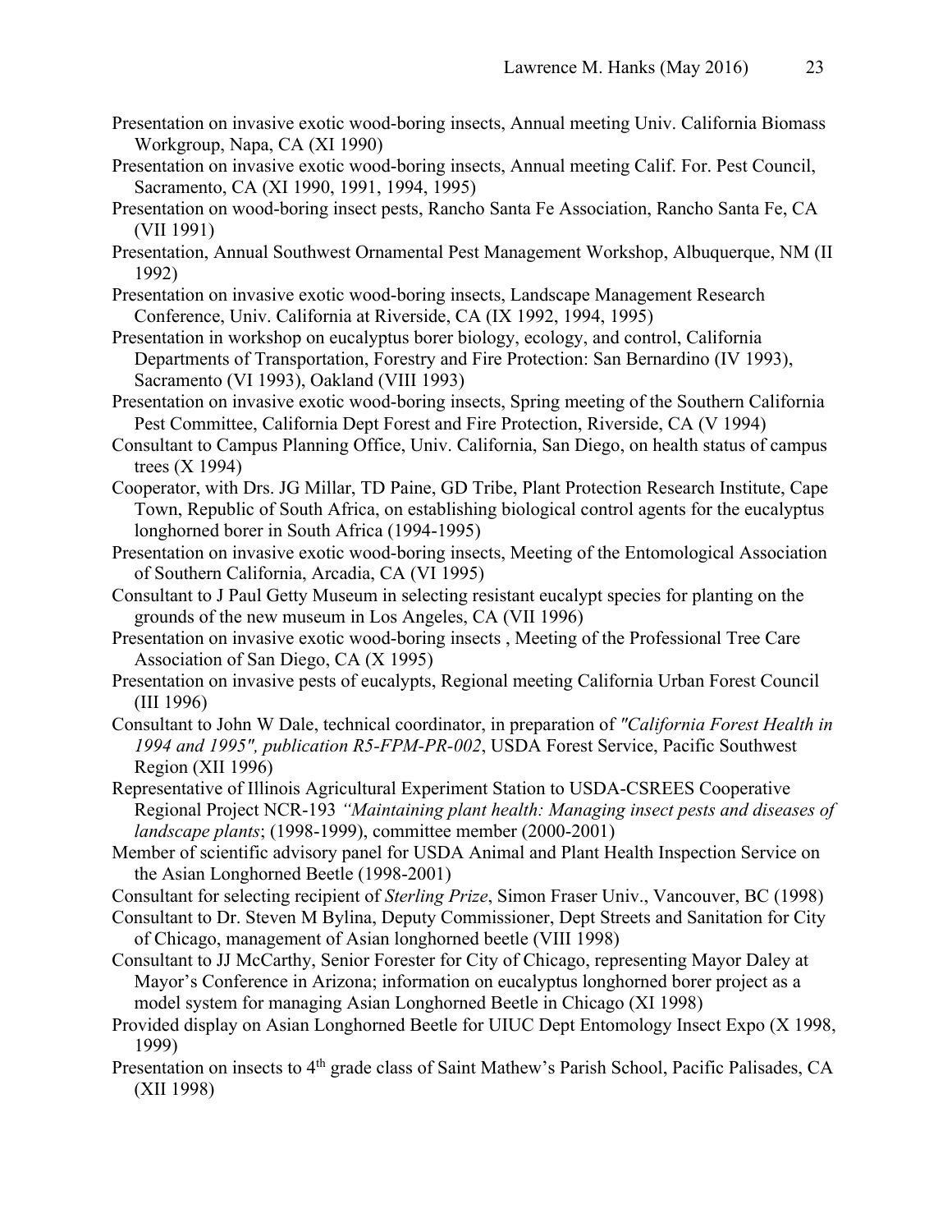Presentation on invasive exotic wood-boring insects, Annual meeting Univ. California Biomass Workgroup, Napa, CA (XI 1990)

Presentation on invasive exotic wood-boring insects, Annual meeting Calif. For. Pest Council, Sacramento, CA (XI 1990, 1991, 1994, 1995)

Presentation on wood-boring insect pests, Rancho Santa Fe Association, Rancho Santa Fe, CA (VII 1991)

Presentation, Annual Southwest Ornamental Pest Management Workshop, Albuquerque, NM (II 1992)

Presentation on invasive exotic wood-boring insects, Landscape Management Research Conference, Univ. California at Riverside, CA (IX 1992, 1994, 1995)

Presentation in workshop on eucalyptus borer biology, ecology, and control, California Departments of Transportation, Forestry and Fire Protection: San Bernardino (IV 1993), Sacramento (VI 1993), Oakland (VIII 1993)

Presentation on invasive exotic wood-boring insects, Spring meeting of the Southern California Pest Committee, California Dept Forest and Fire Protection, Riverside, CA (V 1994)

Consultant to Campus Planning Office, Univ. California, San Diego, on health status of campus trees (X 1994)

Cooperator, with Drs. JG Millar, TD Paine, GD Tribe, Plant Protection Research Institute, Cape Town, Republic of South Africa, on establishing biological control agents for the eucalyptus longhorned borer in South Africa (1994-1995)

Presentation on invasive exotic wood-boring insects, Meeting of the Entomological Association of Southern California, Arcadia, CA (VI 1995)

Consultant to J Paul Getty Museum in selecting resistant eucalypt species for planting on the grounds of the new museum in Los Angeles, CA (VII 1996)

Presentation on invasive exotic wood-boring insects , Meeting of the Professional Tree Care Association of San Diego, CA (X 1995)

Presentation on invasive pests of eucalypts, Regional meeting California Urban Forest Council (III 1996)

Consultant to John W Dale, technical coordinator, in preparation of *"California Forest Health in 1994 and 1995", publication R5-FPM-PR-002*, USDA Forest Service, Pacific Southwest Region (XII 1996)

Representative of Illinois Agricultural Experiment Station to USDA-CSREES Cooperative Regional Project NCR-193 *"Maintaining plant health: Managing insect pests and diseases of landscape plants*; (1998-1999), committee member (2000-2001)

Member of scientific advisory panel for USDA Animal and Plant Health Inspection Service on the Asian Longhorned Beetle (1998-2001)

Consultant for selecting recipient of *Sterling Prize*, Simon Fraser Univ., Vancouver, BC (1998)

Consultant to Dr. Steven M Bylina, Deputy Commissioner, Dept Streets and Sanitation for City of Chicago, management of Asian longhorned beetle (VIII 1998)

Consultant to JJ McCarthy, Senior Forester for City of Chicago, representing Mayor Daley at Mayor's Conference in Arizona; information on eucalyptus longhorned borer project as a model system for managing Asian Longhorned Beetle in Chicago (XI 1998)

Provided display on Asian Longhorned Beetle for UIUC Dept Entomology Insect Expo (X 1998, 1999)

Presentation on insects to 4th grade class of Saint Mathew's Parish School, Pacific Palisades, CA (XII 1998)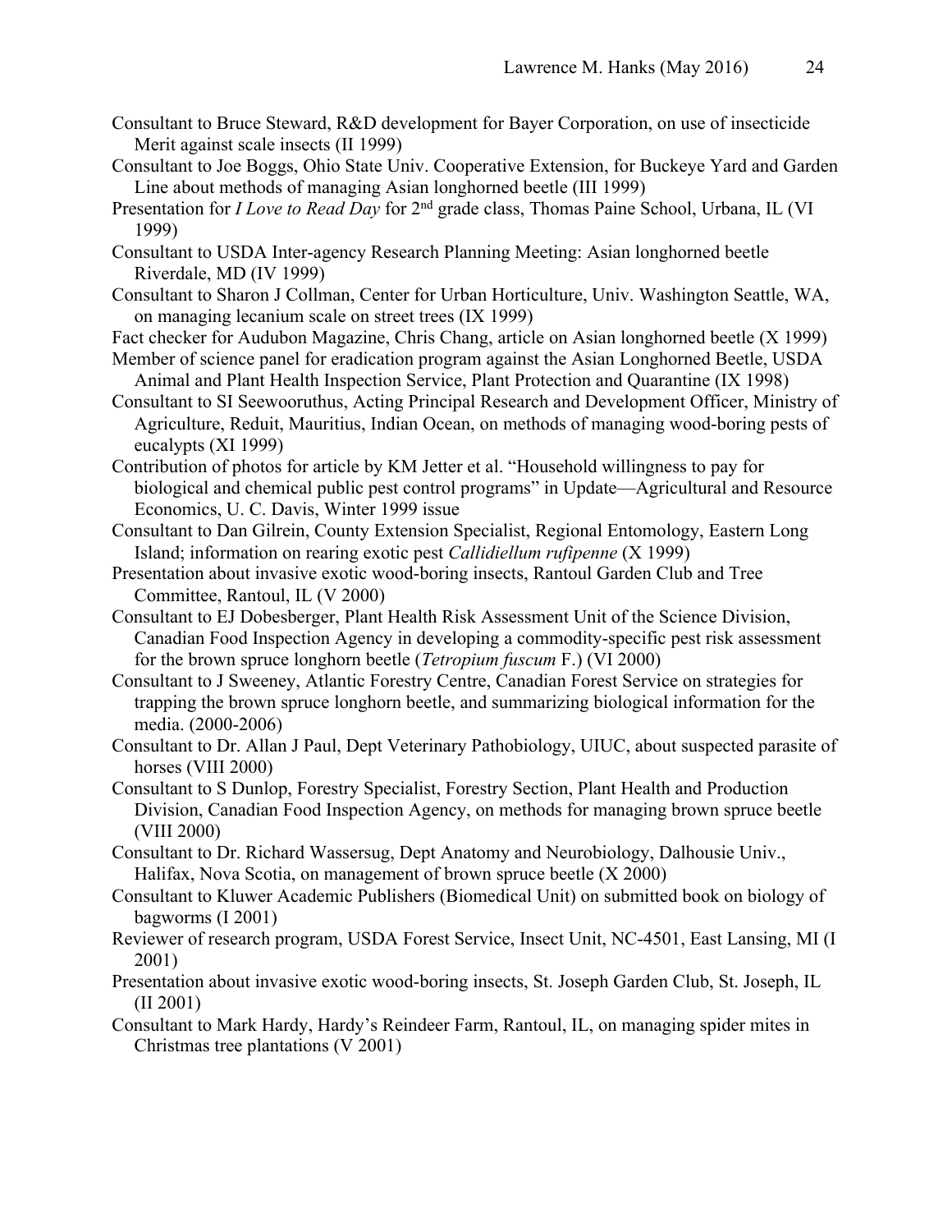Consultant to Bruce Steward, R&D development for Bayer Corporation, on use of insecticide Merit against scale insects (II 1999)

Consultant to Joe Boggs, Ohio State Univ. Cooperative Extension, for Buckeye Yard and Garden Line about methods of managing Asian longhorned beetle (III 1999)

Presentation for *I Love to Read Day* for 2nd grade class, Thomas Paine School, Urbana, IL (VI 1999)

Consultant to USDA Inter-agency Research Planning Meeting: Asian longhorned beetle Riverdale, MD (IV 1999)

Consultant to Sharon J Collman, Center for Urban Horticulture, Univ. Washington Seattle, WA, on managing lecanium scale on street trees (IX 1999)

Fact checker for Audubon Magazine, Chris Chang, article on Asian longhorned beetle (X 1999)

Member of science panel for eradication program against the Asian Longhorned Beetle, USDA Animal and Plant Health Inspection Service, Plant Protection and Quarantine (IX 1998)

Consultant to SI Seewooruthus, Acting Principal Research and Development Officer, Ministry of Agriculture, Reduit, Mauritius, Indian Ocean, on methods of managing wood-boring pests of eucalypts (XI 1999)

Contribution of photos for article by KM Jetter et al. "Household willingness to pay for biological and chemical public pest control programs" in Update—Agricultural and Resource Economics, U. C. Davis, Winter 1999 issue

Consultant to Dan Gilrein, County Extension Specialist, Regional Entomology, Eastern Long Island; information on rearing exotic pest *Callidiellum rufipenne* (X 1999)

Presentation about invasive exotic wood-boring insects, Rantoul Garden Club and Tree Committee, Rantoul, IL (V 2000)

Consultant to EJ Dobesberger, Plant Health Risk Assessment Unit of the Science Division, Canadian Food Inspection Agency in developing a commodity-specific pest risk assessment for the brown spruce longhorn beetle (*Tetropium fuscum* F.) (VI 2000)

Consultant to J Sweeney, Atlantic Forestry Centre, Canadian Forest Service on strategies for trapping the brown spruce longhorn beetle, and summarizing biological information for the media. (2000-2006)

Consultant to Dr. Allan J Paul, Dept Veterinary Pathobiology, UIUC, about suspected parasite of horses (VIII 2000)

Consultant to S Dunlop, Forestry Specialist, Forestry Section, Plant Health and Production Division, Canadian Food Inspection Agency, on methods for managing brown spruce beetle (VIII 2000)

Consultant to Dr. Richard Wassersug, Dept Anatomy and Neurobiology, Dalhousie Univ., Halifax, Nova Scotia, on management of brown spruce beetle (X 2000)

Consultant to Kluwer Academic Publishers (Biomedical Unit) on submitted book on biology of bagworms (I 2001)

Reviewer of research program, USDA Forest Service, Insect Unit, NC-4501, East Lansing, MI (I 2001)

Presentation about invasive exotic wood-boring insects, St. Joseph Garden Club, St. Joseph, IL (II 2001)

Consultant to Mark Hardy, Hardy's Reindeer Farm, Rantoul, IL, on managing spider mites in Christmas tree plantations (V 2001)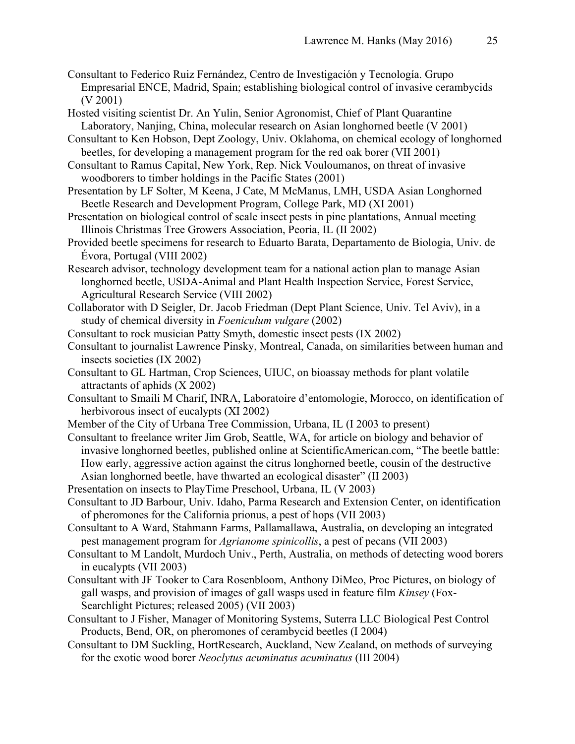Consultant to Federico Ruiz Fernández, Centro de Investigación y Tecnología. Grupo Empresarial ENCE, Madrid, Spain; establishing biological control of invasive cerambycids (V 2001)

Hosted visiting scientist Dr. An Yulin, Senior Agronomist, Chief of Plant Quarantine Laboratory, Nanjing, China, molecular research on Asian longhorned beetle (V 2001)

Consultant to Ken Hobson, Dept Zoology, Univ. Oklahoma, on chemical ecology of longhorned beetles, for developing a management program for the red oak borer (VII 2001)

Consultant to Ramus Capital, New York, Rep. Nick Vouloumanos, on threat of invasive woodborers to timber holdings in the Pacific States (2001)

Presentation by LF Solter, M Keena, J Cate, M McManus, LMH, USDA Asian Longhorned Beetle Research and Development Program, College Park, MD (XI 2001)

Presentation on biological control of scale insect pests in pine plantations, Annual meeting Illinois Christmas Tree Growers Association, Peoria, IL (II 2002)

Provided beetle specimens for research to Eduarto Barata, Departamento de Biologia, Univ. de Évora, Portugal (VIII 2002)

Research advisor, technology development team for a national action plan to manage Asian longhorned beetle, USDA-Animal and Plant Health Inspection Service, Forest Service, Agricultural Research Service (VIII 2002)

Collaborator with D Seigler, Dr. Jacob Friedman (Dept Plant Science, Univ. Tel Aviv), in a study of chemical diversity in *Foeniculum vulgare* (2002)

Consultant to rock musician Patty Smyth, domestic insect pests (IX 2002)

Consultant to journalist Lawrence Pinsky, Montreal, Canada, on similarities between human and insects societies (IX 2002)

Consultant to GL Hartman, Crop Sciences, UIUC, on bioassay methods for plant volatile attractants of aphids (X 2002)

Consultant to Smaili M Charif, INRA, Laboratoire d'entomologie, Morocco, on identification of herbivorous insect of eucalypts (XI 2002)

Member of the City of Urbana Tree Commission, Urbana, IL (I 2003 to present)

Consultant to freelance writer Jim Grob, Seattle, WA, for article on biology and behavior of invasive longhorned beetles, published online at ScientificAmerican.com, "The beetle battle: How early, aggressive action against the citrus longhorned beetle, cousin of the destructive Asian longhorned beetle, have thwarted an ecological disaster" (II 2003)

Presentation on insects to PlayTime Preschool, Urbana, IL (V 2003)

Consultant to JD Barbour, Univ. Idaho, Parma Research and Extension Center, on identification of pheromones for the California prionus, a pest of hops (VII 2003)

Consultant to A Ward, Stahmann Farms, Pallamallawa, Australia, on developing an integrated pest management program for *Agrianome spinicollis*, a pest of pecans (VII 2003)

Consultant to M Landolt, Murdoch Univ., Perth, Australia, on methods of detecting wood borers in eucalypts (VII 2003)

Consultant with JF Tooker to Cara Rosenbloom, Anthony DiMeo, Proc Pictures, on biology of gall wasps, and provision of images of gall wasps used in feature film *Kinsey* (Fox-Searchlight Pictures; released 2005) (VII 2003)

Consultant to J Fisher, Manager of Monitoring Systems, Suterra LLC Biological Pest Control Products, Bend, OR, on pheromones of cerambycid beetles (I 2004)

Consultant to DM Suckling, HortResearch, Auckland, New Zealand, on methods of surveying for the exotic wood borer *Neoclytus acuminatus acuminatus* (III 2004)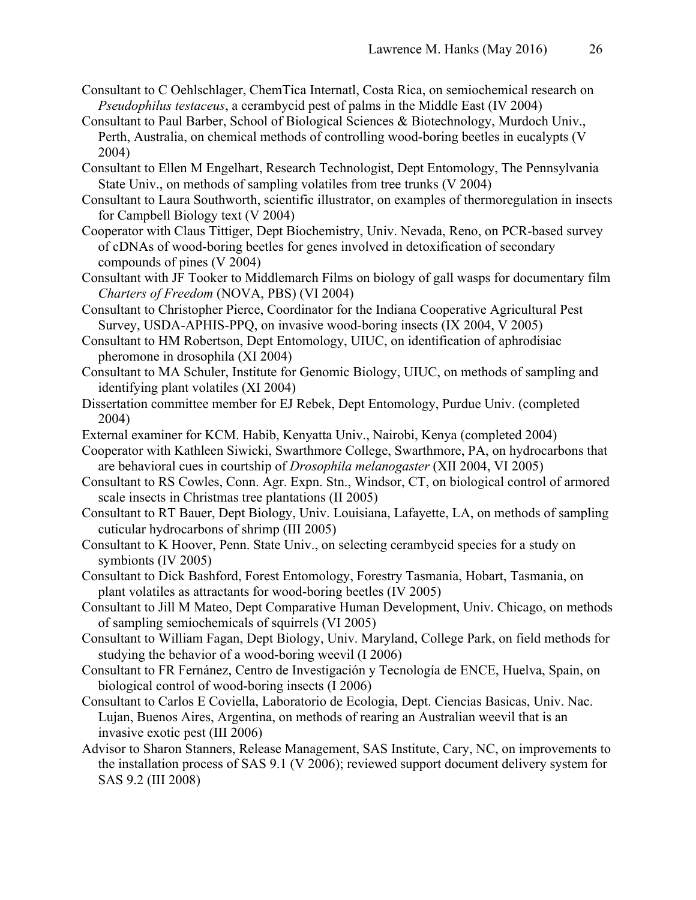Consultant to C Oehlschlager, ChemTica Internatl, Costa Rica, on semiochemical research on *Pseudophilus testaceus*, a cerambycid pest of palms in the Middle East (IV 2004)

Consultant to Paul Barber, School of Biological Sciences & Biotechnology, Murdoch Univ., Perth, Australia, on chemical methods of controlling wood-boring beetles in eucalypts (V 2004)

Consultant to Ellen M Engelhart, Research Technologist, Dept Entomology, The Pennsylvania State Univ., on methods of sampling volatiles from tree trunks (V 2004)

Consultant to Laura Southworth, scientific illustrator, on examples of thermoregulation in insects for Campbell Biology text (V 2004)

Cooperator with Claus Tittiger, Dept Biochemistry, Univ. Nevada, Reno, on PCR-based survey of cDNAs of wood-boring beetles for genes involved in detoxification of secondary compounds of pines (V 2004)

Consultant with JF Tooker to Middlemarch Films on biology of gall wasps for documentary film *Charters of Freedom* (NOVA, PBS) (VI 2004)

Consultant to Christopher Pierce, Coordinator for the Indiana Cooperative Agricultural Pest Survey, USDA-APHIS-PPQ, on invasive wood-boring insects (IX 2004, V 2005)

Consultant to HM Robertson, Dept Entomology, UIUC, on identification of aphrodisiac pheromone in drosophila (XI 2004)

Consultant to MA Schuler, Institute for Genomic Biology, UIUC, on methods of sampling and identifying plant volatiles (XI 2004)

Dissertation committee member for EJ Rebek, Dept Entomology, Purdue Univ. (completed 2004)

External examiner for KCM. Habib, Kenyatta Univ., Nairobi, Kenya (completed 2004)

Cooperator with Kathleen Siwicki, Swarthmore College, Swarthmore, PA, on hydrocarbons that are behavioral cues in courtship of *Drosophila melanogaster* (XII 2004, VI 2005)

Consultant to RS Cowles, Conn. Agr. Expn. Stn., Windsor, CT, on biological control of armored scale insects in Christmas tree plantations (II 2005)

Consultant to RT Bauer, Dept Biology, Univ. Louisiana, Lafayette, LA, on methods of sampling cuticular hydrocarbons of shrimp (III 2005)

Consultant to K Hoover, Penn. State Univ., on selecting cerambycid species for a study on symbionts (IV 2005)

Consultant to Dick Bashford, Forest Entomology, Forestry Tasmania, Hobart, Tasmania, on plant volatiles as attractants for wood-boring beetles (IV 2005)

Consultant to Jill M Mateo, Dept Comparative Human Development, Univ. Chicago, on methods of sampling semiochemicals of squirrels (VI 2005)

Consultant to William Fagan, Dept Biology, Univ. Maryland, College Park, on field methods for studying the behavior of a wood-boring weevil (I 2006)

Consultant to FR Fernánez, Centro de Investigación y Tecnología de ENCE, Huelva, Spain, on biological control of wood-boring insects (I 2006)

Consultant to Carlos E Coviella, Laboratorio de Ecologia, Dept. Ciencias Basicas, Univ. Nac. Lujan, Buenos Aires, Argentina, on methods of rearing an Australian weevil that is an invasive exotic pest (III 2006)

Advisor to Sharon Stanners, Release Management, SAS Institute, Cary, NC, on improvements to the installation process of SAS 9.1 (V 2006); reviewed support document delivery system for SAS 9.2 (III 2008)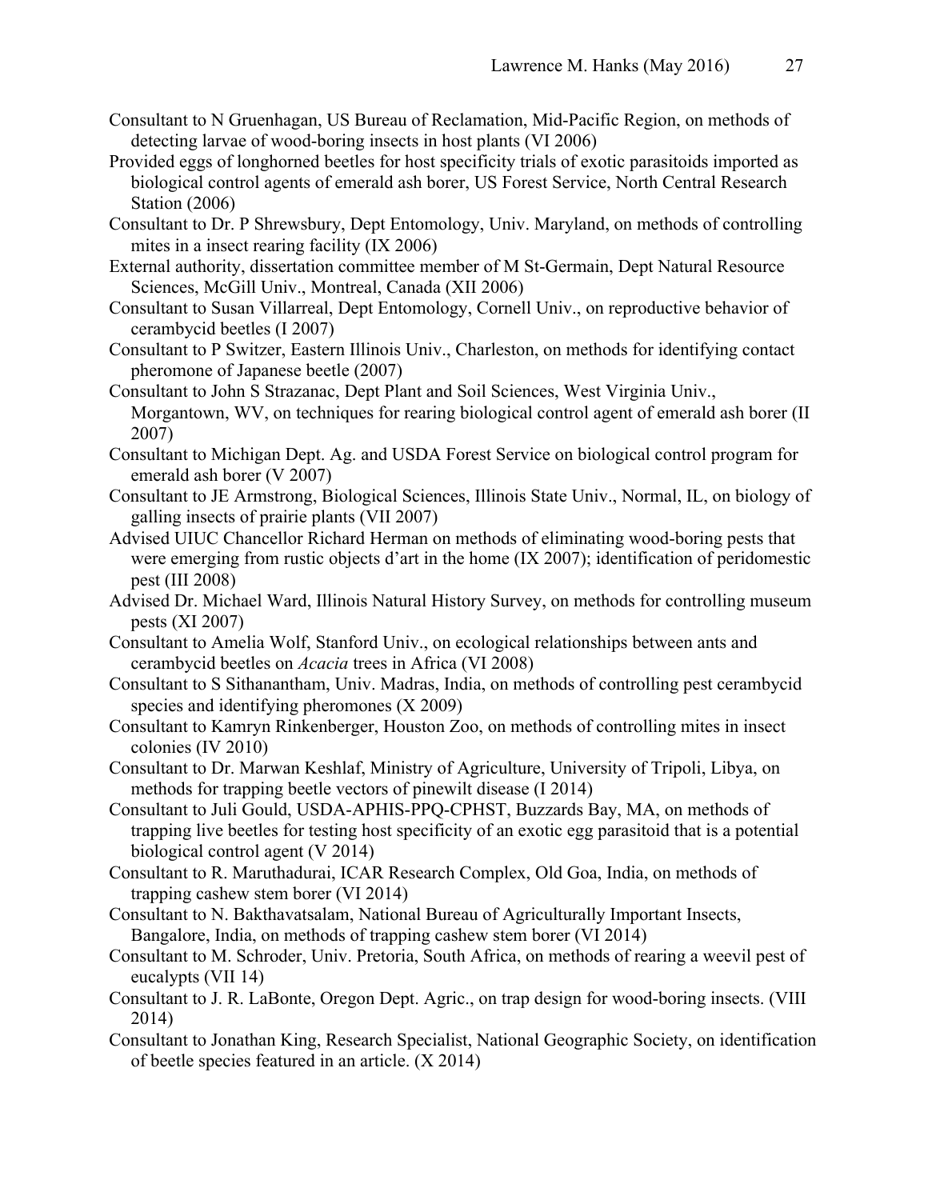Consultant to N Gruenhagan, US Bureau of Reclamation, Mid-Pacific Region, on methods of detecting larvae of wood-boring insects in host plants (VI 2006)

Provided eggs of longhorned beetles for host specificity trials of exotic parasitoids imported as biological control agents of emerald ash borer, US Forest Service, North Central Research Station (2006)

Consultant to Dr. P Shrewsbury, Dept Entomology, Univ. Maryland, on methods of controlling mites in a insect rearing facility (IX 2006)

External authority, dissertation committee member of M St-Germain, Dept Natural Resource Sciences, McGill Univ., Montreal, Canada (XII 2006)

Consultant to Susan Villarreal, Dept Entomology, Cornell Univ., on reproductive behavior of cerambycid beetles (I 2007)

Consultant to P Switzer, Eastern Illinois Univ., Charleston, on methods for identifying contact pheromone of Japanese beetle (2007)

Consultant to John S Strazanac, Dept Plant and Soil Sciences, West Virginia Univ., Morgantown, WV, on techniques for rearing biological control agent of emerald ash borer (II 2007)

Consultant to Michigan Dept. Ag. and USDA Forest Service on biological control program for emerald ash borer (V 2007)

Consultant to JE Armstrong, Biological Sciences, Illinois State Univ., Normal, IL, on biology of galling insects of prairie plants (VII 2007)

Advised UIUC Chancellor Richard Herman on methods of eliminating wood-boring pests that were emerging from rustic objects d'art in the home (IX 2007); identification of peridomestic pest (III 2008)

Advised Dr. Michael Ward, Illinois Natural History Survey, on methods for controlling museum pests (XI 2007)

Consultant to Amelia Wolf, Stanford Univ., on ecological relationships between ants and cerambycid beetles on *Acacia* trees in Africa (VI 2008)

Consultant to S Sithanantham, Univ. Madras, India, on methods of controlling pest cerambycid species and identifying pheromones (X 2009)

Consultant to Kamryn Rinkenberger, Houston Zoo, on methods of controlling mites in insect colonies (IV 2010)

Consultant to Dr. Marwan Keshlaf, Ministry of Agriculture, University of Tripoli, Libya, on methods for trapping beetle vectors of pinewilt disease (I 2014)

Consultant to Juli Gould, USDA-APHIS-PPQ-CPHST, Buzzards Bay, MA, on methods of trapping live beetles for testing host specificity of an exotic egg parasitoid that is a potential biological control agent (V 2014)

Consultant to R. Maruthadurai, ICAR Research Complex, Old Goa, India, on methods of trapping cashew stem borer (VI 2014)

Consultant to N. Bakthavatsalam, National Bureau of Agriculturally Important Insects, Bangalore, India, on methods of trapping cashew stem borer (VI 2014)

Consultant to M. Schroder, Univ. Pretoria, South Africa, on methods of rearing a weevil pest of eucalypts (VII 14)

Consultant to J. R. LaBonte, Oregon Dept. Agric., on trap design for wood-boring insects. (VIII 2014)

Consultant to Jonathan King, Research Specialist, National Geographic Society, on identification of beetle species featured in an article. (X 2014)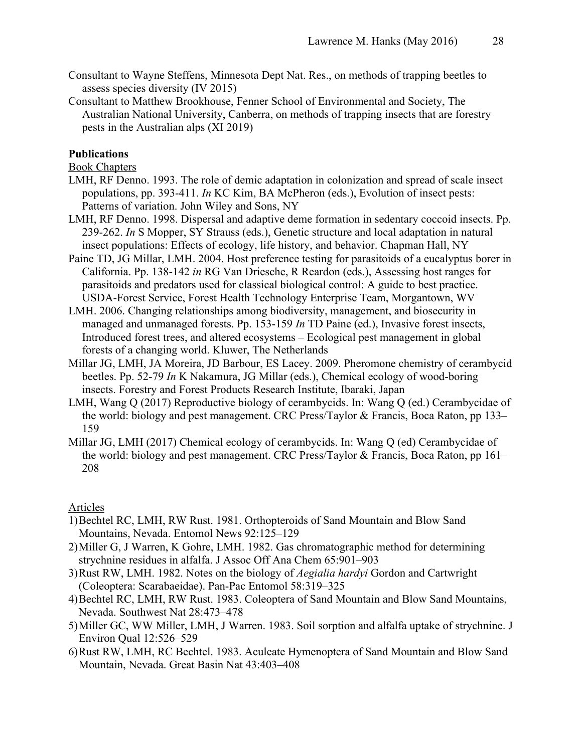Consultant to Wayne Steffens, Minnesota Dept Nat. Res., on methods of trapping beetles to assess species diversity (IV 2015)

Consultant to Matthew Brookhouse, Fenner School of Environmental and Society, The Australian National University, Canberra, on methods of trapping insects that are forestry pests in the Australian alps (XI 2019)

**Publications**

Book Chapters

LMH, RF Denno. 1993. The role of demic adaptation in colonization and spread of scale insect populations, pp. 393-411. *In* KC Kim, BA McPheron (eds.), Evolution of insect pests: Patterns of variation. John Wiley and Sons, NY

LMH, RF Denno. 1998. Dispersal and adaptive deme formation in sedentary coccoid insects. Pp. 239-262. *In* S Mopper, SY Strauss (eds.), Genetic structure and local adaptation in natural insect populations: Effects of ecology, life history, and behavior. Chapman Hall, NY

Paine TD, JG Millar, LMH. 2004. Host preference testing for parasitoids of a eucalyptus borer in California. Pp. 138-142 *in* RG Van Driesche, R Reardon (eds.), Assessing host ranges for parasitoids and predators used for classical biological control: A guide to best practice. USDA-Forest Service, Forest Health Technology Enterprise Team, Morgantown, WV

LMH. 2006. Changing relationships among biodiversity, management, and biosecurity in managed and unmanaged forests. Pp. 153-159 *In* TD Paine (ed.), Invasive forest insects, Introduced forest trees, and altered ecosystems – Ecological pest management in global forests of a changing world. Kluwer, The Netherlands

Millar JG, LMH, JA Moreira, JD Barbour, ES Lacey. 2009. Pheromone chemistry of cerambycid beetles. Pp. 52-79 *In* K Nakamura, JG Millar (eds.), Chemical ecology of wood-boring insects. Forestry and Forest Products Research Institute, Ibaraki, Japan

LMH, Wang Q (2017) Reproductive biology of cerambycids. In: Wang Q (ed.) Cerambycidae of the world: biology and pest management. CRC Press/Taylor & Francis, Boca Raton, pp 133–159

Millar JG, LMH (2017) Chemical ecology of cerambycids. In: Wang Q (ed) Cerambycidae of the world: biology and pest management. CRC Press/Taylor & Francis, Boca Raton, pp 161–208

Articles

1) Bechtel RC, LMH, RW Rust. 1981. Orthopteroids of Sand Mountain and Blow Sand Mountains, Nevada. Entomol News 92:125–129
2) Miller G, J Warren, K Gohre, LMH. 1982. Gas chromatographic method for determining strychnine residues in alfalfa. J Assoc Off Ana Chem 65:901–903
3) Rust RW, LMH. 1982. Notes on the biology of *Aegialia hardyi* Gordon and Cartwright (Coleoptera: Scarabaeidae). Pan-Pac Entomol 58:319–325
4) Bechtel RC, LMH, RW Rust. 1983. Coleoptera of Sand Mountain and Blow Sand Mountains, Nevada. Southwest Nat 28:473–478
5) Miller GC, WW Miller, LMH, J Warren. 1983. Soil sorption and alfalfa uptake of strychnine. J Environ Qual 12:526–529
6) Rust RW, LMH, RC Bechtel. 1983. Aculeate Hymenoptera of Sand Mountain and Blow Sand Mountain, Nevada. Great Basin Nat 43:403–408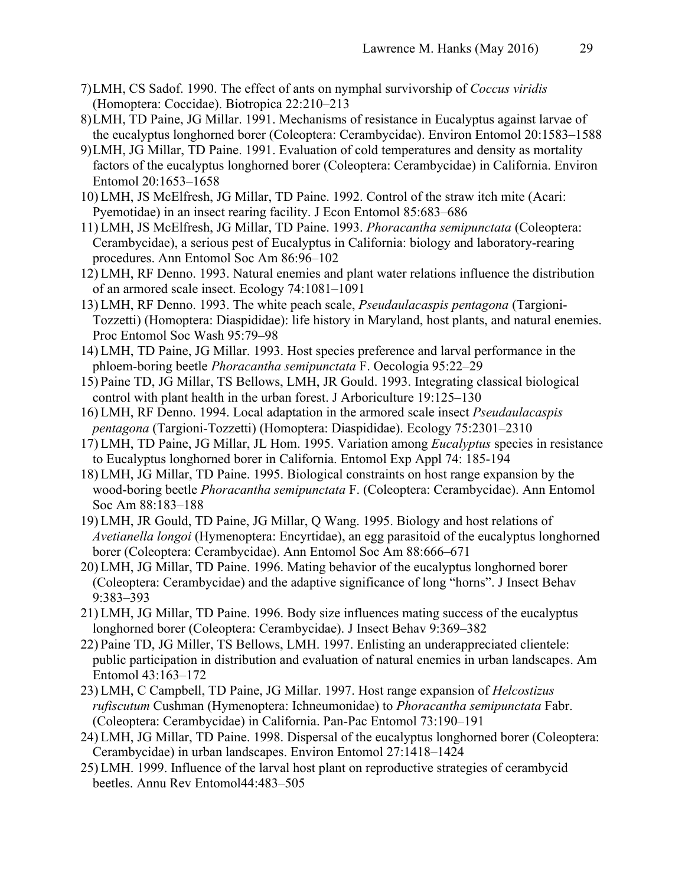7) LMH, CS Sadof. 1990. The effect of ants on nymphal survivorship of *Coccus viridis* (Homoptera: Coccidae). Biotropica 22:210–213
8) LMH, TD Paine, JG Millar. 1991. Mechanisms of resistance in Eucalyptus against larvae of the eucalyptus longhorned borer (Coleoptera: Cerambycidae). Environ Entomol 20:1583–1588
9) LMH, JG Millar, TD Paine. 1991. Evaluation of cold temperatures and density as mortality factors of the eucalyptus longhorned borer (Coleoptera: Cerambycidae) in California. Environ Entomol 20:1653–1658
10) LMH, JS McElfresh, JG Millar, TD Paine. 1992. Control of the straw itch mite (Acari: Pyemotidae) in an insect rearing facility. J Econ Entomol 85:683–686
11) LMH, JS McElfresh, JG Millar, TD Paine. 1993. *Phoracantha semipunctata* (Coleoptera: Cerambycidae), a serious pest of Eucalyptus in California: biology and laboratory-rearing procedures. Ann Entomol Soc Am 86:96–102
12) LMH, RF Denno. 1993. Natural enemies and plant water relations influence the distribution of an armored scale insect. Ecology 74:1081–1091
13) LMH, RF Denno. 1993. The white peach scale, *Pseudaulacaspis pentagona* (Targioni-Tozzetti) (Homoptera: Diaspididae): life history in Maryland, host plants, and natural enemies. Proc Entomol Soc Wash 95:79–98
14) LMH, TD Paine, JG Millar. 1993. Host species preference and larval performance in the phloem-boring beetle *Phoracantha semipunctata* F. Oecologia 95:22–29
15) Paine TD, JG Millar, TS Bellows, LMH, JR Gould. 1993. Integrating classical biological control with plant health in the urban forest. J Arboriculture 19:125–130
16) LMH, RF Denno. 1994. Local adaptation in the armored scale insect *Pseudaulacaspis pentagona* (Targioni-Tozzetti) (Homoptera: Diaspididae). Ecology 75:2301–2310
17) LMH, TD Paine, JG Millar, JL Hom. 1995. Variation among *Eucalyptus* species in resistance to Eucalyptus longhorned borer in California. Entomol Exp Appl 74: 185-194
18) LMH, JG Millar, TD Paine. 1995. Biological constraints on host range expansion by the wood-boring beetle *Phoracantha semipunctata* F. (Coleoptera: Cerambycidae). Ann Entomol Soc Am 88:183–188
19) LMH, JR Gould, TD Paine, JG Millar, Q Wang. 1995. Biology and host relations of *Avetianella longoi* (Hymenoptera: Encyrtidae), an egg parasitoid of the eucalyptus longhorned borer (Coleoptera: Cerambycidae). Ann Entomol Soc Am 88:666–671
20) LMH, JG Millar, TD Paine. 1996. Mating behavior of the eucalyptus longhorned borer (Coleoptera: Cerambycidae) and the adaptive significance of long "horns". J Insect Behav 9:383–393
21) LMH, JG Millar, TD Paine. 1996. Body size influences mating success of the eucalyptus longhorned borer (Coleoptera: Cerambycidae). J Insect Behav 9:369–382
22) Paine TD, JG Miller, TS Bellows, LMH. 1997. Enlisting an underappreciated clientele: public participation in distribution and evaluation of natural enemies in urban landscapes. Am Entomol 43:163–172
23) LMH, C Campbell, TD Paine, JG Millar. 1997. Host range expansion of *Helcostizus rufiscutum* Cushman (Hymenoptera: Ichneumonidae) to *Phoracantha semipunctata* Fabr. (Coleoptera: Cerambycidae) in California. Pan-Pac Entomol 73:190–191
24) LMH, JG Millar, TD Paine. 1998. Dispersal of the eucalyptus longhorned borer (Coleoptera: Cerambycidae) in urban landscapes. Environ Entomol 27:1418–1424
25) LMH. 1999. Influence of the larval host plant on reproductive strategies of cerambycid beetles. Annu Rev Entomol44:483–505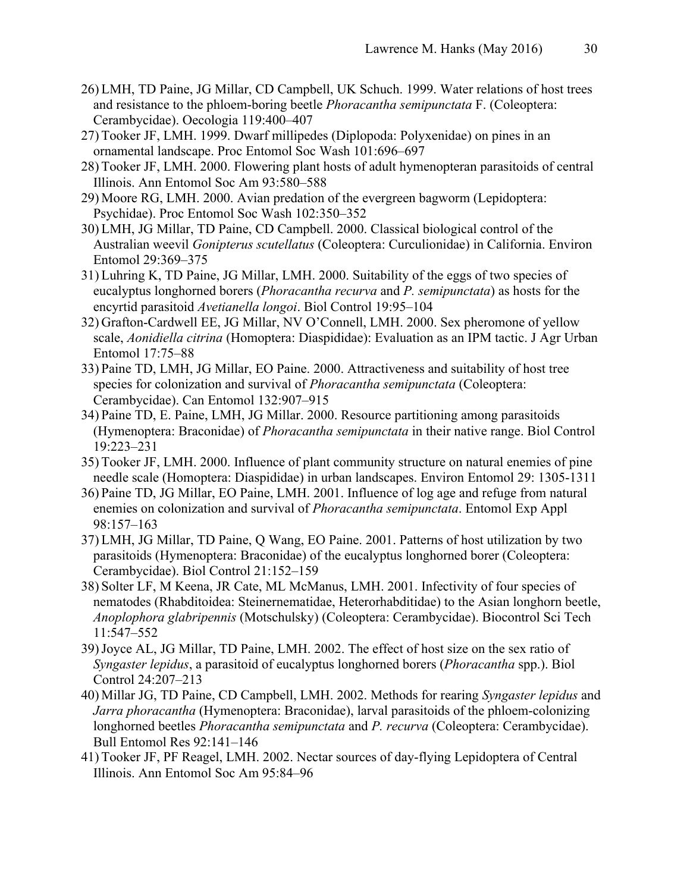26) LMH, TD Paine, JG Millar, CD Campbell, UK Schuch. 1999. Water relations of host trees and resistance to the phloem-boring beetle *Phoracantha semipunctata* F. (Coleoptera: Cerambycidae). Oecologia 119:400–407

27) Tooker JF, LMH. 1999. Dwarf millipedes (Diplopoda: Polyxenidae) on pines in an ornamental landscape. Proc Entomol Soc Wash 101:696–697

28) Tooker JF, LMH. 2000. Flowering plant hosts of adult hymenopteran parasitoids of central Illinois. Ann Entomol Soc Am 93:580–588

29) Moore RG, LMH. 2000. Avian predation of the evergreen bagworm (Lepidoptera: Psychidae). Proc Entomol Soc Wash 102:350–352

30) LMH, JG Millar, TD Paine, CD Campbell. 2000. Classical biological control of the Australian weevil *Gonipterus scutellatus* (Coleoptera: Curculionidae) in California. Environ Entomol 29:369–375

31) Luhring K, TD Paine, JG Millar, LMH. 2000. Suitability of the eggs of two species of eucalyptus longhorned borers (*Phoracantha recurva* and *P. semipunctata*) as hosts for the encyrtid parasitoid *Avetianella longoi*. Biol Control 19:95–104

32) Grafton-Cardwell EE, JG Millar, NV O'Connell, LMH. 2000. Sex pheromone of yellow scale, *Aonidiella citrina* (Homoptera: Diaspididae): Evaluation as an IPM tactic. J Agr Urban Entomol 17:75–88

33) Paine TD, LMH, JG Millar, EO Paine. 2000. Attractiveness and suitability of host tree species for colonization and survival of *Phoracantha semipunctata* (Coleoptera: Cerambycidae). Can Entomol 132:907–915

34) Paine TD, E. Paine, LMH, JG Millar. 2000. Resource partitioning among parasitoids (Hymenoptera: Braconidae) of *Phoracantha semipunctata* in their native range. Biol Control 19:223–231

35) Tooker JF, LMH. 2000. Influence of plant community structure on natural enemies of pine needle scale (Homoptera: Diaspididae) in urban landscapes. Environ Entomol 29: 1305-1311

36) Paine TD, JG Millar, EO Paine, LMH. 2001. Influence of log age and refuge from natural enemies on colonization and survival of *Phoracantha semipunctata*. Entomol Exp Appl 98:157–163

37) LMH, JG Millar, TD Paine, Q Wang, EO Paine. 2001. Patterns of host utilization by two parasitoids (Hymenoptera: Braconidae) of the eucalyptus longhorned borer (Coleoptera: Cerambycidae). Biol Control 21:152–159

38) Solter LF, M Keena, JR Cate, ML McManus, LMH. 2001. Infectivity of four species of nematodes (Rhabditoidea: Steinernematidae, Heterorhabditidae) to the Asian longhorn beetle, *Anoplophora glabripennis* (Motschulsky) (Coleoptera: Cerambycidae). Biocontrol Sci Tech 11:547–552

39) Joyce AL, JG Millar, TD Paine, LMH. 2002. The effect of host size on the sex ratio of *Syngaster lepidus*, a parasitoid of eucalyptus longhorned borers (*Phoracantha* spp.). Biol Control 24:207–213

40) Millar JG, TD Paine, CD Campbell, LMH. 2002. Methods for rearing *Syngaster lepidus* and *Jarra phoracantha* (Hymenoptera: Braconidae), larval parasitoids of the phloem-colonizing longhorned beetles *Phoracantha semipunctata* and *P. recurva* (Coleoptera: Cerambycidae). Bull Entomol Res 92:141–146

41) Tooker JF, PF Reagel, LMH. 2002. Nectar sources of day-flying Lepidoptera of Central Illinois. Ann Entomol Soc Am 95:84–96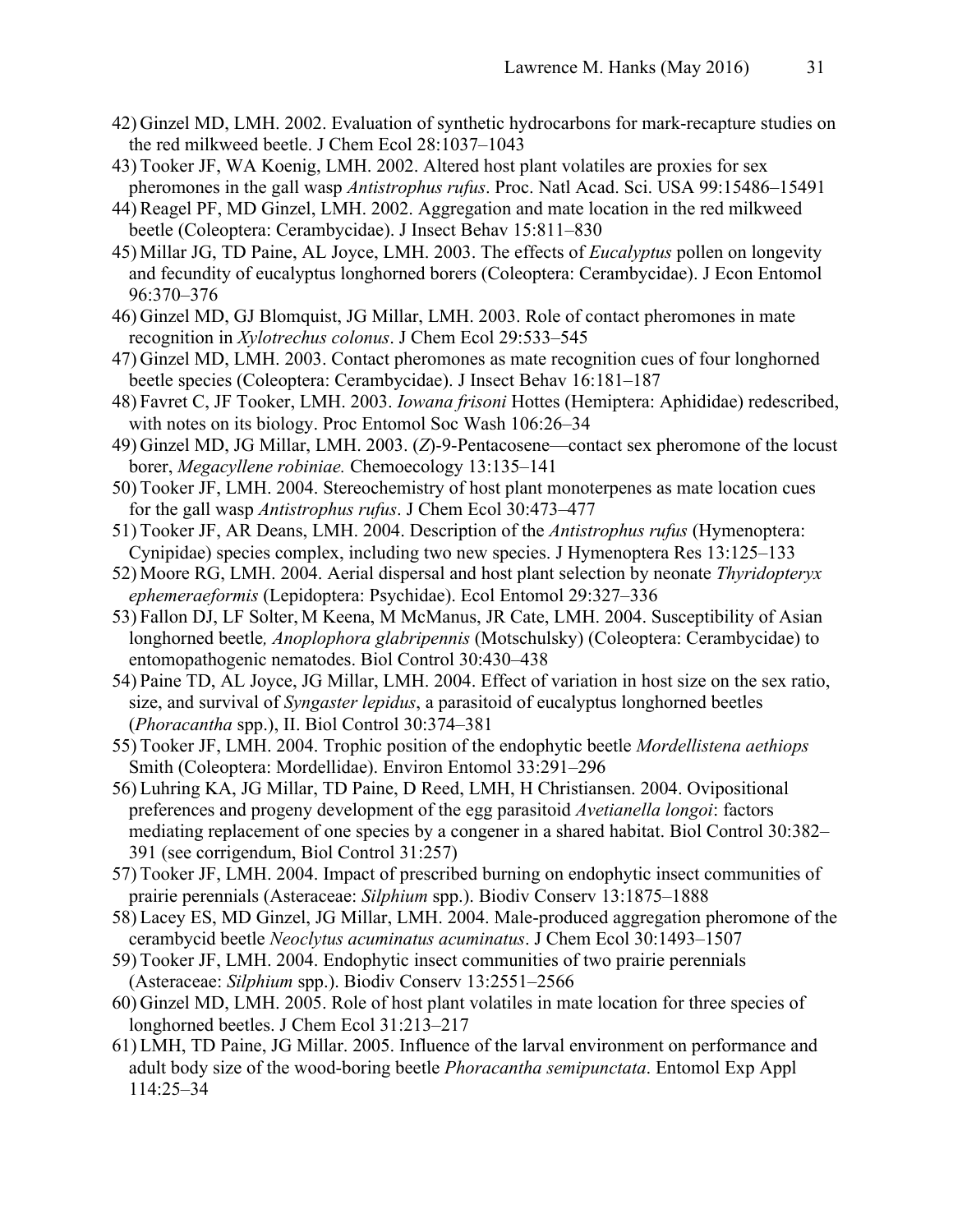42) Ginzel MD, LMH. 2002. Evaluation of synthetic hydrocarbons for mark-recapture studies on the red milkweed beetle. J Chem Ecol 28:1037–1043

43) Tooker JF, WA Koenig, LMH. 2002. Altered host plant volatiles are proxies for sex pheromones in the gall wasp *Antistrophus rufus*. Proc. Natl Acad. Sci. USA 99:15486–15491

44) Reagel PF, MD Ginzel, LMH. 2002. Aggregation and mate location in the red milkweed beetle (Coleoptera: Cerambycidae). J Insect Behav 15:811–830

45) Millar JG, TD Paine, AL Joyce, LMH. 2003. The effects of *Eucalyptus* pollen on longevity and fecundity of eucalyptus longhorned borers (Coleoptera: Cerambycidae). J Econ Entomol 96:370–376

46) Ginzel MD, GJ Blomquist, JG Millar, LMH. 2003. Role of contact pheromones in mate recognition in *Xylotrechus colonus*. J Chem Ecol 29:533–545

47) Ginzel MD, LMH. 2003. Contact pheromones as mate recognition cues of four longhorned beetle species (Coleoptera: Cerambycidae). J Insect Behav 16:181–187

48) Favret C, JF Tooker, LMH. 2003. *Iowana frisoni* Hottes (Hemiptera: Aphididae) redescribed, with notes on its biology. Proc Entomol Soc Wash 106:26–34

49) Ginzel MD, JG Millar, LMH. 2003. (*Z*)-9-Pentacosene—contact sex pheromone of the locust borer, *Megacyllene robiniae.* Chemoecology 13:135–141

50) Tooker JF, LMH. 2004. Stereochemistry of host plant monoterpenes as mate location cues for the gall wasp *Antistrophus rufus*. J Chem Ecol 30:473–477

51) Tooker JF, AR Deans, LMH. 2004. Description of the *Antistrophus rufus* (Hymenoptera: Cynipidae) species complex, including two new species. J Hymenoptera Res 13:125–133

52) Moore RG, LMH. 2004. Aerial dispersal and host plant selection by neonate *Thyridopteryx ephemeraeformis* (Lepidoptera: Psychidae). Ecol Entomol 29:327–336

53) Fallon DJ, LF Solter, M Keena, M McManus, JR Cate, LMH. 2004. Susceptibility of Asian longhorned beetle*, Anoplophora glabripennis* (Motschulsky) (Coleoptera: Cerambycidae) to entomopathogenic nematodes. Biol Control 30:430–438

54) Paine TD, AL Joyce, JG Millar, LMH. 2004. Effect of variation in host size on the sex ratio, size, and survival of *Syngaster lepidus*, a parasitoid of eucalyptus longhorned beetles (*Phoracantha* spp.), II. Biol Control 30:374–381

55) Tooker JF, LMH. 2004. Trophic position of the endophytic beetle *Mordellistena aethiops* Smith (Coleoptera: Mordellidae). Environ Entomol 33:291–296

56) Luhring KA, JG Millar, TD Paine, D Reed, LMH, H Christiansen. 2004. Ovipositional preferences and progeny development of the egg parasitoid *Avetianella longoi*: factors mediating replacement of one species by a congener in a shared habitat. Biol Control 30:382–391 (see corrigendum, Biol Control 31:257)

57) Tooker JF, LMH. 2004. Impact of prescribed burning on endophytic insect communities of prairie perennials (Asteraceae: *Silphium* spp.). Biodiv Conserv 13:1875–1888

58) Lacey ES, MD Ginzel, JG Millar, LMH. 2004. Male-produced aggregation pheromone of the cerambycid beetle *Neoclytus acuminatus acuminatus*. J Chem Ecol 30:1493–1507

59) Tooker JF, LMH. 2004. Endophytic insect communities of two prairie perennials (Asteraceae: *Silphium* spp.). Biodiv Conserv 13:2551–2566

60) Ginzel MD, LMH. 2005. Role of host plant volatiles in mate location for three species of longhorned beetles. J Chem Ecol 31:213–217

61) LMH, TD Paine, JG Millar. 2005. Influence of the larval environment on performance and adult body size of the wood-boring beetle *Phoracantha semipunctata*. Entomol Exp Appl 114:25–34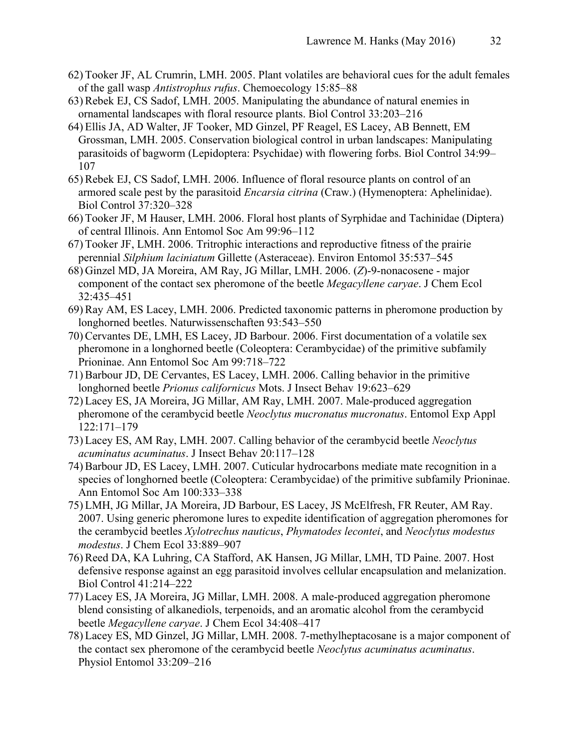62) Tooker JF, AL Crumrin, LMH. 2005. Plant volatiles are behavioral cues for the adult females of the gall wasp *Antistrophus rufus*. Chemoecology 15:85–88
63) Rebek EJ, CS Sadof, LMH. 2005. Manipulating the abundance of natural enemies in ornamental landscapes with floral resource plants. Biol Control 33:203–216
64) Ellis JA, AD Walter, JF Tooker, MD Ginzel, PF Reagel, ES Lacey, AB Bennett, EM Grossman, LMH. 2005. Conservation biological control in urban landscapes: Manipulating parasitoids of bagworm (Lepidoptera: Psychidae) with flowering forbs. Biol Control 34:99–107
65) Rebek EJ, CS Sadof, LMH. 2006. Influence of floral resource plants on control of an armored scale pest by the parasitoid *Encarsia citrina* (Craw.) (Hymenoptera: Aphelinidae). Biol Control 37:320–328
66) Tooker JF, M Hauser, LMH. 2006. Floral host plants of Syrphidae and Tachinidae (Diptera) of central Illinois. Ann Entomol Soc Am 99:96–112
67) Tooker JF, LMH. 2006. Tritrophic interactions and reproductive fitness of the prairie perennial *Silphium laciniatum* Gillette (Asteraceae). Environ Entomol 35:537–545
68) Ginzel MD, JA Moreira, AM Ray, JG Millar, LMH. 2006. (*Z*)-9-nonacosene - major component of the contact sex pheromone of the beetle *Megacyllene caryae*. J Chem Ecol 32:435–451
69) Ray AM, ES Lacey, LMH. 2006. Predicted taxonomic patterns in pheromone production by longhorned beetles. Naturwissenschaften 93:543–550
70) Cervantes DE, LMH, ES Lacey, JD Barbour. 2006. First documentation of a volatile sex pheromone in a longhorned beetle (Coleoptera: Cerambycidae) of the primitive subfamily Prioninae. Ann Entomol Soc Am 99:718–722
71) Barbour JD, DE Cervantes, ES Lacey, LMH. 2006. Calling behavior in the primitive longhorned beetle *Prionus californicus* Mots. J Insect Behav 19:623–629
72) Lacey ES, JA Moreira, JG Millar, AM Ray, LMH. 2007. Male-produced aggregation pheromone of the cerambycid beetle *Neoclytus mucronatus mucronatus*. Entomol Exp Appl 122:171–179
73) Lacey ES, AM Ray, LMH. 2007. Calling behavior of the cerambycid beetle *Neoclytus acuminatus acuminatus*. J Insect Behav 20:117–128
74) Barbour JD, ES Lacey, LMH. 2007. Cuticular hydrocarbons mediate mate recognition in a species of longhorned beetle (Coleoptera: Cerambycidae) of the primitive subfamily Prioninae. Ann Entomol Soc Am 100:333–338
75) LMH, JG Millar, JA Moreira, JD Barbour, ES Lacey, JS McElfresh, FR Reuter, AM Ray. 2007. Using generic pheromone lures to expedite identification of aggregation pheromones for the cerambycid beetles *Xylotrechus nauticus*, *Phymatodes lecontei*, and *Neoclytus modestus modestus*. J Chem Ecol 33:889–907
76) Reed DA, KA Luhring, CA Stafford, AK Hansen, JG Millar, LMH, TD Paine. 2007. Host defensive response against an egg parasitoid involves cellular encapsulation and melanization. Biol Control 41:214–222
77) Lacey ES, JA Moreira, JG Millar, LMH. 2008. A male-produced aggregation pheromone blend consisting of alkanediols, terpenoids, and an aromatic alcohol from the cerambycid beetle *Megacyllene caryae*. J Chem Ecol 34:408–417
78) Lacey ES, MD Ginzel, JG Millar, LMH. 2008. 7-methylheptacosane is a major component of the contact sex pheromone of the cerambycid beetle *Neoclytus acuminatus acuminatus*. Physiol Entomol 33:209–216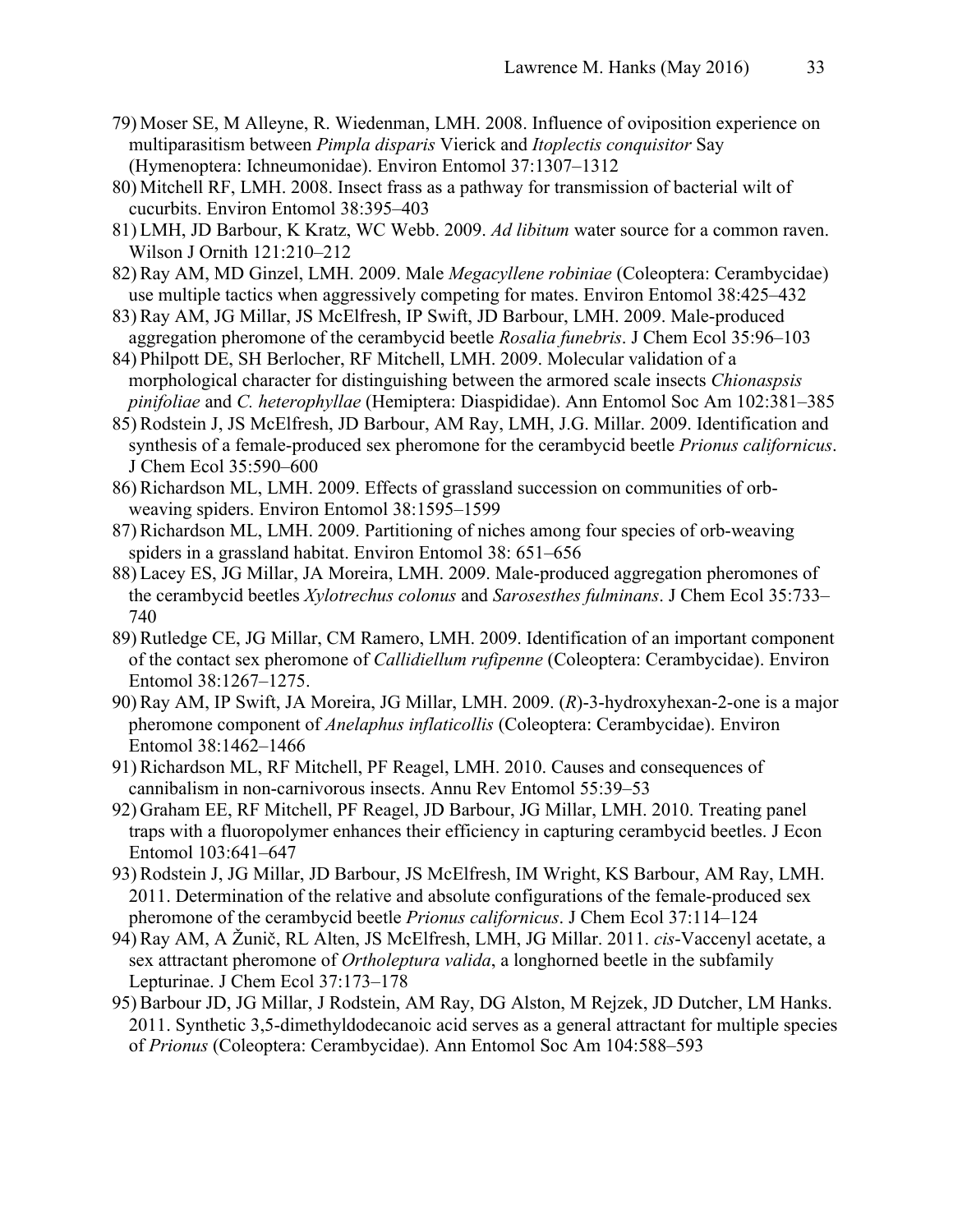79) Moser SE, M Alleyne, R. Wiedenman, LMH. 2008. Influence of oviposition experience on multiparasitism between *Pimpla disparis* Vierick and *Itoplectis conquisitor* Say (Hymenoptera: Ichneumonidae). Environ Entomol 37:1307–1312

80) Mitchell RF, LMH. 2008. Insect frass as a pathway for transmission of bacterial wilt of cucurbits. Environ Entomol 38:395–403

81) LMH, JD Barbour, K Kratz, WC Webb. 2009. *Ad libitum* water source for a common raven. Wilson J Ornith 121:210–212

82) Ray AM, MD Ginzel, LMH. 2009. Male *Megacyllene robiniae* (Coleoptera: Cerambycidae) use multiple tactics when aggressively competing for mates. Environ Entomol 38:425–432

83) Ray AM, JG Millar, JS McElfresh, IP Swift, JD Barbour, LMH. 2009. Male-produced aggregation pheromone of the cerambycid beetle *Rosalia funebris*. J Chem Ecol 35:96–103

84) Philpott DE, SH Berlocher, RF Mitchell, LMH. 2009. Molecular validation of a morphological character for distinguishing between the armored scale insects *Chionaspsis pinifoliae* and *C. heterophyllae* (Hemiptera: Diaspididae). Ann Entomol Soc Am 102:381–385

85) Rodstein J, JS McElfresh, JD Barbour, AM Ray, LMH, J.G. Millar. 2009. Identification and synthesis of a female-produced sex pheromone for the cerambycid beetle *Prionus californicus*. J Chem Ecol 35:590–600

86) Richardson ML, LMH. 2009. Effects of grassland succession on communities of orb-weaving spiders. Environ Entomol 38:1595–1599

87) Richardson ML, LMH. 2009. Partitioning of niches among four species of orb-weaving spiders in a grassland habitat. Environ Entomol 38: 651–656

88) Lacey ES, JG Millar, JA Moreira, LMH. 2009. Male-produced aggregation pheromones of the cerambycid beetles *Xylotrechus colonus* and *Sarosesthes fulminans*. J Chem Ecol 35:733–740

89) Rutledge CE, JG Millar, CM Ramero, LMH. 2009. Identification of an important component of the contact sex pheromone of *Callidiellum rufipenne* (Coleoptera: Cerambycidae). Environ Entomol 38:1267–1275.

90) Ray AM, IP Swift, JA Moreira, JG Millar, LMH. 2009. (*R*)-3-hydroxyhexan-2-one is a major pheromone component of *Anelaphus inflaticollis* (Coleoptera: Cerambycidae). Environ Entomol 38:1462–1466

91) Richardson ML, RF Mitchell, PF Reagel, LMH. 2010. Causes and consequences of cannibalism in non-carnivorous insects. Annu Rev Entomol 55:39–53

92) Graham EE, RF Mitchell, PF Reagel, JD Barbour, JG Millar, LMH. 2010. Treating panel traps with a fluoropolymer enhances their efficiency in capturing cerambycid beetles. J Econ Entomol 103:641–647

93) Rodstein J, JG Millar, JD Barbour, JS McElfresh, IM Wright, KS Barbour, AM Ray, LMH. 2011. Determination of the relative and absolute configurations of the female-produced sex pheromone of the cerambycid beetle *Prionus californicus*. J Chem Ecol 37:114–124

94) Ray AM, A Žunič, RL Alten, JS McElfresh, LMH, JG Millar. 2011. *cis*-Vaccenyl acetate, a sex attractant pheromone of *Ortholeptura valida*, a longhorned beetle in the subfamily Lepturinae. J Chem Ecol 37:173–178

95) Barbour JD, JG Millar, J Rodstein, AM Ray, DG Alston, M Rejzek, JD Dutcher, LM Hanks. 2011. Synthetic 3,5-dimethyldodecanoic acid serves as a general attractant for multiple species of *Prionus* (Coleoptera: Cerambycidae). Ann Entomol Soc Am 104:588–593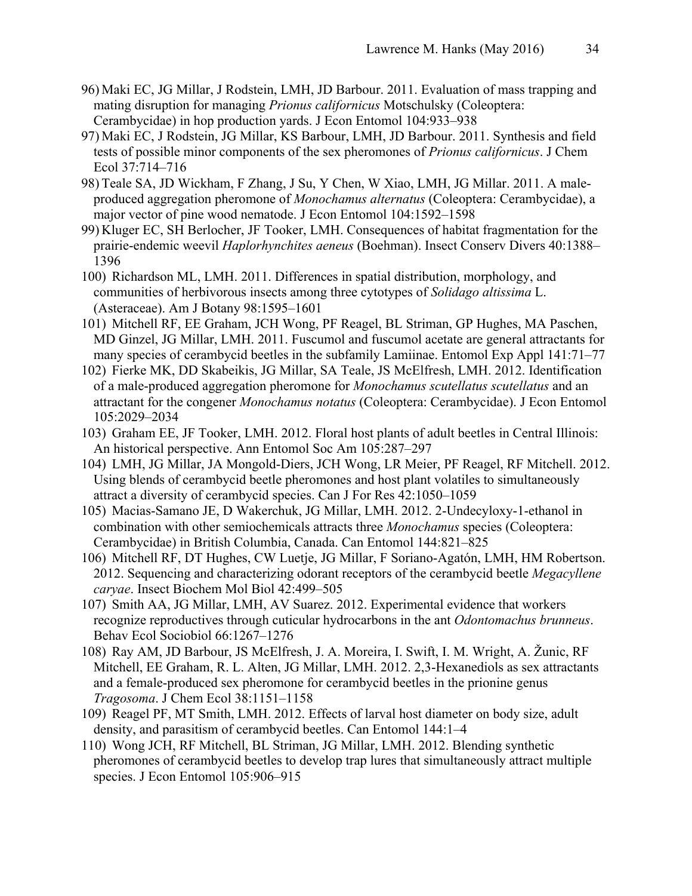96) Maki EC, JG Millar, J Rodstein, LMH, JD Barbour. 2011. Evaluation of mass trapping and mating disruption for managing *Prionus californicus* Motschulsky (Coleoptera: Cerambycidae) in hop production yards. J Econ Entomol 104:933–938

97) Maki EC, J Rodstein, JG Millar, KS Barbour, LMH, JD Barbour. 2011. Synthesis and field tests of possible minor components of the sex pheromones of *Prionus californicus*. J Chem Ecol 37:714–716

98) Teale SA, JD Wickham, F Zhang, J Su, Y Chen, W Xiao, LMH, JG Millar. 2011. A male-produced aggregation pheromone of *Monochamus alternatus* (Coleoptera: Cerambycidae), a major vector of pine wood nematode. J Econ Entomol 104:1592–1598

99) Kluger EC, SH Berlocher, JF Tooker, LMH. Consequences of habitat fragmentation for the prairie-endemic weevil *Haplorhynchites aeneus* (Boehman). Insect Conserv Divers 40:1388–1396

100) Richardson ML, LMH. 2011. Differences in spatial distribution, morphology, and communities of herbivorous insects among three cytotypes of *Solidago altissima* L. (Asteraceae). Am J Botany 98:1595–1601

101) Mitchell RF, EE Graham, JCH Wong, PF Reagel, BL Striman, GP Hughes, MA Paschen, MD Ginzel, JG Millar, LMH. 2011. Fuscumol and fuscumol acetate are general attractants for many species of cerambycid beetles in the subfamily Lamiinae. Entomol Exp Appl 141:71–77

102) Fierke MK, DD Skabeikis, JG Millar, SA Teale, JS McElfresh, LMH. 2012. Identification of a male-produced aggregation pheromone for *Monochamus scutellatus scutellatus* and an attractant for the congener *Monochamus notatus* (Coleoptera: Cerambycidae). J Econ Entomol 105:2029–2034

103) Graham EE, JF Tooker, LMH. 2012. Floral host plants of adult beetles in Central Illinois: An historical perspective. Ann Entomol Soc Am 105:287–297

104) LMH, JG Millar, JA Mongold-Diers, JCH Wong, LR Meier, PF Reagel, RF Mitchell. 2012. Using blends of cerambycid beetle pheromones and host plant volatiles to simultaneously attract a diversity of cerambycid species. Can J For Res 42:1050–1059

105) Macias-Samano JE, D Wakerchuk, JG Millar, LMH. 2012. 2-Undecyloxy-1-ethanol in combination with other semiochemicals attracts three *Monochamus* species (Coleoptera: Cerambycidae) in British Columbia, Canada. Can Entomol 144:821–825

106) Mitchell RF, DT Hughes, CW Luetje, JG Millar, F Soriano-Agatón, LMH, HM Robertson. 2012. Sequencing and characterizing odorant receptors of the cerambycid beetle *Megacyllene caryae*. Insect Biochem Mol Biol 42:499–505

107) Smith AA, JG Millar, LMH, AV Suarez. 2012. Experimental evidence that workers recognize reproductives through cuticular hydrocarbons in the ant *Odontomachus brunneus*. Behav Ecol Sociobiol 66:1267–1276

108) Ray AM, JD Barbour, JS McElfresh, J. A. Moreira, I. Swift, I. M. Wright, A. Žunic, RF Mitchell, EE Graham, R. L. Alten, JG Millar, LMH. 2012. 2,3-Hexanediols as sex attractants and a female-produced sex pheromone for cerambycid beetles in the prionine genus *Tragosoma*. J Chem Ecol 38:1151–1158

109) Reagel PF, MT Smith, LMH. 2012. Effects of larval host diameter on body size, adult density, and parasitism of cerambycid beetles. Can Entomol 144:1–4

110) Wong JCH, RF Mitchell, BL Striman, JG Millar, LMH. 2012. Blending synthetic pheromones of cerambycid beetles to develop trap lures that simultaneously attract multiple species. J Econ Entomol 105:906–915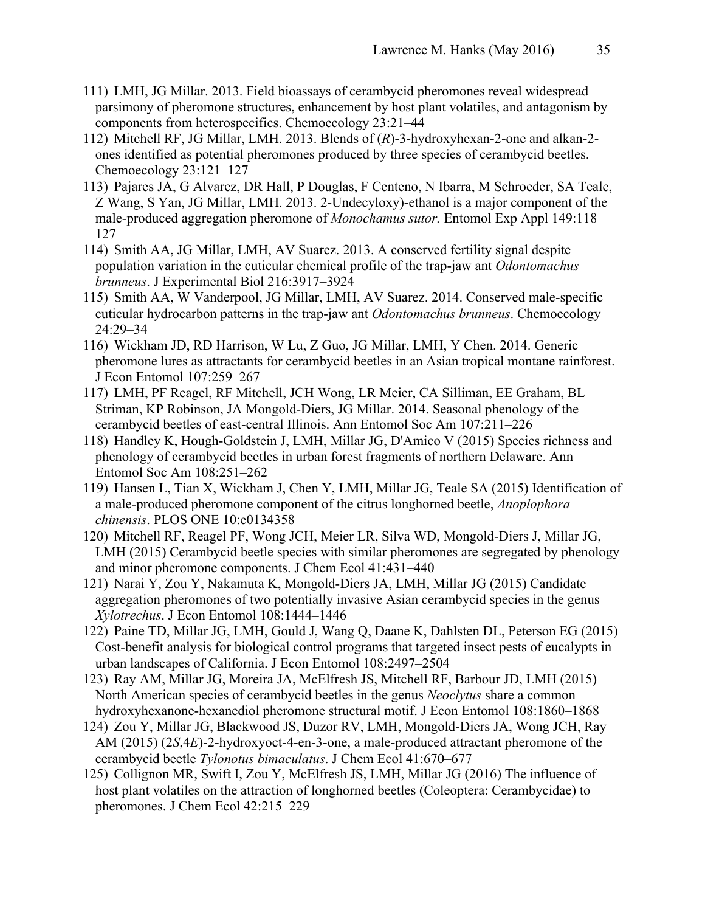111) LMH, JG Millar. 2013. Field bioassays of cerambycid pheromones reveal widespread parsimony of pheromone structures, enhancement by host plant volatiles, and antagonism by components from heterospecifics. Chemoecology 23:21–44

112) Mitchell RF, JG Millar, LMH. 2013. Blends of (*R*)-3-hydroxyhexan-2-one and alkan-2-ones identified as potential pheromones produced by three species of cerambycid beetles. Chemoecology 23:121–127

113) Pajares JA, G Alvarez, DR Hall, P Douglas, F Centeno, N Ibarra, M Schroeder, SA Teale, Z Wang, S Yan, JG Millar, LMH. 2013. 2-Undecyloxy)-ethanol is a major component of the male-produced aggregation pheromone of *Monochamus sutor.* Entomol Exp Appl 149:118–127

114) Smith AA, JG Millar, LMH, AV Suarez. 2013. A conserved fertility signal despite population variation in the cuticular chemical profile of the trap-jaw ant *Odontomachus brunneus*. J Experimental Biol 216:3917–3924

115) Smith AA, W Vanderpool, JG Millar, LMH, AV Suarez. 2014. Conserved male-specific cuticular hydrocarbon patterns in the trap-jaw ant *Odontomachus brunneus*. Chemoecology 24:29–34

116) Wickham JD, RD Harrison, W Lu, Z Guo, JG Millar, LMH, Y Chen. 2014. Generic pheromone lures as attractants for cerambycid beetles in an Asian tropical montane rainforest. J Econ Entomol 107:259–267

117) LMH, PF Reagel, RF Mitchell, JCH Wong, LR Meier, CA Silliman, EE Graham, BL Striman, KP Robinson, JA Mongold-Diers, JG Millar. 2014. Seasonal phenology of the cerambycid beetles of east-central Illinois. Ann Entomol Soc Am 107:211–226

118) Handley K, Hough-Goldstein J, LMH, Millar JG, D'Amico V (2015) Species richness and phenology of cerambycid beetles in urban forest fragments of northern Delaware. Ann Entomol Soc Am 108:251–262

119) Hansen L, Tian X, Wickham J, Chen Y, LMH, Millar JG, Teale SA (2015) Identification of a male-produced pheromone component of the citrus longhorned beetle, *Anoplophora chinensis*. PLOS ONE 10:e0134358

120) Mitchell RF, Reagel PF, Wong JCH, Meier LR, Silva WD, Mongold-Diers J, Millar JG, LMH (2015) Cerambycid beetle species with similar pheromones are segregated by phenology and minor pheromone components. J Chem Ecol 41:431–440

121) Narai Y, Zou Y, Nakamuta K, Mongold-Diers JA, LMH, Millar JG (2015) Candidate aggregation pheromones of two potentially invasive Asian cerambycid species in the genus *Xylotrechus*. J Econ Entomol 108:1444–1446

122) Paine TD, Millar JG, LMH, Gould J, Wang Q, Daane K, Dahlsten DL, Peterson EG (2015) Cost-benefit analysis for biological control programs that targeted insect pests of eucalypts in urban landscapes of California. J Econ Entomol 108:2497–2504

123) Ray AM, Millar JG, Moreira JA, McElfresh JS, Mitchell RF, Barbour JD, LMH (2015) North American species of cerambycid beetles in the genus *Neoclytus* share a common hydroxyhexanone-hexanediol pheromone structural motif. J Econ Entomol 108:1860–1868

124) Zou Y, Millar JG, Blackwood JS, Duzor RV, LMH, Mongold-Diers JA, Wong JCH, Ray AM (2015) (2*S*,4*E*)-2-hydroxyoct-4-en-3-one, a male-produced attractant pheromone of the cerambycid beetle *Tylonotus bimaculatus*. J Chem Ecol 41:670–677

125) Collignon MR, Swift I, Zou Y, McElfresh JS, LMH, Millar JG (2016) The influence of host plant volatiles on the attraction of longhorned beetles (Coleoptera: Cerambycidae) to pheromones. J Chem Ecol 42:215–229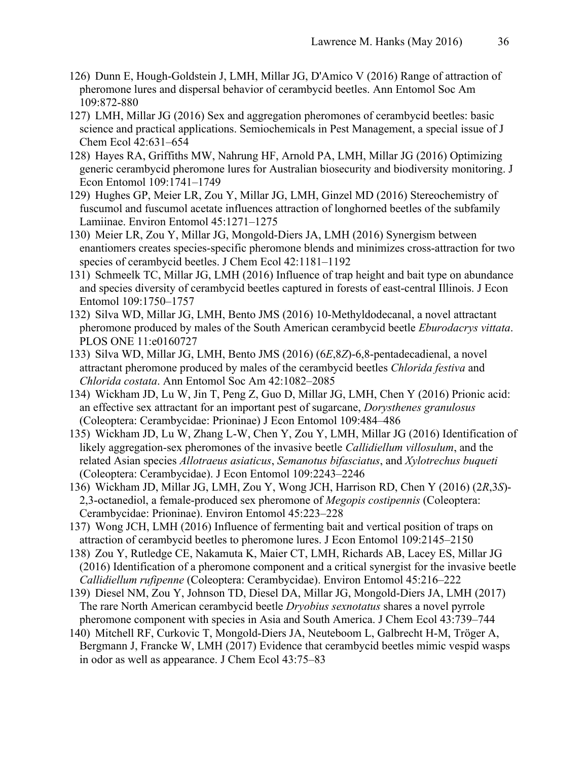126) Dunn E, Hough-Goldstein J, LMH, Millar JG, D'Amico V (2016) Range of attraction of pheromone lures and dispersal behavior of cerambycid beetles. Ann Entomol Soc Am 109:872-880

127) LMH, Millar JG (2016) Sex and aggregation pheromones of cerambycid beetles: basic science and practical applications. Semiochemicals in Pest Management, a special issue of J Chem Ecol 42:631–654

128) Hayes RA, Griffiths MW, Nahrung HF, Arnold PA, LMH, Millar JG (2016) Optimizing generic cerambycid pheromone lures for Australian biosecurity and biodiversity monitoring. J Econ Entomol 109:1741–1749

129) Hughes GP, Meier LR, Zou Y, Millar JG, LMH, Ginzel MD (2016) Stereochemistry of fuscumol and fuscumol acetate influences attraction of longhorned beetles of the subfamily Lamiinae. Environ Entomol 45:1271–1275

130) Meier LR, Zou Y, Millar JG, Mongold-Diers JA, LMH (2016) Synergism between enantiomers creates species-specific pheromone blends and minimizes cross-attraction for two species of cerambycid beetles. J Chem Ecol 42:1181–1192

131) Schmeelk TC, Millar JG, LMH (2016) Influence of trap height and bait type on abundance and species diversity of cerambycid beetles captured in forests of east-central Illinois. J Econ Entomol 109:1750–1757

132) Silva WD, Millar JG, LMH, Bento JMS (2016) 10-Methyldodecanal, a novel attractant pheromone produced by males of the South American cerambycid beetle *Eburodacrys vittata*. PLOS ONE 11:e0160727

133) Silva WD, Millar JG, LMH, Bento JMS (2016) (6*E*,8*Z*)-6,8-pentadecadienal, a novel attractant pheromone produced by males of the cerambycid beetles *Chlorida festiva* and *Chlorida costata*. Ann Entomol Soc Am 42:1082–2085

134) Wickham JD, Lu W, Jin T, Peng Z, Guo D, Millar JG, LMH, Chen Y (2016) Prionic acid: an effective sex attractant for an important pest of sugarcane, *Dorysthenes granulosus* (Coleoptera: Cerambycidae: Prioninae) J Econ Entomol 109:484–486

135) Wickham JD, Lu W, Zhang L-W, Chen Y, Zou Y, LMH, Millar JG (2016) Identification of likely aggregation-sex pheromones of the invasive beetle *Callidiellum villosulum*, and the related Asian species *Allotraeus asiaticus*, *Semanotus bifasciatus*, and *Xylotrechus buqueti* (Coleoptera: Cerambycidae). J Econ Entomol 109:2243–2246

136) Wickham JD, Millar JG, LMH, Zou Y, Wong JCH, Harrison RD, Chen Y (2016) (2*R*,3*S*)-2,3-octanediol, a female-produced sex pheromone of *Megopis costipennis* (Coleoptera: Cerambycidae: Prioninae). Environ Entomol 45:223–228

137) Wong JCH, LMH (2016) Influence of fermenting bait and vertical position of traps on attraction of cerambycid beetles to pheromone lures. J Econ Entomol 109:2145–2150

138) Zou Y, Rutledge CE, Nakamuta K, Maier CT, LMH, Richards AB, Lacey ES, Millar JG (2016) Identification of a pheromone component and a critical synergist for the invasive beetle *Callidiellum rufipenne* (Coleoptera: Cerambycidae). Environ Entomol 45:216–222

139) Diesel NM, Zou Y, Johnson TD, Diesel DA, Millar JG, Mongold-Diers JA, LMH (2017) The rare North American cerambycid beetle *Dryobius sexnotatus* shares a novel pyrrole pheromone component with species in Asia and South America. J Chem Ecol 43:739–744

140) Mitchell RF, Curkovic T, Mongold-Diers JA, Neuteboom L, Galbrecht H-M, Tröger A, Bergmann J, Francke W, LMH (2017) Evidence that cerambycid beetles mimic vespid wasps in odor as well as appearance. J Chem Ecol 43:75–83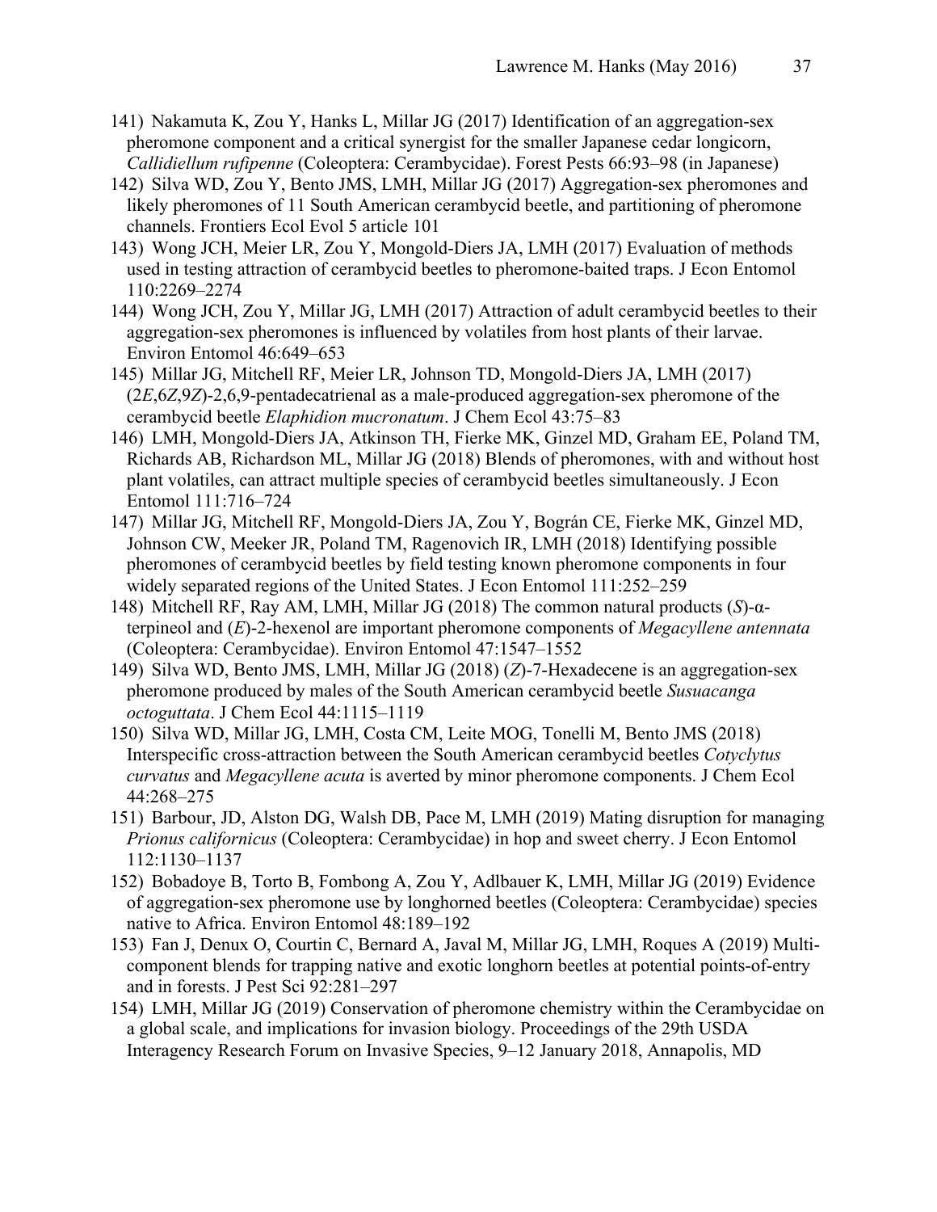141) Nakamuta K, Zou Y, Hanks L, Millar JG (2017) Identification of an aggregation-sex pheromone component and a critical synergist for the smaller Japanese cedar longicorn, *Callidiellum rufipenne* (Coleoptera: Cerambycidae). Forest Pests 66:93–98 (in Japanese)

142) Silva WD, Zou Y, Bento JMS, LMH, Millar JG (2017) Aggregation-sex pheromones and likely pheromones of 11 South American cerambycid beetle, and partitioning of pheromone channels. Frontiers Ecol Evol 5 article 101

143) Wong JCH, Meier LR, Zou Y, Mongold-Diers JA, LMH (2017) Evaluation of methods used in testing attraction of cerambycid beetles to pheromone-baited traps. J Econ Entomol 110:2269–2274

144) Wong JCH, Zou Y, Millar JG, LMH (2017) Attraction of adult cerambycid beetles to their aggregation-sex pheromones is influenced by volatiles from host plants of their larvae. Environ Entomol 46:649–653

145) Millar JG, Mitchell RF, Meier LR, Johnson TD, Mongold-Diers JA, LMH (2017) (2*E*,6*Z*,9*Z*)-2,6,9-pentadecatrienal as a male-produced aggregation-sex pheromone of the cerambycid beetle *Elaphidion mucronatum*. J Chem Ecol 43:75–83

146) LMH, Mongold-Diers JA, Atkinson TH, Fierke MK, Ginzel MD, Graham EE, Poland TM, Richards AB, Richardson ML, Millar JG (2018) Blends of pheromones, with and without host plant volatiles, can attract multiple species of cerambycid beetles simultaneously. J Econ Entomol 111:716–724

147) Millar JG, Mitchell RF, Mongold-Diers JA, Zou Y, Bográn CE, Fierke MK, Ginzel MD, Johnson CW, Meeker JR, Poland TM, Ragenovich IR, LMH (2018) Identifying possible pheromones of cerambycid beetles by field testing known pheromone components in four widely separated regions of the United States. J Econ Entomol 111:252–259

148) Mitchell RF, Ray AM, LMH, Millar JG (2018) The common natural products (*S*)-α-terpineol and (*E*)-2-hexenol are important pheromone components of *Megacyllene antennata* (Coleoptera: Cerambycidae). Environ Entomol 47:1547–1552

149) Silva WD, Bento JMS, LMH, Millar JG (2018) (*Z*)-7-Hexadecene is an aggregation-sex pheromone produced by males of the South American cerambycid beetle *Susuacanga octoguttata*. J Chem Ecol 44:1115–1119

150) Silva WD, Millar JG, LMH, Costa CM, Leite MOG, Tonelli M, Bento JMS (2018) Interspecific cross-attraction between the South American cerambycid beetles *Cotyclytus curvatus* and *Megacyllene acuta* is averted by minor pheromone components. J Chem Ecol 44:268–275

151) Barbour, JD, Alston DG, Walsh DB, Pace M, LMH (2019) Mating disruption for managing *Prionus californicus* (Coleoptera: Cerambycidae) in hop and sweet cherry. J Econ Entomol 112:1130–1137

152) Bobadoye B, Torto B, Fombong A, Zou Y, Adlbauer K, LMH, Millar JG (2019) Evidence of aggregation-sex pheromone use by longhorned beetles (Coleoptera: Cerambycidae) species native to Africa. Environ Entomol 48:189–192

153) Fan J, Denux O, Courtin C, Bernard A, Javal M, Millar JG, LMH, Roques A (2019) Multi-component blends for trapping native and exotic longhorn beetles at potential points-of-entry and in forests. J Pest Sci 92:281–297

154) LMH, Millar JG (2019) Conservation of pheromone chemistry within the Cerambycidae on a global scale, and implications for invasion biology. Proceedings of the 29th USDA Interagency Research Forum on Invasive Species, 9–12 January 2018, Annapolis, MD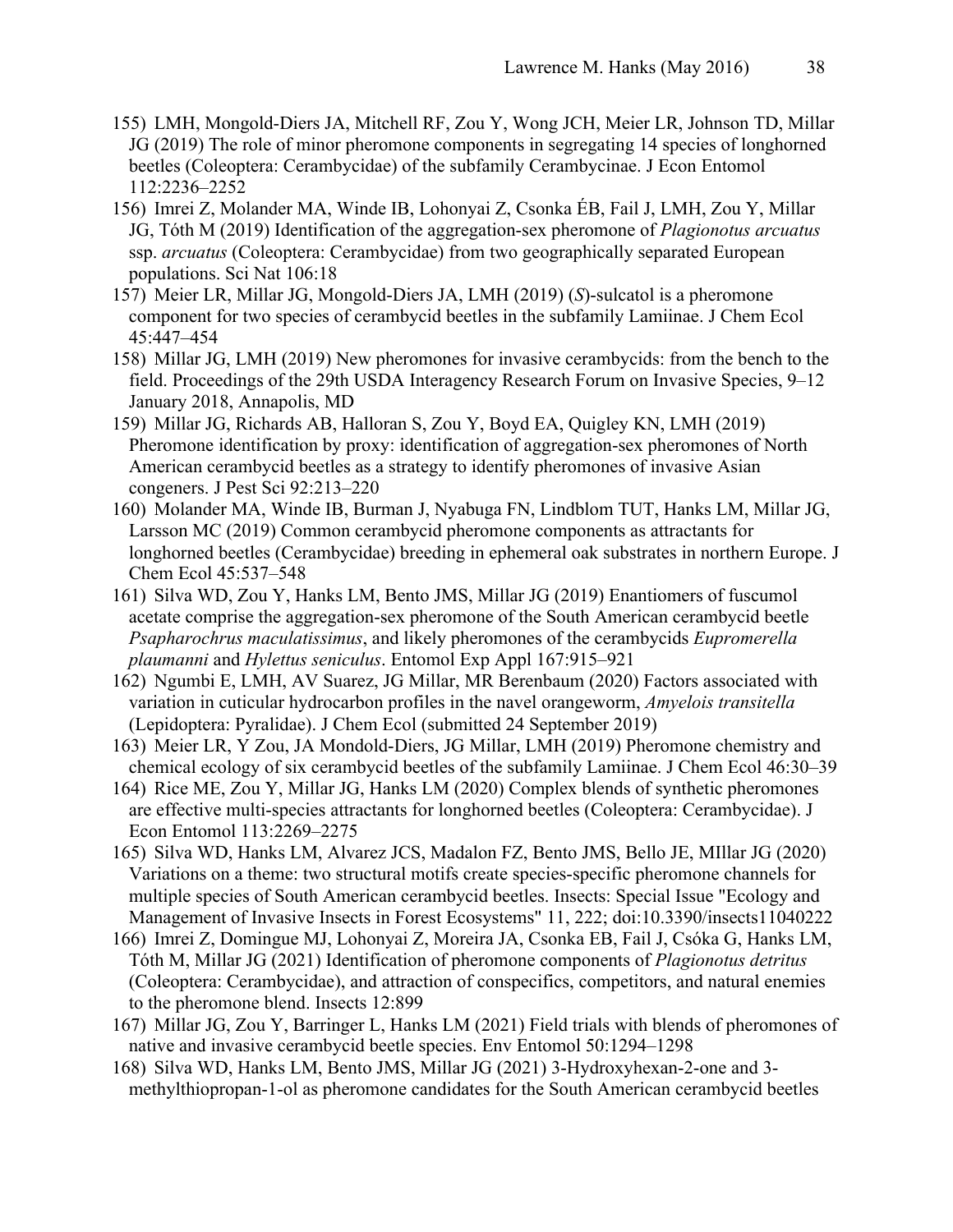155) LMH, Mongold-Diers JA, Mitchell RF, Zou Y, Wong JCH, Meier LR, Johnson TD, Millar JG (2019) The role of minor pheromone components in segregating 14 species of longhorned beetles (Coleoptera: Cerambycidae) of the subfamily Cerambycinae. J Econ Entomol 112:2236–2252

156) Imrei Z, Molander MA, Winde IB, Lohonyai Z, Csonka ÉB, Fail J, LMH, Zou Y, Millar JG, Tóth M (2019) Identification of the aggregation-sex pheromone of *Plagionotus arcuatus* ssp. *arcuatus* (Coleoptera: Cerambycidae) from two geographically separated European populations. Sci Nat 106:18

157) Meier LR, Millar JG, Mongold-Diers JA, LMH (2019) (*S*)-sulcatol is a pheromone component for two species of cerambycid beetles in the subfamily Lamiinae. J Chem Ecol 45:447–454

158) Millar JG, LMH (2019) New pheromones for invasive cerambycids: from the bench to the field. Proceedings of the 29th USDA Interagency Research Forum on Invasive Species, 9–12 January 2018, Annapolis, MD

159) Millar JG, Richards AB, Halloran S, Zou Y, Boyd EA, Quigley KN, LMH (2019) Pheromone identification by proxy: identification of aggregation-sex pheromones of North American cerambycid beetles as a strategy to identify pheromones of invasive Asian congeners. J Pest Sci 92:213–220

160) Molander MA, Winde IB, Burman J, Nyabuga FN, Lindblom TUT, Hanks LM, Millar JG, Larsson MC (2019) Common cerambycid pheromone components as attractants for longhorned beetles (Cerambycidae) breeding in ephemeral oak substrates in northern Europe. J Chem Ecol 45:537–548

161) Silva WD, Zou Y, Hanks LM, Bento JMS, Millar JG (2019) Enantiomers of fuscumol acetate comprise the aggregation-sex pheromone of the South American cerambycid beetle *Psapharochrus maculatissimus*, and likely pheromones of the cerambycids *Eupromerella plaumanni* and *Hylettus seniculus*. Entomol Exp Appl 167:915–921

162) Ngumbi E, LMH, AV Suarez, JG Millar, MR Berenbaum (2020) Factors associated with variation in cuticular hydrocarbon profiles in the navel orangeworm, *Amyelois transitella* (Lepidoptera: Pyralidae). J Chem Ecol (submitted 24 September 2019)

163) Meier LR, Y Zou, JA Mondold-Diers, JG Millar, LMH (2019) Pheromone chemistry and chemical ecology of six cerambycid beetles of the subfamily Lamiinae. J Chem Ecol 46:30–39

164) Rice ME, Zou Y, Millar JG, Hanks LM (2020) Complex blends of synthetic pheromones are effective multi-species attractants for longhorned beetles (Coleoptera: Cerambycidae). J Econ Entomol 113:2269–2275

165) Silva WD, Hanks LM, Alvarez JCS, Madalon FZ, Bento JMS, Bello JE, MIllar JG (2020) Variations on a theme: two structural motifs create species-specific pheromone channels for multiple species of South American cerambycid beetles. Insects: Special Issue "Ecology and Management of Invasive Insects in Forest Ecosystems" 11, 222; doi:10.3390/insects11040222

166) Imrei Z, Domingue MJ, Lohonyai Z, Moreira JA, Csonka EB, Fail J, Csóka G, Hanks LM, Tóth M, Millar JG (2021) Identification of pheromone components of *Plagionotus detritus* (Coleoptera: Cerambycidae), and attraction of conspecifics, competitors, and natural enemies to the pheromone blend. Insects 12:899

167) Millar JG, Zou Y, Barringer L, Hanks LM (2021) Field trials with blends of pheromones of native and invasive cerambycid beetle species. Env Entomol 50:1294–1298

168) Silva WD, Hanks LM, Bento JMS, Millar JG (2021) 3-Hydroxyhexan-2-one and 3-methylthiopropan-1-ol as pheromone candidates for the South American cerambycid beetles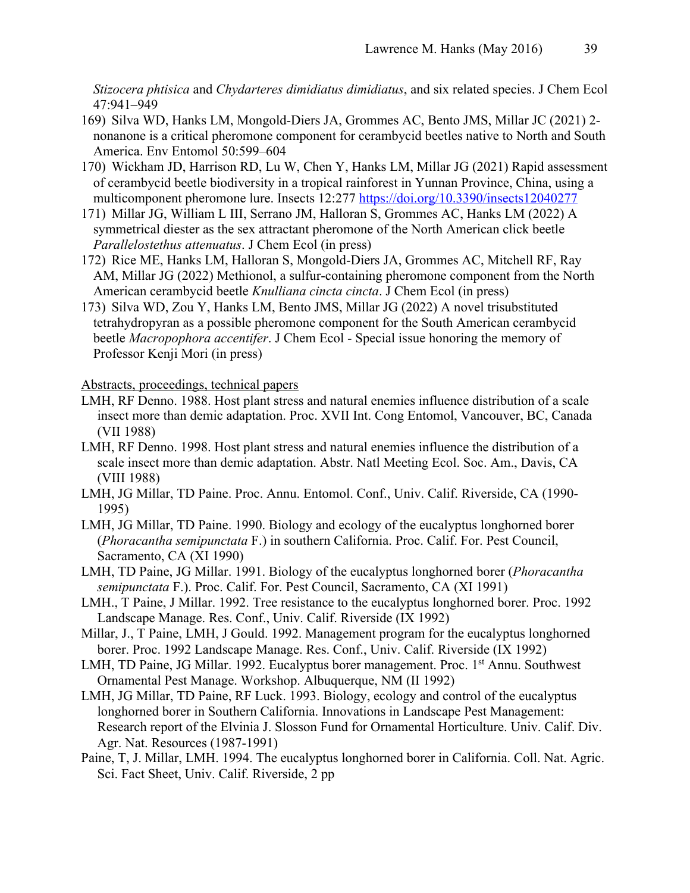*Stizocera phtisica* and *Chydarteres dimidiatus dimidiatus*, and six related species. J Chem Ecol 47:941–949

169) Silva WD, Hanks LM, Mongold-Diers JA, Grommes AC, Bento JMS, Millar JC (2021) 2-nonanone is a critical pheromone component for cerambycid beetles native to North and South America. Env Entomol 50:599–604

170) Wickham JD, Harrison RD, Lu W, Chen Y, Hanks LM, Millar JG (2021) Rapid assessment of cerambycid beetle biodiversity in a tropical rainforest in Yunnan Province, China, using a multicomponent pheromone lure. Insects 12:277 https://doi.org/10.3390/insects12040277

171) Millar JG, William L III, Serrano JM, Halloran S, Grommes AC, Hanks LM (2022) A symmetrical diester as the sex attractant pheromone of the North American click beetle *Parallelostethus attenuatus*. J Chem Ecol (in press)

172) Rice ME, Hanks LM, Halloran S, Mongold-Diers JA, Grommes AC, Mitchell RF, Ray AM, Millar JG (2022) Methionol, a sulfur-containing pheromone component from the North American cerambycid beetle *Knulliana cincta cincta*. J Chem Ecol (in press)

173) Silva WD, Zou Y, Hanks LM, Bento JMS, Millar JG (2022) A novel trisubstituted tetrahydropyran as a possible pheromone component for the South American cerambycid beetle *Macropophora accentifer*. J Chem Ecol - Special issue honoring the memory of Professor Kenji Mori (in press)

Abstracts, proceedings, technical papers

LMH, RF Denno. 1988. Host plant stress and natural enemies influence distribution of a scale insect more than demic adaptation. Proc. XVII Int. Cong Entomol, Vancouver, BC, Canada (VII 1988)

LMH, RF Denno. 1998. Host plant stress and natural enemies influence the distribution of a scale insect more than demic adaptation. Abstr. Natl Meeting Ecol. Soc. Am., Davis, CA (VIII 1988)

LMH, JG Millar, TD Paine. Proc. Annu. Entomol. Conf., Univ. Calif. Riverside, CA (1990-1995)

LMH, JG Millar, TD Paine. 1990. Biology and ecology of the eucalyptus longhorned borer (*Phoracantha semipunctata* F.) in southern California. Proc. Calif. For. Pest Council, Sacramento, CA (XI 1990)

LMH, TD Paine, JG Millar. 1991. Biology of the eucalyptus longhorned borer (*Phoracantha semipunctata* F.). Proc. Calif. For. Pest Council, Sacramento, CA (XI 1991)

LMH., T Paine, J Millar. 1992. Tree resistance to the eucalyptus longhorned borer. Proc. 1992 Landscape Manage. Res. Conf., Univ. Calif. Riverside (IX 1992)

Millar, J., T Paine, LMH, J Gould. 1992. Management program for the eucalyptus longhorned borer. Proc. 1992 Landscape Manage. Res. Conf., Univ. Calif. Riverside (IX 1992)

LMH, TD Paine, JG Millar. 1992. Eucalyptus borer management. Proc. 1st Annu. Southwest Ornamental Pest Manage. Workshop. Albuquerque, NM (II 1992)

LMH, JG Millar, TD Paine, RF Luck. 1993. Biology, ecology and control of the eucalyptus longhorned borer in Southern California. Innovations in Landscape Pest Management: Research report of the Elvinia J. Slosson Fund for Ornamental Horticulture. Univ. Calif. Div. Agr. Nat. Resources (1987-1991)

Paine, T, J. Millar, LMH. 1994. The eucalyptus longhorned borer in California. Coll. Nat. Agric. Sci. Fact Sheet, Univ. Calif. Riverside, 2 pp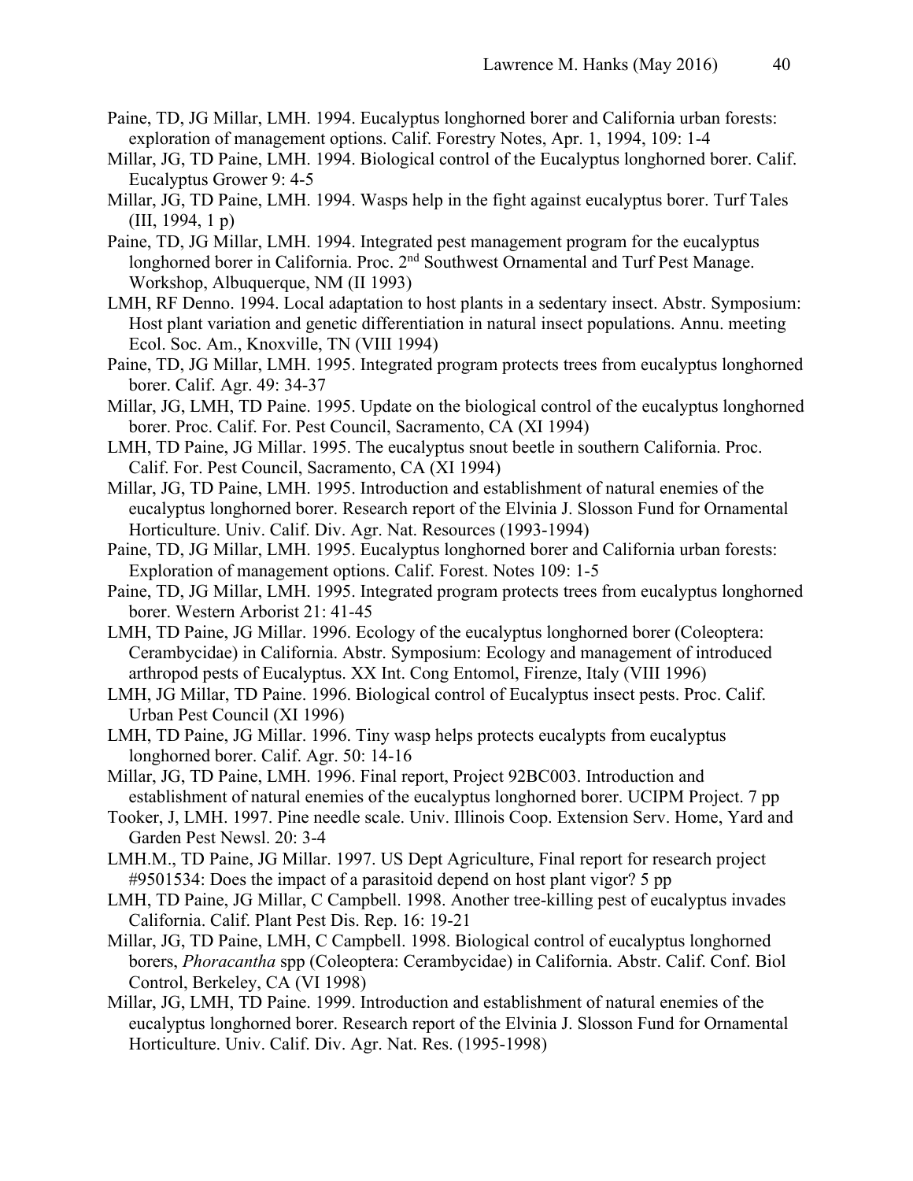Paine, TD, JG Millar, LMH. 1994. Eucalyptus longhorned borer and California urban forests: exploration of management options. Calif. Forestry Notes, Apr. 1, 1994, 109: 1-4

Millar, JG, TD Paine, LMH. 1994. Biological control of the Eucalyptus longhorned borer. Calif. Eucalyptus Grower 9: 4-5

Millar, JG, TD Paine, LMH. 1994. Wasps help in the fight against eucalyptus borer. Turf Tales (III, 1994, 1 p)

Paine, TD, JG Millar, LMH. 1994. Integrated pest management program for the eucalyptus longhorned borer in California. Proc. 2nd Southwest Ornamental and Turf Pest Manage. Workshop, Albuquerque, NM (II 1993)

LMH, RF Denno. 1994. Local adaptation to host plants in a sedentary insect. Abstr. Symposium: Host plant variation and genetic differentiation in natural insect populations. Annu. meeting Ecol. Soc. Am., Knoxville, TN (VIII 1994)

Paine, TD, JG Millar, LMH. 1995. Integrated program protects trees from eucalyptus longhorned borer. Calif. Agr. 49: 34-37

Millar, JG, LMH, TD Paine. 1995. Update on the biological control of the eucalyptus longhorned borer. Proc. Calif. For. Pest Council, Sacramento, CA (XI 1994)

LMH, TD Paine, JG Millar. 1995. The eucalyptus snout beetle in southern California. Proc. Calif. For. Pest Council, Sacramento, CA (XI 1994)

Millar, JG, TD Paine, LMH. 1995. Introduction and establishment of natural enemies of the eucalyptus longhorned borer. Research report of the Elvinia J. Slosson Fund for Ornamental Horticulture. Univ. Calif. Div. Agr. Nat. Resources (1993-1994)

Paine, TD, JG Millar, LMH. 1995. Eucalyptus longhorned borer and California urban forests: Exploration of management options. Calif. Forest. Notes 109: 1-5

Paine, TD, JG Millar, LMH. 1995. Integrated program protects trees from eucalyptus longhorned borer. Western Arborist 21: 41-45

LMH, TD Paine, JG Millar. 1996. Ecology of the eucalyptus longhorned borer (Coleoptera: Cerambycidae) in California. Abstr. Symposium: Ecology and management of introduced arthropod pests of Eucalyptus. XX Int. Cong Entomol, Firenze, Italy (VIII 1996)

LMH, JG Millar, TD Paine. 1996. Biological control of Eucalyptus insect pests. Proc. Calif. Urban Pest Council (XI 1996)

LMH, TD Paine, JG Millar. 1996. Tiny wasp helps protects eucalypts from eucalyptus longhorned borer. Calif. Agr. 50: 14-16

Millar, JG, TD Paine, LMH. 1996. Final report, Project 92BC003. Introduction and establishment of natural enemies of the eucalyptus longhorned borer. UCIPM Project. 7 pp

Tooker, J, LMH. 1997. Pine needle scale. Univ. Illinois Coop. Extension Serv. Home, Yard and Garden Pest Newsl. 20: 3-4

LMH.M., TD Paine, JG Millar. 1997. US Dept Agriculture, Final report for research project #9501534: Does the impact of a parasitoid depend on host plant vigor? 5 pp

LMH, TD Paine, JG Millar, C Campbell. 1998. Another tree-killing pest of eucalyptus invades California. Calif. Plant Pest Dis. Rep. 16: 19-21

Millar, JG, TD Paine, LMH, C Campbell. 1998. Biological control of eucalyptus longhorned borers, *Phoracantha* spp (Coleoptera: Cerambycidae) in California. Abstr. Calif. Conf. Biol Control, Berkeley, CA (VI 1998)

Millar, JG, LMH, TD Paine. 1999. Introduction and establishment of natural enemies of the eucalyptus longhorned borer. Research report of the Elvinia J. Slosson Fund for Ornamental Horticulture. Univ. Calif. Div. Agr. Nat. Res. (1995-1998)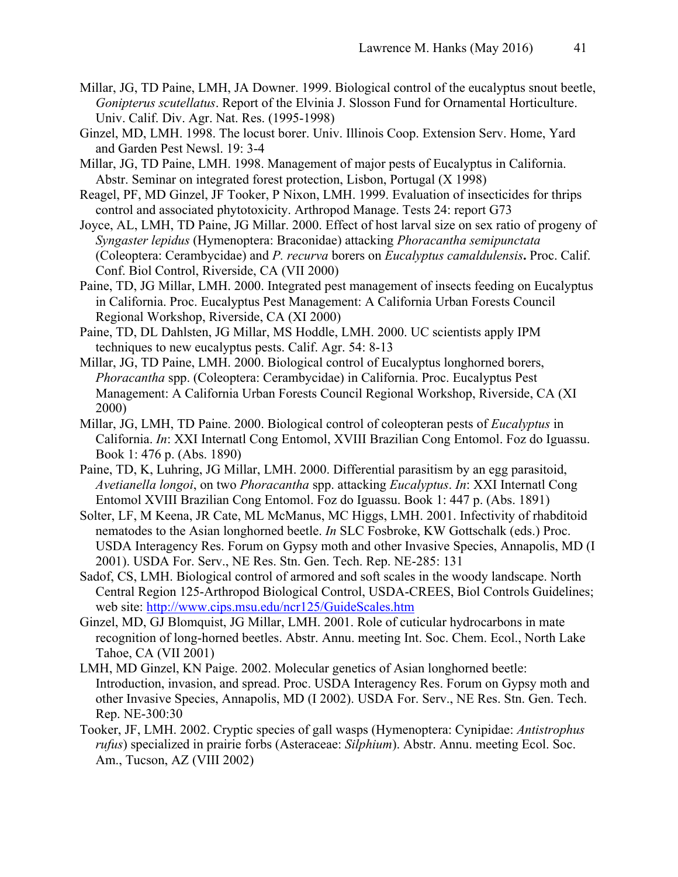Millar, JG, TD Paine, LMH, JA Downer. 1999. Biological control of the eucalyptus snout beetle, *Gonipterus scutellatus*. Report of the Elvinia J. Slosson Fund for Ornamental Horticulture. Univ. Calif. Div. Agr. Nat. Res. (1995-1998)

Ginzel, MD, LMH. 1998. The locust borer. Univ. Illinois Coop. Extension Serv. Home, Yard and Garden Pest Newsl. 19: 3-4

Millar, JG, TD Paine, LMH. 1998. Management of major pests of Eucalyptus in California. Abstr. Seminar on integrated forest protection, Lisbon, Portugal (X 1998)

Reagel, PF, MD Ginzel, JF Tooker, P Nixon, LMH. 1999. Evaluation of insecticides for thrips control and associated phytotoxicity. Arthropod Manage. Tests 24: report G73

Joyce, AL, LMH, TD Paine, JG Millar. 2000. Effect of host larval size on sex ratio of progeny of *Syngaster lepidus* (Hymenoptera: Braconidae) attacking *Phoracantha semipunctata* (Coleoptera: Cerambycidae) and *P. recurva* borers on *Eucalyptus camaldulensis***.** Proc. Calif. Conf. Biol Control, Riverside, CA (VII 2000)

Paine, TD, JG Millar, LMH. 2000. Integrated pest management of insects feeding on Eucalyptus in California. Proc. Eucalyptus Pest Management: A California Urban Forests Council Regional Workshop, Riverside, CA (XI 2000)

Paine, TD, DL Dahlsten, JG Millar, MS Hoddle, LMH. 2000. UC scientists apply IPM techniques to new eucalyptus pests. Calif. Agr. 54: 8-13

Millar, JG, TD Paine, LMH. 2000. Biological control of Eucalyptus longhorned borers, *Phoracantha* spp. (Coleoptera: Cerambycidae) in California. Proc. Eucalyptus Pest Management: A California Urban Forests Council Regional Workshop, Riverside, CA (XI 2000)

Millar, JG, LMH, TD Paine. 2000. Biological control of coleopteran pests of *Eucalyptus* in California. *In*: XXI Internatl Cong Entomol, XVIII Brazilian Cong Entomol. Foz do Iguassu. Book 1: 476 p. (Abs. 1890)

Paine, TD, K, Luhring, JG Millar, LMH. 2000. Differential parasitism by an egg parasitoid, *Avetianella longoi*, on two *Phoracantha* spp. attacking *Eucalyptus*. *In*: XXI Internatl Cong Entomol XVIII Brazilian Cong Entomol. Foz do Iguassu. Book 1: 447 p. (Abs. 1891)

Solter, LF, M Keena, JR Cate, ML McManus, MC Higgs, LMH. 2001. Infectivity of rhabditoid nematodes to the Asian longhorned beetle. *In* SLC Fosbroke, KW Gottschalk (eds.) Proc. USDA Interagency Res. Forum on Gypsy moth and other Invasive Species, Annapolis, MD (I 2001). USDA For. Serv., NE Res. Stn. Gen. Tech. Rep. NE-285: 131

Sadof, CS, LMH. Biological control of armored and soft scales in the woody landscape. North Central Region 125-Arthropod Biological Control, USDA-CREES, Biol Controls Guidelines; web site: http://www.cips.msu.edu/ncr125/GuideScales.htm

Ginzel, MD, GJ Blomquist, JG Millar, LMH. 2001. Role of cuticular hydrocarbons in mate recognition of long-horned beetles. Abstr. Annu. meeting Int. Soc. Chem. Ecol., North Lake Tahoe, CA (VII 2001)

LMH, MD Ginzel, KN Paige. 2002. Molecular genetics of Asian longhorned beetle: Introduction, invasion, and spread. Proc. USDA Interagency Res. Forum on Gypsy moth and other Invasive Species, Annapolis, MD (I 2002). USDA For. Serv., NE Res. Stn. Gen. Tech. Rep. NE-300:30

Tooker, JF, LMH. 2002. Cryptic species of gall wasps (Hymenoptera: Cynipidae: *Antistrophus rufus*) specialized in prairie forbs (Asteraceae: *Silphium*). Abstr. Annu. meeting Ecol. Soc. Am., Tucson, AZ (VIII 2002)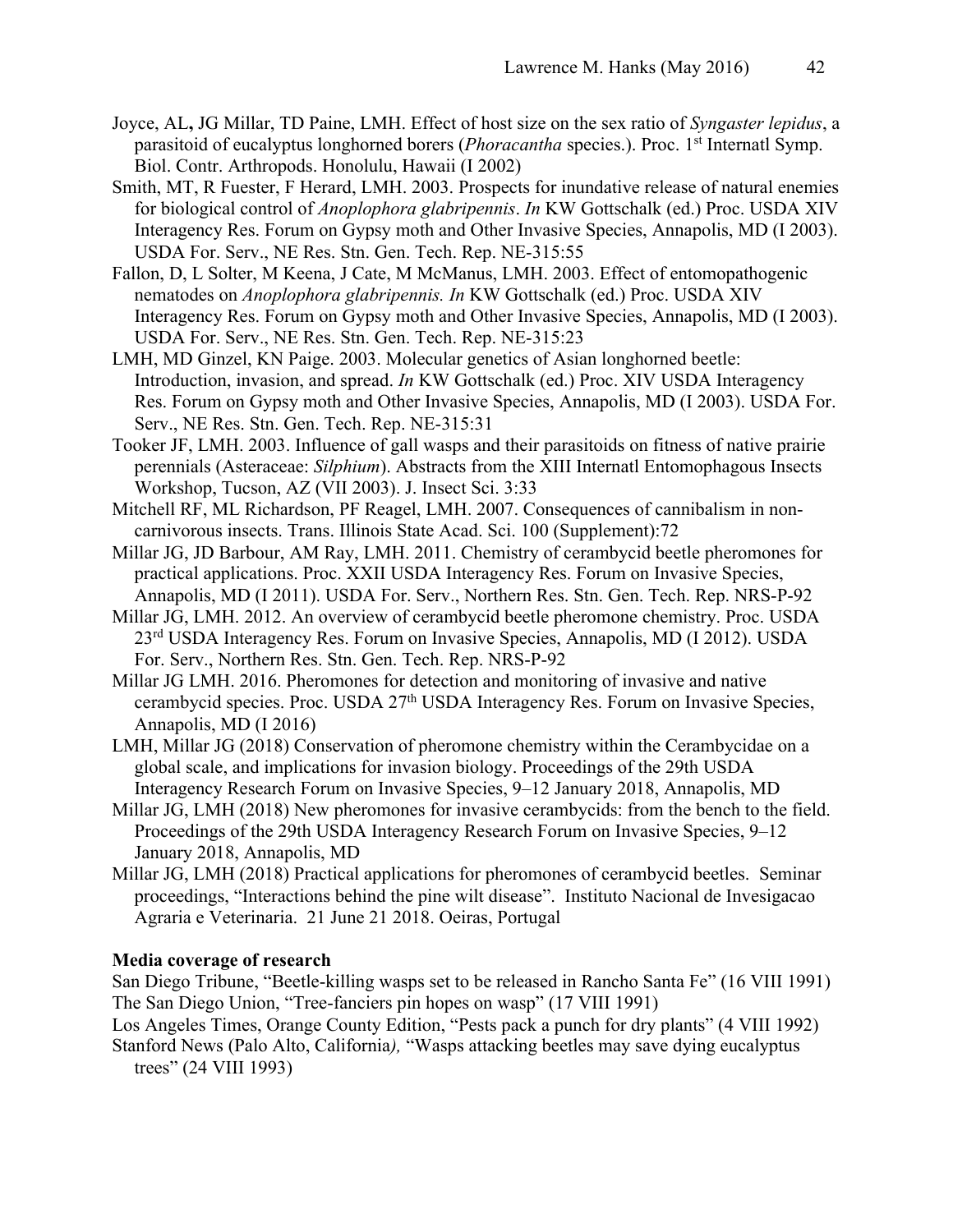Joyce, AL**,** JG Millar, TD Paine, LMH. Effect of host size on the sex ratio of *Syngaster lepidus*, a parasitoid of eucalyptus longhorned borers (*Phoracantha* species.). Proc. 1st Internatl Symp. Biol. Contr. Arthropods. Honolulu, Hawaii (I 2002)

Smith, MT, R Fuester, F Herard, LMH. 2003. Prospects for inundative release of natural enemies for biological control of *Anoplophora glabripennis*. *In* KW Gottschalk (ed.) Proc. USDA XIV Interagency Res. Forum on Gypsy moth and Other Invasive Species, Annapolis, MD (I 2003). USDA For. Serv., NE Res. Stn. Gen. Tech. Rep. NE-315:55

Fallon, D, L Solter, M Keena, J Cate, M McManus, LMH. 2003. Effect of entomopathogenic nematodes on *Anoplophora glabripennis. In* KW Gottschalk (ed.) Proc. USDA XIV Interagency Res. Forum on Gypsy moth and Other Invasive Species, Annapolis, MD (I 2003). USDA For. Serv., NE Res. Stn. Gen. Tech. Rep. NE-315:23

LMH, MD Ginzel, KN Paige. 2003. Molecular genetics of Asian longhorned beetle: Introduction, invasion, and spread. *In* KW Gottschalk (ed.) Proc. XIV USDA Interagency Res. Forum on Gypsy moth and Other Invasive Species, Annapolis, MD (I 2003). USDA For. Serv., NE Res. Stn. Gen. Tech. Rep. NE-315:31

Tooker JF, LMH. 2003. Influence of gall wasps and their parasitoids on fitness of native prairie perennials (Asteraceae: *Silphium*). Abstracts from the XIII Internatl Entomophagous Insects Workshop, Tucson, AZ (VII 2003). J. Insect Sci. 3:33

Mitchell RF, ML Richardson, PF Reagel, LMH. 2007. Consequences of cannibalism in non-carnivorous insects. Trans. Illinois State Acad. Sci. 100 (Supplement):72

Millar JG, JD Barbour, AM Ray, LMH. 2011. Chemistry of cerambycid beetle pheromones for practical applications. Proc. XXII USDA Interagency Res. Forum on Invasive Species, Annapolis, MD (I 2011). USDA For. Serv., Northern Res. Stn. Gen. Tech. Rep. NRS-P-92

Millar JG, LMH. 2012. An overview of cerambycid beetle pheromone chemistry. Proc. USDA 23rd USDA Interagency Res. Forum on Invasive Species, Annapolis, MD (I 2012). USDA For. Serv., Northern Res. Stn. Gen. Tech. Rep. NRS-P-92

Millar JG LMH. 2016. Pheromones for detection and monitoring of invasive and native cerambycid species. Proc. USDA 27th USDA Interagency Res. Forum on Invasive Species, Annapolis, MD (I 2016)

LMH, Millar JG (2018) Conservation of pheromone chemistry within the Cerambycidae on a global scale, and implications for invasion biology. Proceedings of the 29th USDA Interagency Research Forum on Invasive Species, 9–12 January 2018, Annapolis, MD

Millar JG, LMH (2018) New pheromones for invasive cerambycids: from the bench to the field. Proceedings of the 29th USDA Interagency Research Forum on Invasive Species, 9–12 January 2018, Annapolis, MD

Millar JG, LMH (2018) Practical applications for pheromones of cerambycid beetles. Seminar proceedings, "Interactions behind the pine wilt disease". Instituto Nacional de Invesigacao Agraria e Veterinaria. 21 June 21 2018. Oeiras, Portugal

**Media coverage of research**

San Diego Tribune, "Beetle-killing wasps set to be released in Rancho Santa Fe" (16 VIII 1991)

The San Diego Union, "Tree-fanciers pin hopes on wasp" (17 VIII 1991)

Los Angeles Times, Orange County Edition, "Pests pack a punch for dry plants" (4 VIII 1992)

Stanford News (Palo Alto, California*),* "Wasps attacking beetles may save dying eucalyptus trees" (24 VIII 1993)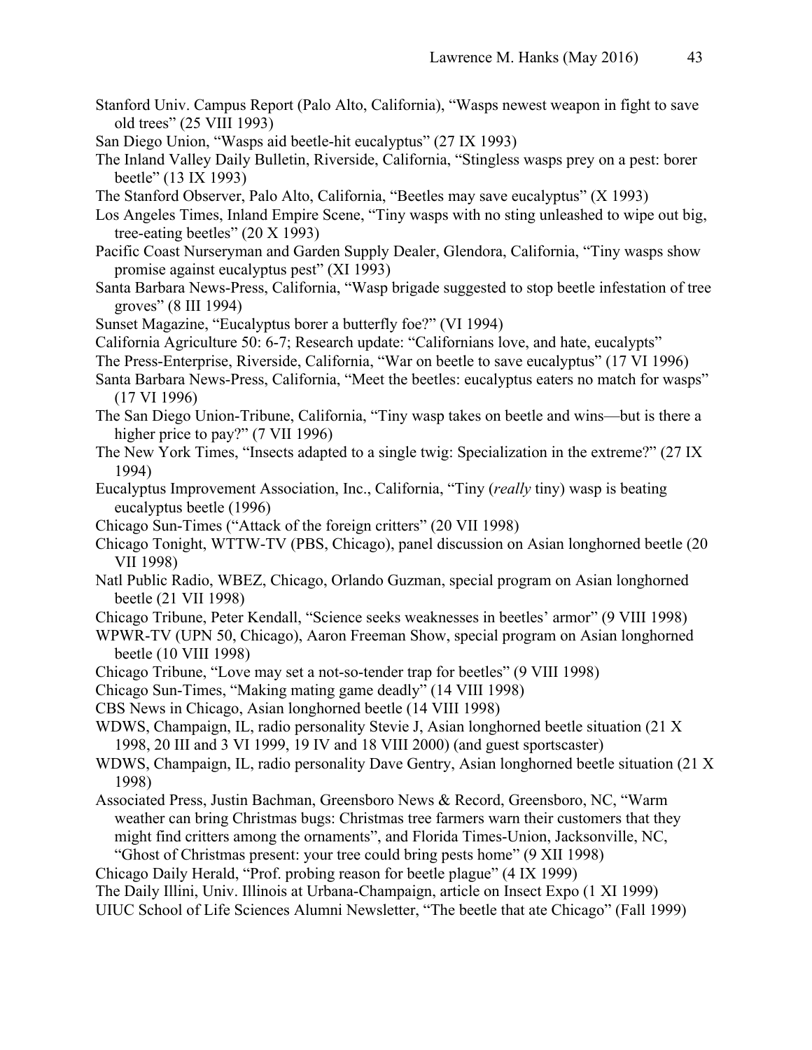Stanford Univ. Campus Report (Palo Alto, California), "Wasps newest weapon in fight to save old trees" (25 VIII 1993)

San Diego Union, "Wasps aid beetle-hit eucalyptus" (27 IX 1993)

The Inland Valley Daily Bulletin, Riverside, California, "Stingless wasps prey on a pest: borer beetle" (13 IX 1993)

The Stanford Observer, Palo Alto, California, "Beetles may save eucalyptus" (X 1993)

Los Angeles Times, Inland Empire Scene, "Tiny wasps with no sting unleashed to wipe out big, tree-eating beetles" (20 X 1993)

Pacific Coast Nurseryman and Garden Supply Dealer, Glendora, California, "Tiny wasps show promise against eucalyptus pest" (XI 1993)

Santa Barbara News-Press, California, "Wasp brigade suggested to stop beetle infestation of tree groves" (8 III 1994)

Sunset Magazine, "Eucalyptus borer a butterfly foe?" (VI 1994)

California Agriculture 50: 6-7; Research update: "Californians love, and hate, eucalypts"

The Press-Enterprise, Riverside, California, "War on beetle to save eucalyptus" (17 VI 1996)

Santa Barbara News-Press, California, "Meet the beetles: eucalyptus eaters no match for wasps" (17 VI 1996)

The San Diego Union-Tribune, California, "Tiny wasp takes on beetle and wins—but is there a higher price to pay?" (7 VII 1996)

The New York Times, "Insects adapted to a single twig: Specialization in the extreme?" (27 IX 1994)

Eucalyptus Improvement Association, Inc., California, "Tiny (*really* tiny) wasp is beating eucalyptus beetle (1996)

Chicago Sun-Times ("Attack of the foreign critters" (20 VII 1998)

Chicago Tonight, WTTW-TV (PBS, Chicago), panel discussion on Asian longhorned beetle (20 VII 1998)

Natl Public Radio, WBEZ, Chicago, Orlando Guzman, special program on Asian longhorned beetle (21 VII 1998)

Chicago Tribune, Peter Kendall, "Science seeks weaknesses in beetles' armor" (9 VIII 1998)

WPWR-TV (UPN 50, Chicago), Aaron Freeman Show, special program on Asian longhorned beetle (10 VIII 1998)

Chicago Tribune, "Love may set a not-so-tender trap for beetles" (9 VIII 1998)

Chicago Sun-Times, "Making mating game deadly" (14 VIII 1998)

CBS News in Chicago, Asian longhorned beetle (14 VIII 1998)

WDWS, Champaign, IL, radio personality Stevie J, Asian longhorned beetle situation (21 X 1998, 20 III and 3 VI 1999, 19 IV and 18 VIII 2000) (and guest sportscaster)

WDWS, Champaign, IL, radio personality Dave Gentry, Asian longhorned beetle situation (21 X 1998)

Associated Press, Justin Bachman, Greensboro News & Record, Greensboro, NC, "Warm weather can bring Christmas bugs: Christmas tree farmers warn their customers that they might find critters among the ornaments", and Florida Times-Union, Jacksonville, NC, "Ghost of Christmas present: your tree could bring pests home" (9 XII 1998)

Chicago Daily Herald, "Prof. probing reason for beetle plague" (4 IX 1999)

The Daily Illini, Univ. Illinois at Urbana-Champaign, article on Insect Expo (1 XI 1999)

UIUC School of Life Sciences Alumni Newsletter, "The beetle that ate Chicago" (Fall 1999)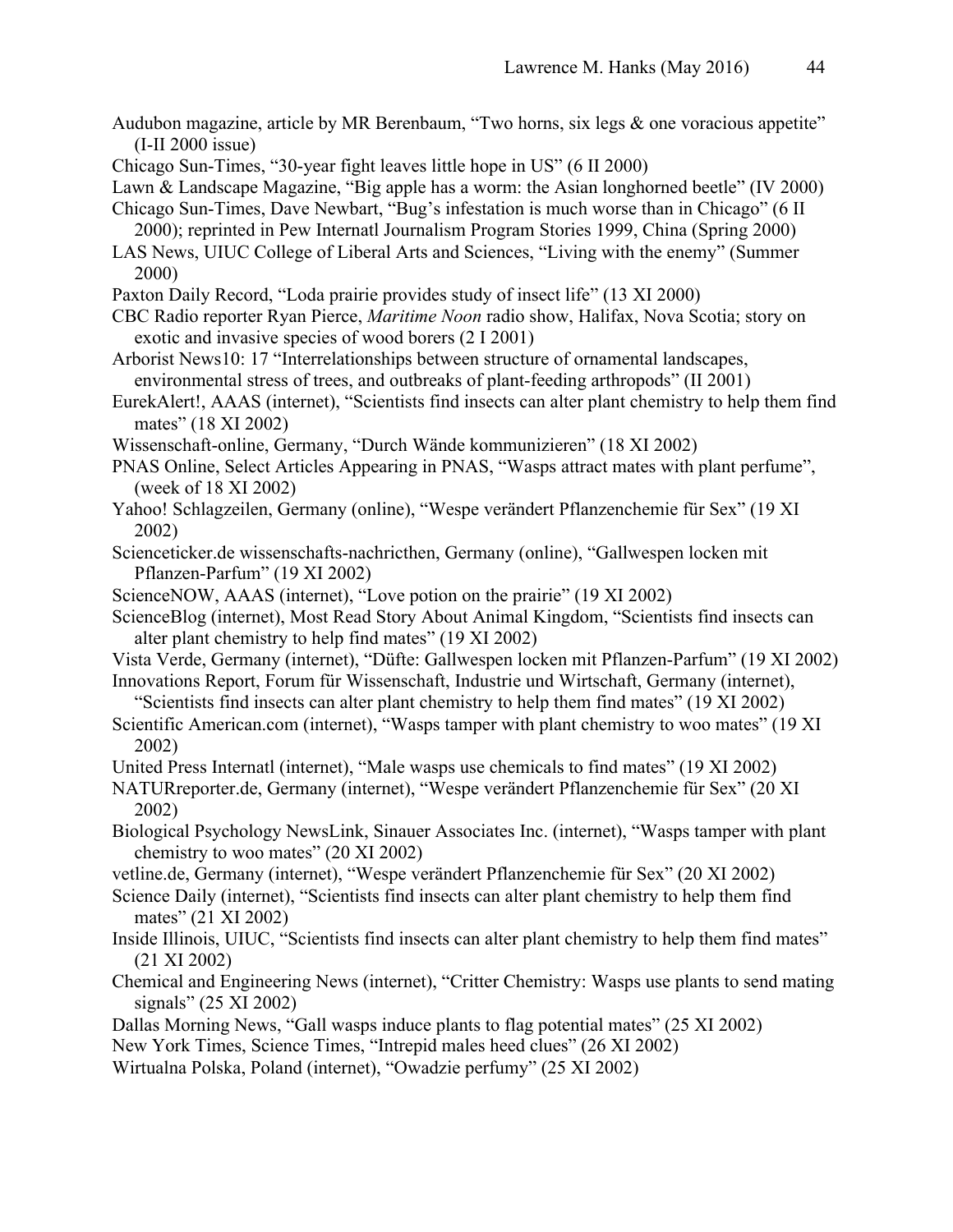Audubon magazine, article by MR Berenbaum, "Two horns, six legs & one voracious appetite" (I-II 2000 issue)

Chicago Sun-Times, "30-year fight leaves little hope in US" (6 II 2000)

Lawn & Landscape Magazine, "Big apple has a worm: the Asian longhorned beetle" (IV 2000)

Chicago Sun-Times, Dave Newbart, "Bug's infestation is much worse than in Chicago" (6 II 2000); reprinted in Pew Internatl Journalism Program Stories 1999, China (Spring 2000)

LAS News, UIUC College of Liberal Arts and Sciences, "Living with the enemy" (Summer 2000)

Paxton Daily Record, "Loda prairie provides study of insect life" (13 XI 2000)

CBC Radio reporter Ryan Pierce, *Maritime Noon* radio show, Halifax, Nova Scotia; story on exotic and invasive species of wood borers (2 I 2001)

Arborist News10: 17 "Interrelationships between structure of ornamental landscapes, environmental stress of trees, and outbreaks of plant-feeding arthropods" (II 2001)

EurekAlert!, AAAS (internet), "Scientists find insects can alter plant chemistry to help them find mates" (18 XI 2002)

Wissenschaft-online, Germany, "Durch Wände kommunizieren" (18 XI 2002)

PNAS Online, Select Articles Appearing in PNAS, "Wasps attract mates with plant perfume", (week of 18 XI 2002)

Yahoo! Schlagzeilen, Germany (online), "Wespe verändert Pflanzenchemie für Sex" (19 XI 2002)

Scienceticker.de wissenschafts-nachricthen, Germany (online), "Gallwespen locken mit Pflanzen-Parfum" (19 XI 2002)

ScienceNOW, AAAS (internet), "Love potion on the prairie" (19 XI 2002)

ScienceBlog (internet), Most Read Story About Animal Kingdom, "Scientists find insects can alter plant chemistry to help them find mates" (19 XI 2002)

Vista Verde, Germany (internet), "Düfte: Gallwespen locken mit Pflanzen-Parfum" (19 XI 2002)

Innovations Report, Forum für Wissenschaft, Industrie und Wirtschaft, Germany (internet), "Scientists find insects can alter plant chemistry to help them find mates" (19 XI 2002)

Scientific American.com (internet), "Wasps tamper with plant chemistry to woo mates" (19 XI 2002)

United Press Internatl (internet), "Male wasps use chemicals to find mates" (19 XI 2002)

NATURreporter.de, Germany (internet), "Wespe verändert Pflanzenchemie für Sex" (20 XI 2002)

Biological Psychology NewsLink, Sinauer Associates Inc. (internet), "Wasps tamper with plant chemistry to woo mates" (20 XI 2002)

vetline.de, Germany (internet), "Wespe verändert Pflanzenchemie für Sex" (20 XI 2002)

Science Daily (internet), "Scientists find insects can alter plant chemistry to help them find mates" (21 XI 2002)

Inside Illinois, UIUC, "Scientists find insects can alter plant chemistry to help them find mates" (21 XI 2002)

Chemical and Engineering News (internet), "Critter Chemistry: Wasps use plants to send mating signals" (25 XI 2002)

Dallas Morning News, "Gall wasps induce plants to flag potential mates" (25 XI 2002)

New York Times, Science Times, "Intrepid males heed clues" (26 XI 2002)

Wirtualna Polska, Poland (internet), "Owadzie perfumy" (25 XI 2002)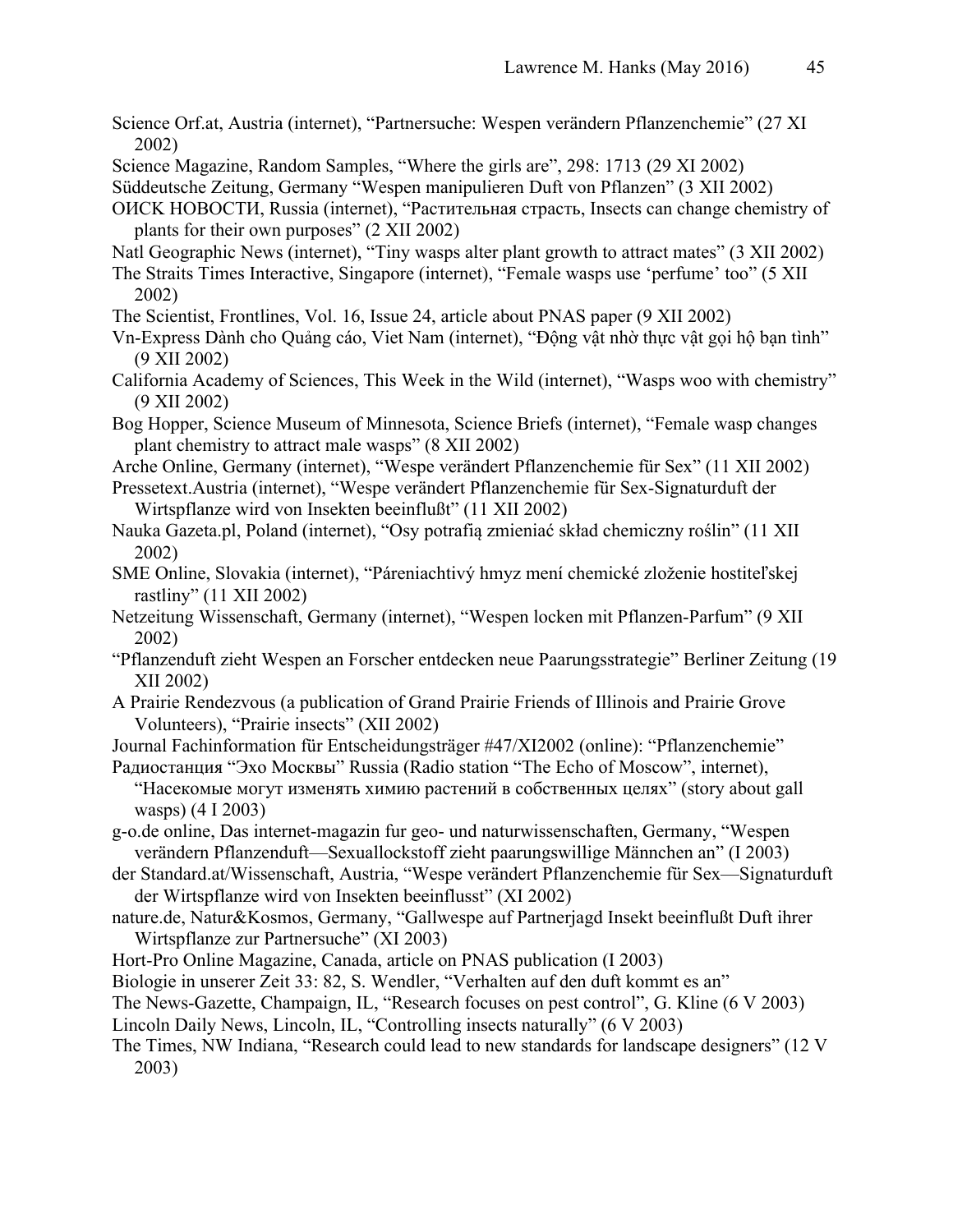Science Orf.at, Austria (internet), “Partnersuche: Wespen verändern Pflanzenchemie” (27 XI 2002)

Science Magazine, Random Samples, “Where the girls are”, 298: 1713 (29 XI 2002)

Süddeutsche Zeitung, Germany “Wespen manipulieren Duft von Pflanzen” (3 XII 2002)

ОИСК НОВОСТИ, Russia (internet), “Растительная страсть, Insects can change chemistry of plants for their own purposes” (2 XII 2002)

Natl Geographic News (internet), “Tiny wasps alter plant growth to attract mates” (3 XII 2002)

The Straits Times Interactive, Singapore (internet), “Female wasps use ‘perfume’ too” (5 XII 2002)

The Scientist, Frontlines, Vol. 16, Issue 24, article about PNAS paper (9 XII 2002)

Vn-Express Dành cho Quảng cáo, Viet Nam (internet), “Động vật nhờ thực vật gọi hộ bạn tình” (9 XII 2002)

California Academy of Sciences, This Week in the Wild (internet), “Wasps woo with chemistry” (9 XII 2002)

Bog Hopper, Science Museum of Minnesota, Science Briefs (internet), “Female wasp changes plant chemistry to attract male wasps” (8 XII 2002)

Arche Online, Germany (internet), “Wespe verändert Pflanzenchemie für Sex” (11 XII 2002)

Pressetext.Austria (internet), “Wespe verändert Pflanzenchemie für Sex-Signaturduft der Wirtspflanze wird von Insekten beeinflußt” (11 XII 2002)

Nauka Gazeta.pl, Poland (internet), “Osy potrafią zmieniać skład chemiczny roślin” (11 XII 2002)

SME Online, Slovakia (internet), “Páreniachtivý hmyz mení chemické zloženie hostiteľskej rastliny” (11 XII 2002)

Netzeitung Wissenschaft, Germany (internet), “Wespen locken mit Pflanzen-Parfum” (9 XII 2002)

“Pflanzenduft zieht Wespen an Forscher entdecken neue Paarungsstrategie” Berliner Zeitung (19 XII 2002)

A Prairie Rendezvous (a publication of Grand Prairie Friends of Illinois and Prairie Grove Volunteers), “Prairie insects” (XII 2002)

Journal Fachinformation für Entscheidungsträger #47/XI2002 (online): “Pflanzenchemie”

Радиостанция “Эхо Москвы” Russia (Radio station “The Echo of Moscow”, internet), “Насекомые могут изменять химию растений в собственных целях” (story about gall wasps) (4 I 2003)

g-o.de online, Das internet-magazin fur geo- und naturwissenschaften, Germany, “Wespen verändern Pflanzenduft—Sexuallockstoff zieht paarungswillige Männchen an” (I 2003)

der Standard.at/Wissenschaft, Austria, “Wespe verändert Pflanzenchemie für Sex—Signaturduft der Wirtspflanze wird von Insekten beeinflusst” (XI 2002)

nature.de, Natur&Kosmos, Germany, “Gallwespe auf Partnerjagd Insekt beeinflußt Duft ihrer Wirtspflanze zur Partnersuche” (XI 2003)

Hort-Pro Online Magazine, Canada, article on PNAS publication (I 2003)

Biologie in unserer Zeit 33: 82, S. Wendler, “Verhalten auf den duft kommt es an”

The News-Gazette, Champaign, IL, “Research focuses on pest control”, G. Kline (6 V 2003)

Lincoln Daily News, Lincoln, IL, “Controlling insects naturally” (6 V 2003)

The Times, NW Indiana, “Research could lead to new standards for landscape designers” (12 V 2003)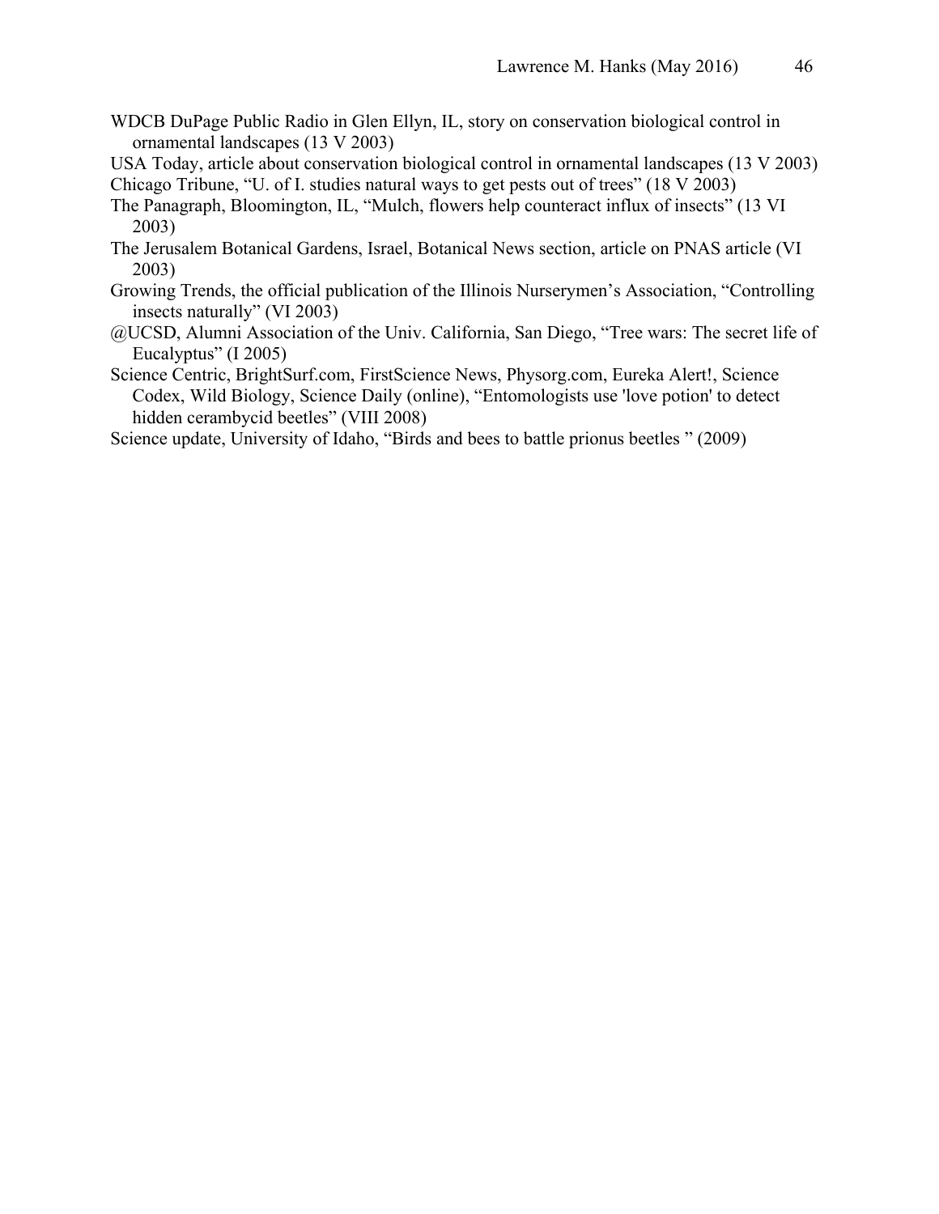WDCB DuPage Public Radio in Glen Ellyn, IL, story on conservation biological control in ornamental landscapes (13 V 2003)

USA Today, article about conservation biological control in ornamental landscapes (13 V 2003)

Chicago Tribune, "U. of I. studies natural ways to get pests out of trees" (18 V 2003)

The Panagraph, Bloomington, IL, "Mulch, flowers help counteract influx of insects" (13 VI 2003)

The Jerusalem Botanical Gardens, Israel, Botanical News section, article on PNAS article (VI 2003)

Growing Trends, the official publication of the Illinois Nurserymen's Association, "Controlling insects naturally" (VI 2003)

@UCSD, Alumni Association of the Univ. California, San Diego, "Tree wars: The secret life of Eucalyptus" (I 2005)

Science Centric, BrightSurf.com, FirstScience News, Physorg.com, Eureka Alert!, Science Codex, Wild Biology, Science Daily (online), "Entomologists use 'love potion' to detect hidden cerambycid beetles" (VIII 2008)

Science update, University of Idaho, "Birds and bees to battle prionus beetles " (2009)